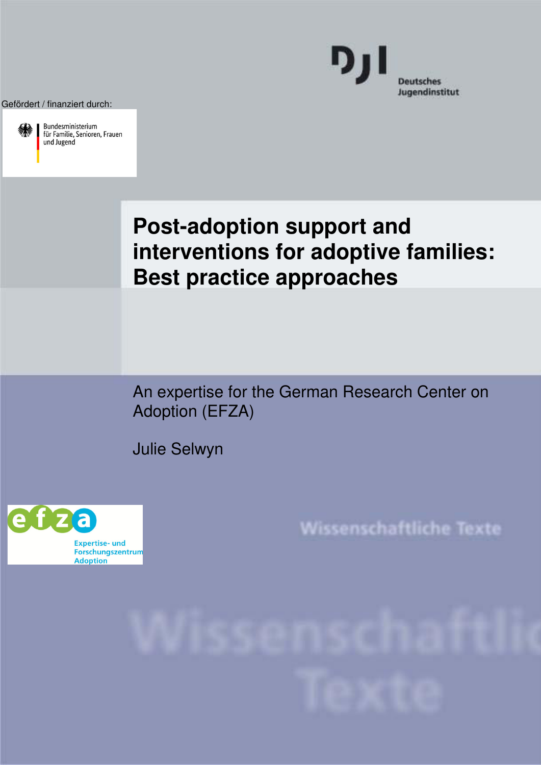Deutsches Jugendinstitut

Gefördert / finanziert durch:

Bundesministerium für Familie, Senioren, Frauen und Jugend

# Post-adoption support and interventions for adoptive families: Best practice approaches

An expertise for the German Research Center on Adoption (EFZA)

Julie Selwyn

efza
Expertise- und Forschungszentrum Adoption

Wissenschaftliche Texte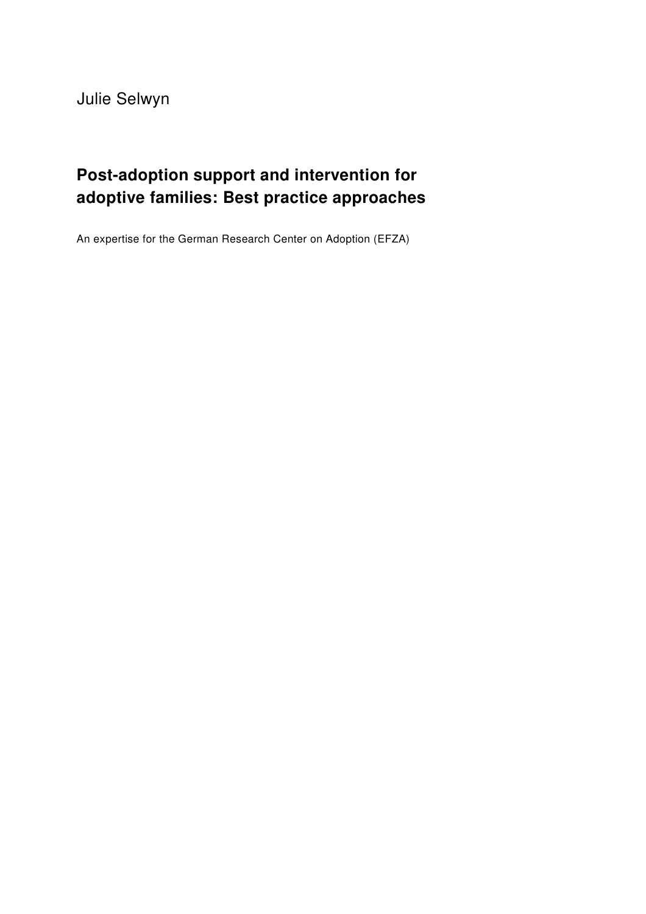Julie Selwyn

# Post-adoption support and intervention for adoptive families: Best practice approaches

An expertise for the German Research Center on Adoption (EFZA)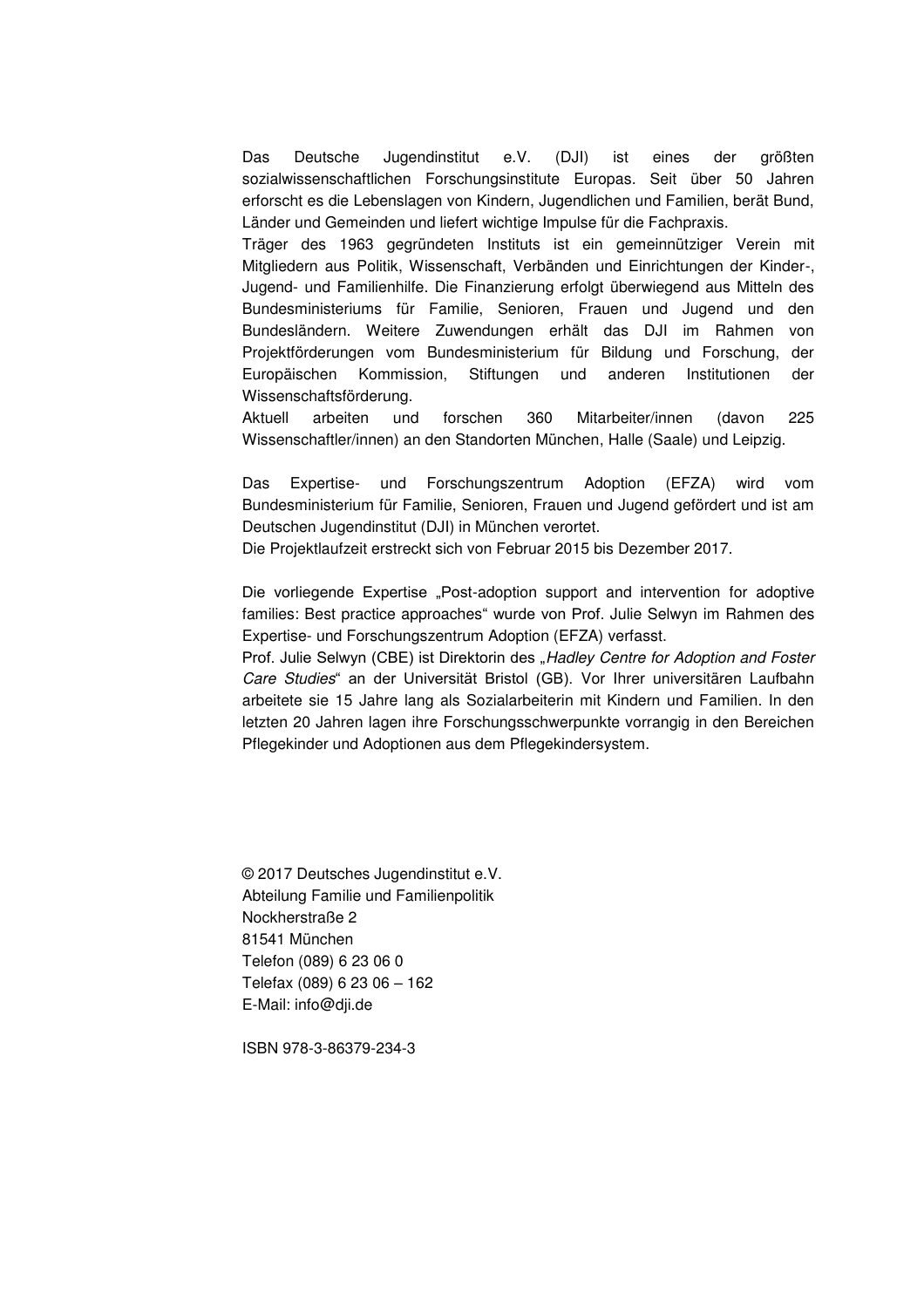Das Deutsche Jugendinstitut e.V. (DJI) ist eines der größten sozialwissenschaftlichen Forschungsinstitute Europas. Seit über 50 Jahren erforscht es die Lebenslagen von Kindern, Jugendlichen und Familien, berät Bund, Länder und Gemeinden und liefert wichtige Impulse für die Fachpraxis.
Träger des 1963 gegründeten Instituts ist ein gemeinnütziger Verein mit Mitgliedern aus Politik, Wissenschaft, Verbänden und Einrichtungen der Kinder-, Jugend- und Familienhilfe. Die Finanzierung erfolgt überwiegend aus Mitteln des Bundesministeriums für Familie, Senioren, Frauen und Jugend und den Bundesländern. Weitere Zuwendungen erhält das DJI im Rahmen von Projektförderungen vom Bundesministerium für Bildung und Forschung, der Europäischen Kommission, Stiftungen und anderen Institutionen der Wissenschaftsförderung.
Aktuell arbeiten und forschen 360 Mitarbeiter/innen (davon 225 Wissenschaftler/innen) an den Standorten München, Halle (Saale) und Leipzig.

Das Expertise- und Forschungszentrum Adoption (EFZA) wird vom Bundesministerium für Familie, Senioren, Frauen und Jugend gefördert und ist am Deutschen Jugendinstitut (DJI) in München verortet.
Die Projektlaufzeit erstreckt sich von Februar 2015 bis Dezember 2017.

Die vorliegende Expertise „Post-adoption support and intervention for adoptive families: Best practice approaches“ wurde von Prof. Julie Selwyn im Rahmen des Expertise- und Forschungszentrum Adoption (EFZA) verfasst.
Prof. Julie Selwyn (CBE) ist Direktorin des „*Hadley Centre for Adoption and Foster Care Studies*“ an der Universität Bristol (GB). Vor Ihrer universitären Laufbahn arbeitete sie 15 Jahre lang als Sozialarbeiterin mit Kindern und Familien. In den letzten 20 Jahren lagen ihre Forschungsschwerpunkte vorrangig in den Bereichen Pflegekinder und Adoptionen aus dem Pflegekindersystem.

© 2017 Deutsches Jugendinstitut e.V.
Abteilung Familie und Familienpolitik
Nockherstraße 2
81541 München
Telefon (089) 6 23 06 0
Telefax (089) 6 23 06 – 162
E-Mail: info@dji.de

ISBN 978-3-86379-234-3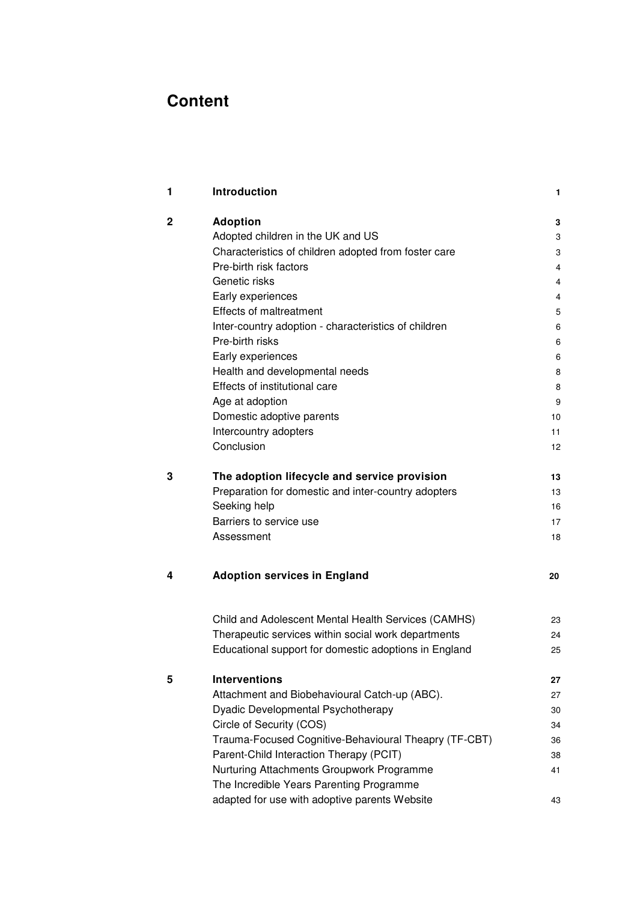# Content

| | | |
|---|---|---|
| **1** | **Introduction** | **1** |
| **2** | **Adoption** | **3** |
| | Adopted children in the UK and US | 3 |
| | Characteristics of children adopted from foster care | 3 |
| | Pre-birth risk factors | 4 |
| | Genetic risks | 4 |
| | Early experiences | 4 |
| | Effects of maltreatment | 5 |
| | Inter-country adoption - characteristics of children | 6 |
| | Pre-birth risks | 6 |
| | Early experiences | 6 |
| | Health and developmental needs | 8 |
| | Effects of institutional care | 8 |
| | Age at adoption | 9 |
| | Domestic adoptive parents | 10 |
| | Intercountry adopters | 11 |
| | Conclusion | 12 |
| **3** | **The adoption lifecycle and service provision** | **13** |
| | Preparation for domestic and inter-country adopters | 13 |
| | Seeking help | 16 |
| | Barriers to service use | 17 |
| | Assessment | 18 |
| **4** | **Adoption services in England** | **20** |
| | Child and Adolescent Mental Health Services (CAMHS) | 23 |
| | Therapeutic services within social work departments | 24 |
| | Educational support for domestic adoptions in England | 25 |
| **5** | **Interventions** | **27** |
| | Attachment and Biobehavioural Catch-up (ABC). | 27 |
| | Dyadic Developmental Psychotherapy | 30 |
| | Circle of Security (COS) | 34 |
| | Trauma-Focused Cognitive-Behavioural Theapry (TF-CBT) | 36 |
| | Parent-Child Interaction Therapy (PCIT) | 38 |
| | Nurturing Attachments Groupwork Programme | 41 |
| | The Incredible Years Parenting Programme adapted for use with adoptive parents Website | 43 |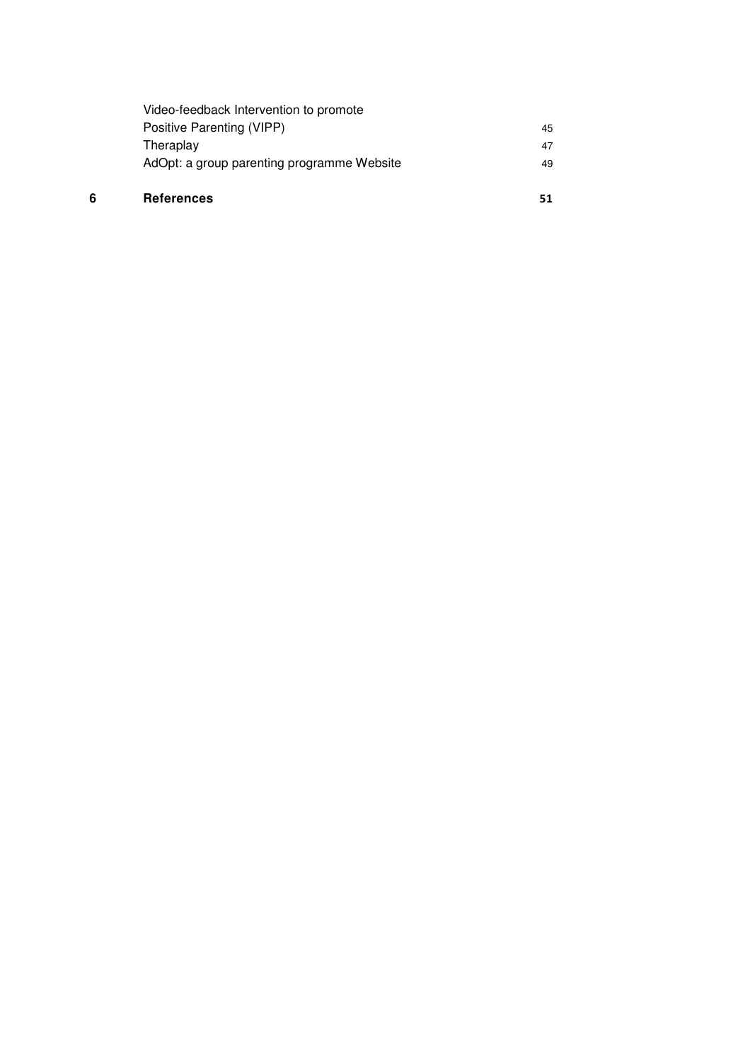| | | |
|---|---|---|
| | Video-feedback Intervention to promote Positive Parenting (VIPP) | 45 |
| | Theraplay | 47 |
| | AdOpt: a group parenting programme Website | 49 |
| **6** | **References** | **51** |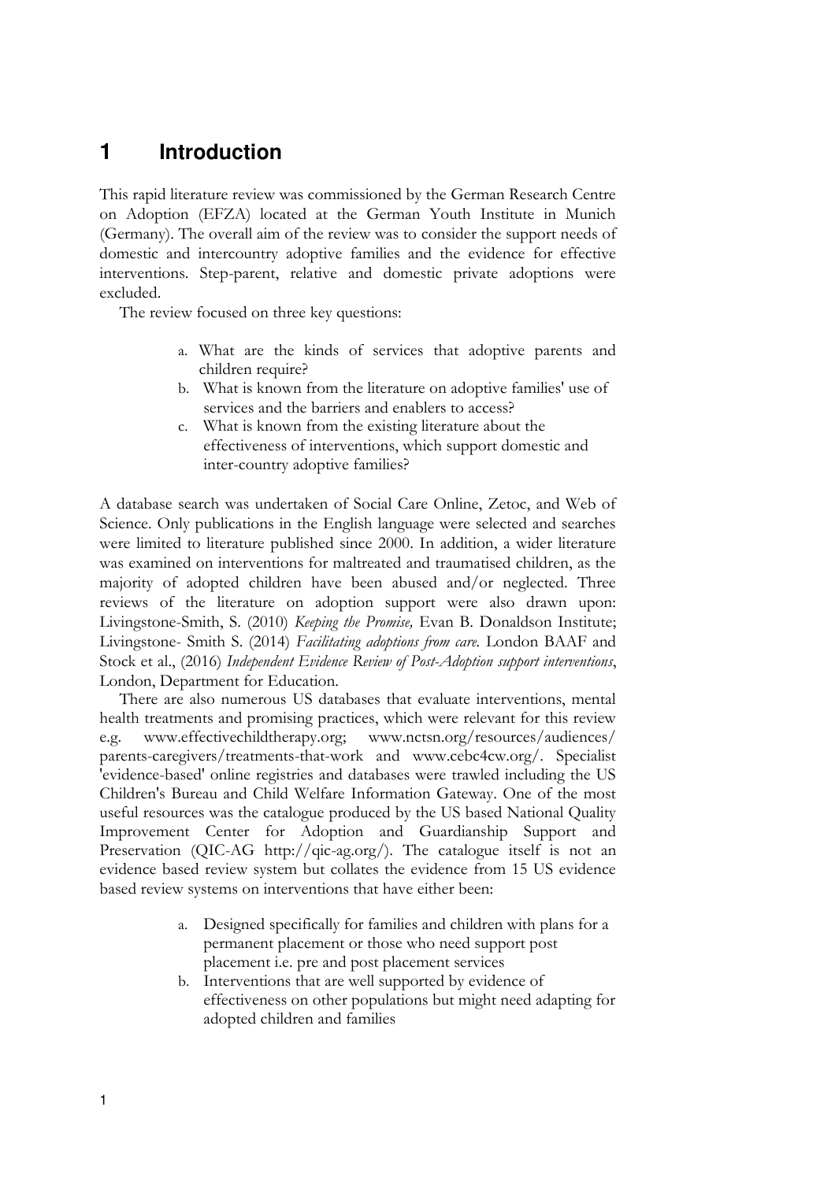# 1 Introduction

This rapid literature review was commissioned by the German Research Centre on Adoption (EFZA) located at the German Youth Institute in Munich (Germany). The overall aim of the review was to consider the support needs of domestic and intercountry adoptive families and the evidence for effective interventions. Step-parent, relative and domestic private adoptions were excluded.

The review focused on three key questions:

a. What are the kinds of services that adoptive parents and children require?
b. What is known from the literature on adoptive families' use of services and the barriers and enablers to access?
c. What is known from the existing literature about the effectiveness of interventions, which support domestic and inter-country adoptive families?

A database search was undertaken of Social Care Online, Zetoc, and Web of Science. Only publications in the English language were selected and searches were limited to literature published since 2000. In addition, a wider literature was examined on interventions for maltreated and traumatised children, as the majority of adopted children have been abused and/or neglected. Three reviews of the literature on adoption support were also drawn upon: Livingstone-Smith, S. (2010) *Keeping the Promise,* Evan B. Donaldson Institute; Livingstone- Smith S. (2014) *Facilitating adoptions from care.* London BAAF and Stock et al., (2016) *Independent Evidence Review of Post-Adoption support interventions*, London, Department for Education.

There are also numerous US databases that evaluate interventions, mental health treatments and promising practices, which were relevant for this review e.g. www.effectivechildtherapy.org; www.nctsn.org/resources/audiences/parents-caregivers/treatments-that-work and www.cebc4cw.org/. Specialist 'evidence-based' online registries and databases were trawled including the US Children's Bureau and Child Welfare Information Gateway. One of the most useful resources was the catalogue produced by the US based National Quality Improvement Center for Adoption and Guardianship Support and Preservation (QIC-AG http://qic-ag.org/). The catalogue itself is not an evidence based review system but collates the evidence from 15 US evidence based review systems on interventions that have either been:

a. Designed specifically for families and children with plans for a permanent placement or those who need support post placement i.e. pre and post placement services
b. Interventions that are well supported by evidence of effectiveness on other populations but might need adapting for adopted children and families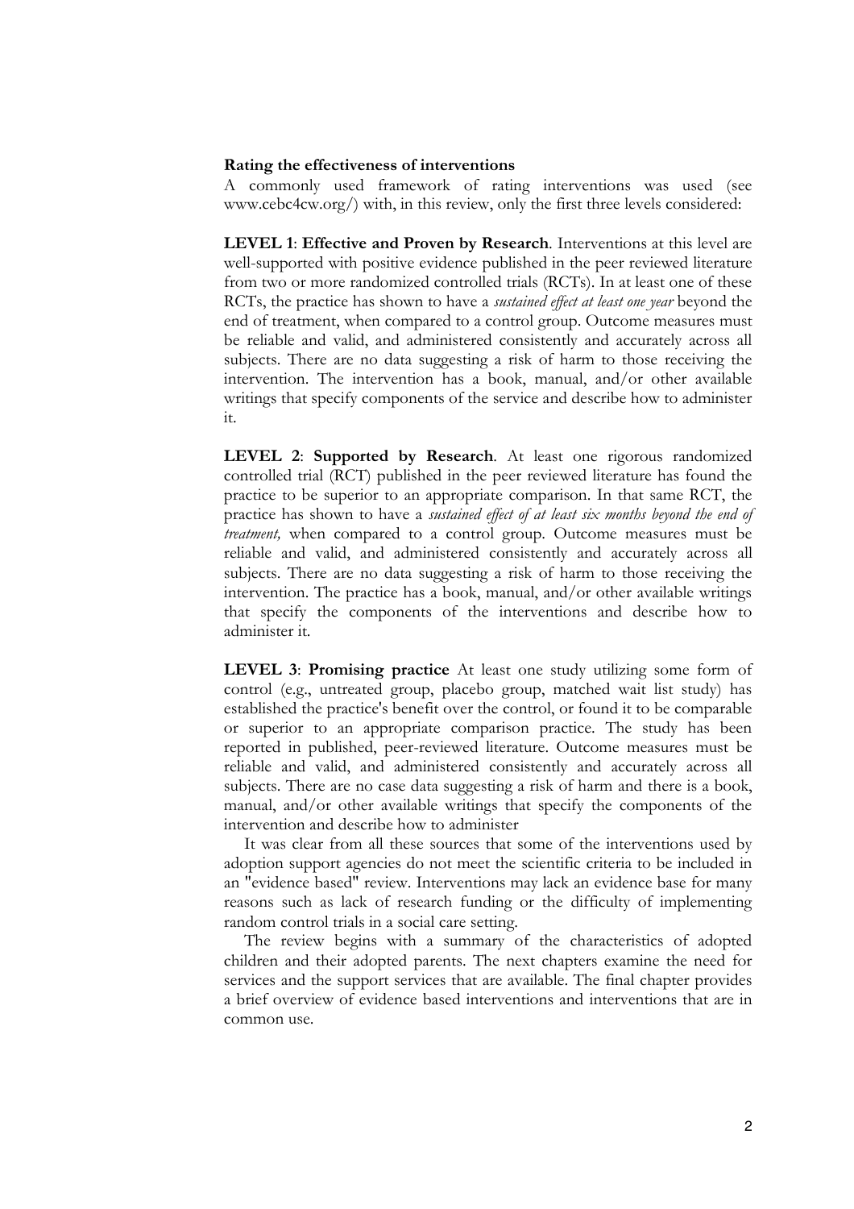**Rating the effectiveness of interventions**

A commonly used framework of rating interventions was used (see www.cebc4cw.org/) with, in this review, only the first three levels considered:

**LEVEL 1**: **Effective and Proven by Research**. Interventions at this level are well-supported with positive evidence published in the peer reviewed literature from two or more randomized controlled trials (RCTs). In at least one of these RCTs, the practice has shown to have a *sustained effect at least one year* beyond the end of treatment, when compared to a control group. Outcome measures must be reliable and valid, and administered consistently and accurately across all subjects. There are no data suggesting a risk of harm to those receiving the intervention. The intervention has a book, manual, and/or other available writings that specify components of the service and describe how to administer it.

**LEVEL 2**: **Supported by Research**. At least one rigorous randomized controlled trial (RCT) published in the peer reviewed literature has found the practice to be superior to an appropriate comparison. In that same RCT, the practice has shown to have a *sustained effect of at least six months beyond the end of treatment,* when compared to a control group. Outcome measures must be reliable and valid, and administered consistently and accurately across all subjects. There are no data suggesting a risk of harm to those receiving the intervention. The practice has a book, manual, and/or other available writings that specify the components of the interventions and describe how to administer it.

**LEVEL 3**: **Promising practice** At least one study utilizing some form of control (e.g., untreated group, placebo group, matched wait list study) has established the practice's benefit over the control, or found it to be comparable or superior to an appropriate comparison practice. The study has been reported in published, peer-reviewed literature. Outcome measures must be reliable and valid, and administered consistently and accurately across all subjects. There are no case data suggesting a risk of harm and there is a book, manual, and/or other available writings that specify the components of the intervention and describe how to administer

It was clear from all these sources that some of the interventions used by adoption support agencies do not meet the scientific criteria to be included in an "evidence based" review. Interventions may lack an evidence base for many reasons such as lack of research funding or the difficulty of implementing random control trials in a social care setting.

The review begins with a summary of the characteristics of adopted children and their adopted parents. The next chapters examine the need for services and the support services that are available. The final chapter provides a brief overview of evidence based interventions and interventions that are in common use.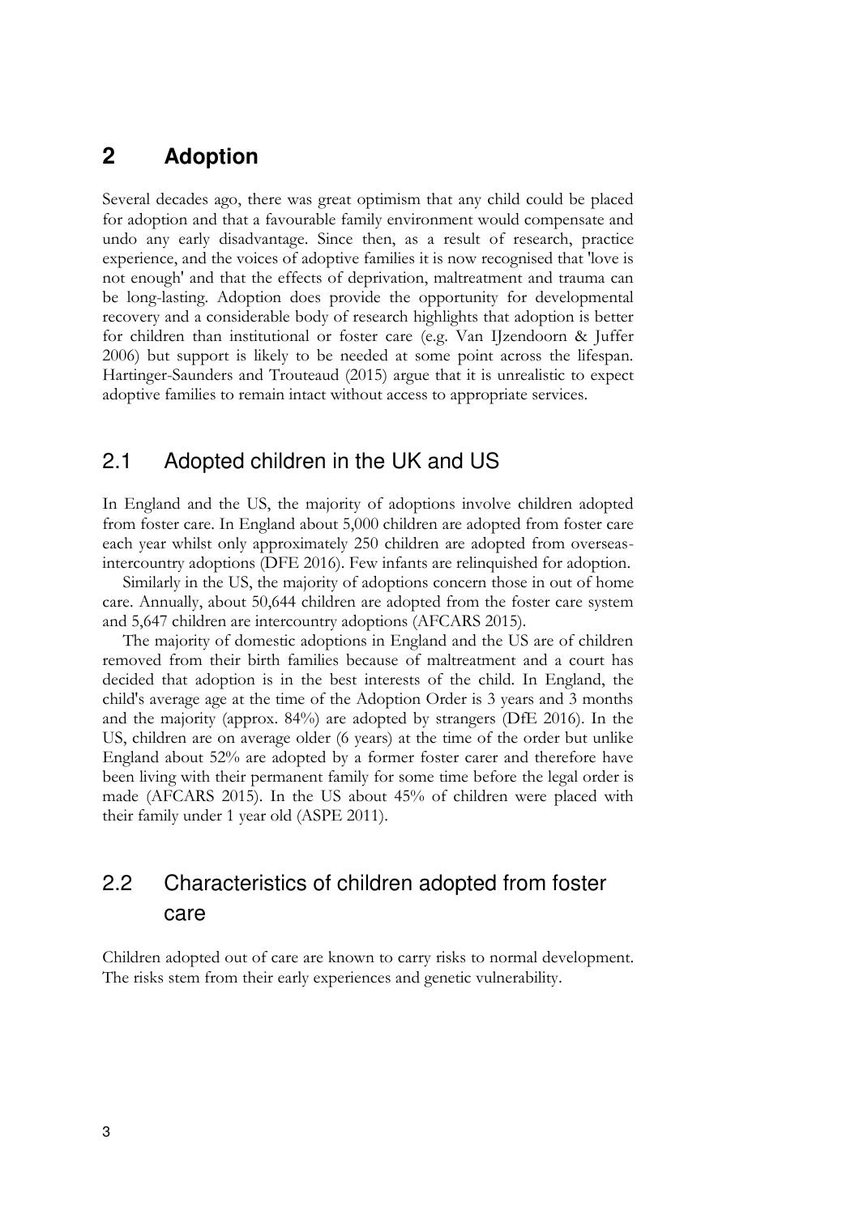# 2 Adoption

Several decades ago, there was great optimism that any child could be placed for adoption and that a favourable family environment would compensate and undo any early disadvantage. Since then, as a result of research, practice experience, and the voices of adoptive families it is now recognised that 'love is not enough' and that the effects of deprivation, maltreatment and trauma can be long-lasting. Adoption does provide the opportunity for developmental recovery and a considerable body of research highlights that adoption is better for children than institutional or foster care (e.g. Van IJzendoorn & Juffer 2006) but support is likely to be needed at some point across the lifespan. Hartinger-Saunders and Trouteaud (2015) argue that it is unrealistic to expect adoptive families to remain intact without access to appropriate services.

## 2.1 Adopted children in the UK and US

In England and the US, the majority of adoptions involve children adopted from foster care. In England about 5,000 children are adopted from foster care each year whilst only approximately 250 children are adopted from overseas-intercountry adoptions (DFE 2016). Few infants are relinquished for adoption.

Similarly in the US, the majority of adoptions concern those in out of home care. Annually, about 50,644 children are adopted from the foster care system and 5,647 children are intercountry adoptions (AFCARS 2015).

The majority of domestic adoptions in England and the US are of children removed from their birth families because of maltreatment and a court has decided that adoption is in the best interests of the child. In England, the child's average age at the time of the Adoption Order is 3 years and 3 months and the majority (approx. 84%) are adopted by strangers (DfE 2016). In the US, children are on average older (6 years) at the time of the order but unlike England about 52% are adopted by a former foster carer and therefore have been living with their permanent family for some time before the legal order is made (AFCARS 2015). In the US about 45% of children were placed with their family under 1 year old (ASPE 2011).

## 2.2 Characteristics of children adopted from foster care

Children adopted out of care are known to carry risks to normal development. The risks stem from their early experiences and genetic vulnerability.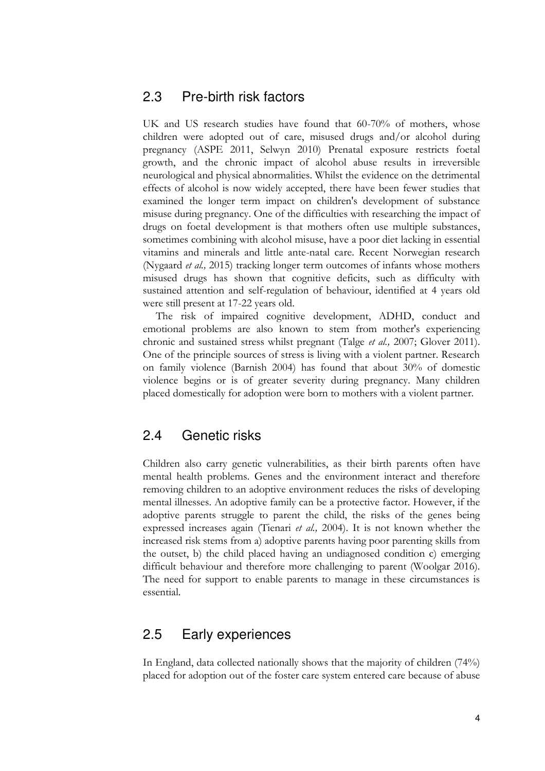## 2.3 Pre-birth risk factors

UK and US research studies have found that 60-70% of mothers, whose children were adopted out of care, misused drugs and/or alcohol during pregnancy (ASPE 2011, Selwyn 2010) Prenatal exposure restricts foetal growth, and the chronic impact of alcohol abuse results in irreversible neurological and physical abnormalities. Whilst the evidence on the detrimental effects of alcohol is now widely accepted, there have been fewer studies that examined the longer term impact on children's development of substance misuse during pregnancy. One of the difficulties with researching the impact of drugs on foetal development is that mothers often use multiple substances, sometimes combining with alcohol misuse, have a poor diet lacking in essential vitamins and minerals and little ante-natal care. Recent Norwegian research (Nygaard *et al.,* 2015) tracking longer term outcomes of infants whose mothers misused drugs has shown that cognitive deficits, such as difficulty with sustained attention and self-regulation of behaviour, identified at 4 years old were still present at 17-22 years old.

The risk of impaired cognitive development, ADHD, conduct and emotional problems are also known to stem from mother's experiencing chronic and sustained stress whilst pregnant (Talge *et al.,* 2007; Glover 2011). One of the principle sources of stress is living with a violent partner. Research on family violence (Barnish 2004) has found that about 30% of domestic violence begins or is of greater severity during pregnancy. Many children placed domestically for adoption were born to mothers with a violent partner.

## 2.4 Genetic risks

Children also carry genetic vulnerabilities, as their birth parents often have mental health problems. Genes and the environment interact and therefore removing children to an adoptive environment reduces the risks of developing mental illnesses. An adoptive family can be a protective factor. However, if the adoptive parents struggle to parent the child, the risks of the genes being expressed increases again (Tienari *et al.,* 2004). It is not known whether the increased risk stems from a) adoptive parents having poor parenting skills from the outset, b) the child placed having an undiagnosed condition c) emerging difficult behaviour and therefore more challenging to parent (Woolgar 2016). The need for support to enable parents to manage in these circumstances is essential.

## 2.5 Early experiences

In England, data collected nationally shows that the majority of children (74%) placed for adoption out of the foster care system entered care because of abuse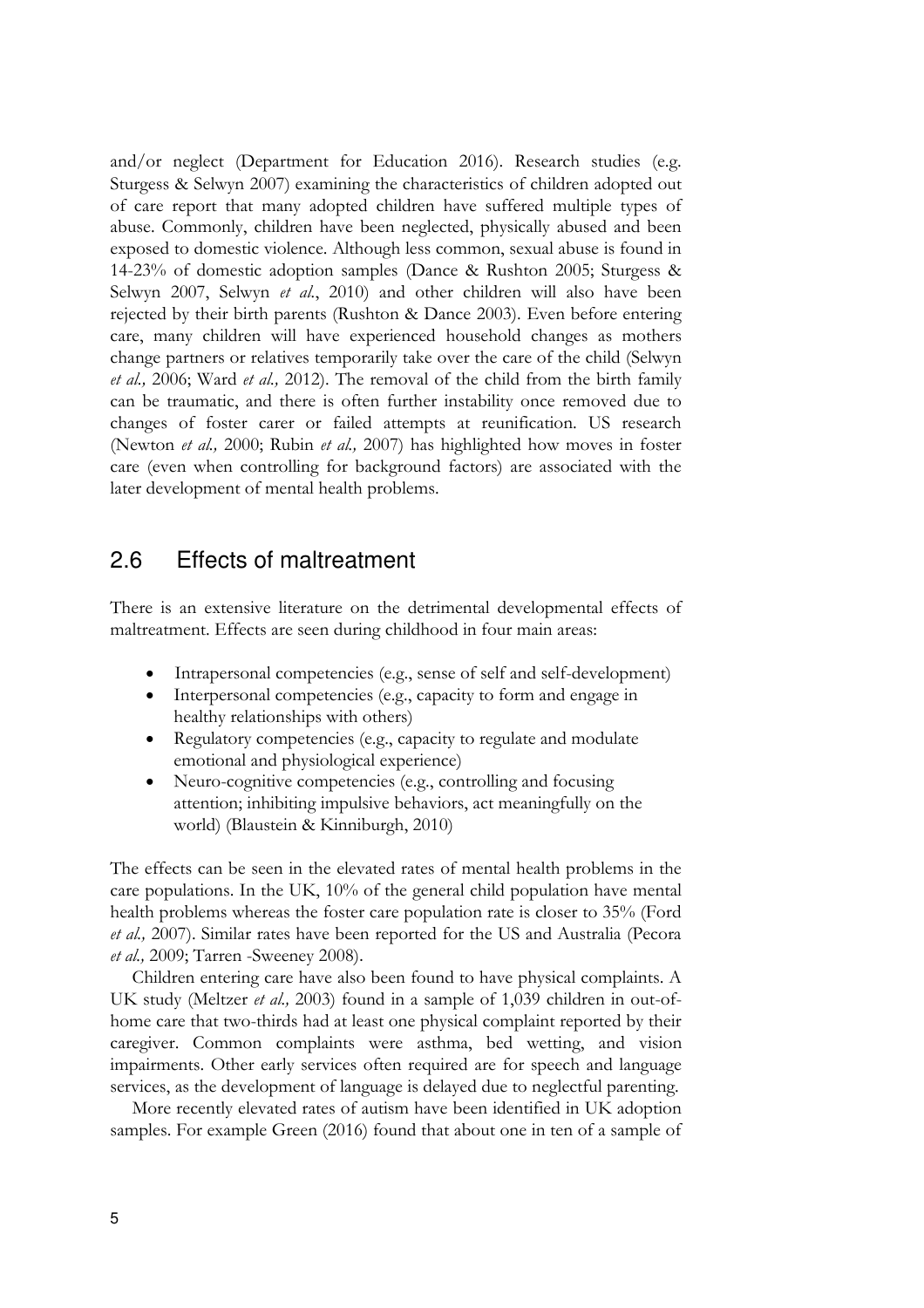and/or neglect (Department for Education 2016). Research studies (e.g. Sturgess & Selwyn 2007) examining the characteristics of children adopted out of care report that many adopted children have suffered multiple types of abuse. Commonly, children have been neglected, physically abused and been exposed to domestic violence. Although less common, sexual abuse is found in 14-23% of domestic adoption samples (Dance & Rushton 2005; Sturgess & Selwyn 2007, Selwyn *et al.*, 2010) and other children will also have been rejected by their birth parents (Rushton & Dance 2003). Even before entering care, many children will have experienced household changes as mothers change partners or relatives temporarily take over the care of the child (Selwyn *et al.,* 2006; Ward *et al.,* 2012). The removal of the child from the birth family can be traumatic, and there is often further instability once removed due to changes of foster carer or failed attempts at reunification. US research (Newton *et al.,* 2000; Rubin *et al.,* 2007) has highlighted how moves in foster care (even when controlling for background factors) are associated with the later development of mental health problems.

## 2.6 Effects of maltreatment

There is an extensive literature on the detrimental developmental effects of maltreatment. Effects are seen during childhood in four main areas:

- Intrapersonal competencies (e.g., sense of self and self-development)
- Interpersonal competencies (e.g., capacity to form and engage in healthy relationships with others)
- Regulatory competencies (e.g., capacity to regulate and modulate emotional and physiological experience)
- Neuro-cognitive competencies (e.g., controlling and focusing attention; inhibiting impulsive behaviors, act meaningfully on the world) (Blaustein & Kinniburgh, 2010)

The effects can be seen in the elevated rates of mental health problems in the care populations. In the UK, 10% of the general child population have mental health problems whereas the foster care population rate is closer to 35% (Ford *et al.,* 2007). Similar rates have been reported for the US and Australia (Pecora *et al.,* 2009; Tarren -Sweeney 2008).

Children entering care have also been found to have physical complaints. A UK study (Meltzer *et al.,* 2003) found in a sample of 1,039 children in out-of-home care that two-thirds had at least one physical complaint reported by their caregiver. Common complaints were asthma, bed wetting, and vision impairments. Other early services often required are for speech and language services, as the development of language is delayed due to neglectful parenting.

More recently elevated rates of autism have been identified in UK adoption samples. For example Green (2016) found that about one in ten of a sample of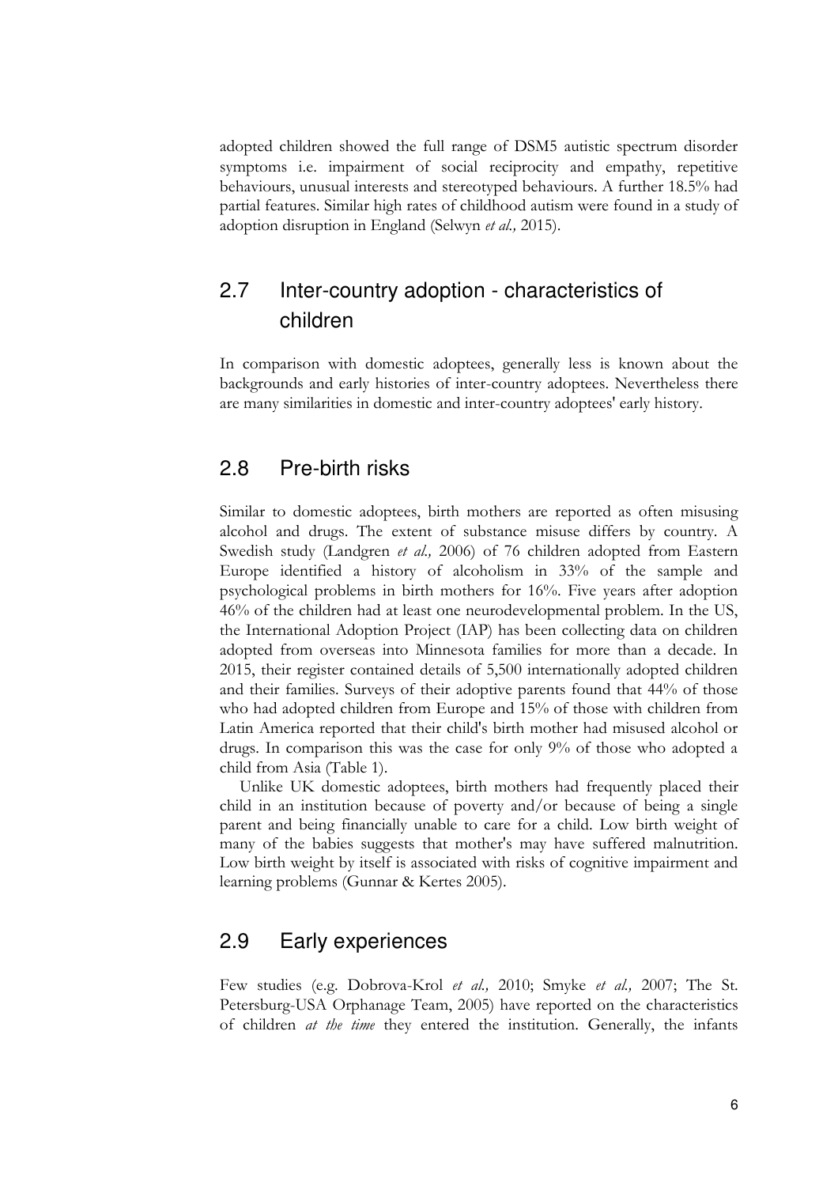adopted children showed the full range of DSM5 autistic spectrum disorder symptoms i.e. impairment of social reciprocity and empathy, repetitive behaviours, unusual interests and stereotyped behaviours. A further 18.5% had partial features. Similar high rates of childhood autism were found in a study of adoption disruption in England (Selwyn *et al.,* 2015).

## 2.7 Inter-country adoption - characteristics of children

In comparison with domestic adoptees, generally less is known about the backgrounds and early histories of inter-country adoptees. Nevertheless there are many similarities in domestic and inter-country adoptees' early history.

## 2.8 Pre-birth risks

Similar to domestic adoptees, birth mothers are reported as often misusing alcohol and drugs. The extent of substance misuse differs by country. A Swedish study (Landgren *et al.,* 2006) of 76 children adopted from Eastern Europe identified a history of alcoholism in 33% of the sample and psychological problems in birth mothers for 16%. Five years after adoption 46% of the children had at least one neurodevelopmental problem. In the US, the International Adoption Project (IAP) has been collecting data on children adopted from overseas into Minnesota families for more than a decade. In 2015, their register contained details of 5,500 internationally adopted children and their families. Surveys of their adoptive parents found that 44% of those who had adopted children from Europe and 15% of those with children from Latin America reported that their child's birth mother had misused alcohol or drugs. In comparison this was the case for only 9% of those who adopted a child from Asia (Table 1).

Unlike UK domestic adoptees, birth mothers had frequently placed their child in an institution because of poverty and/or because of being a single parent and being financially unable to care for a child. Low birth weight of many of the babies suggests that mother's may have suffered malnutrition. Low birth weight by itself is associated with risks of cognitive impairment and learning problems (Gunnar & Kertes 2005).

## 2.9 Early experiences

Few studies (e.g. Dobrova-Krol *et al.,* 2010; Smyke *et al.,* 2007; The St. Petersburg-USA Orphanage Team, 2005) have reported on the characteristics of children *at the time* they entered the institution. Generally, the infants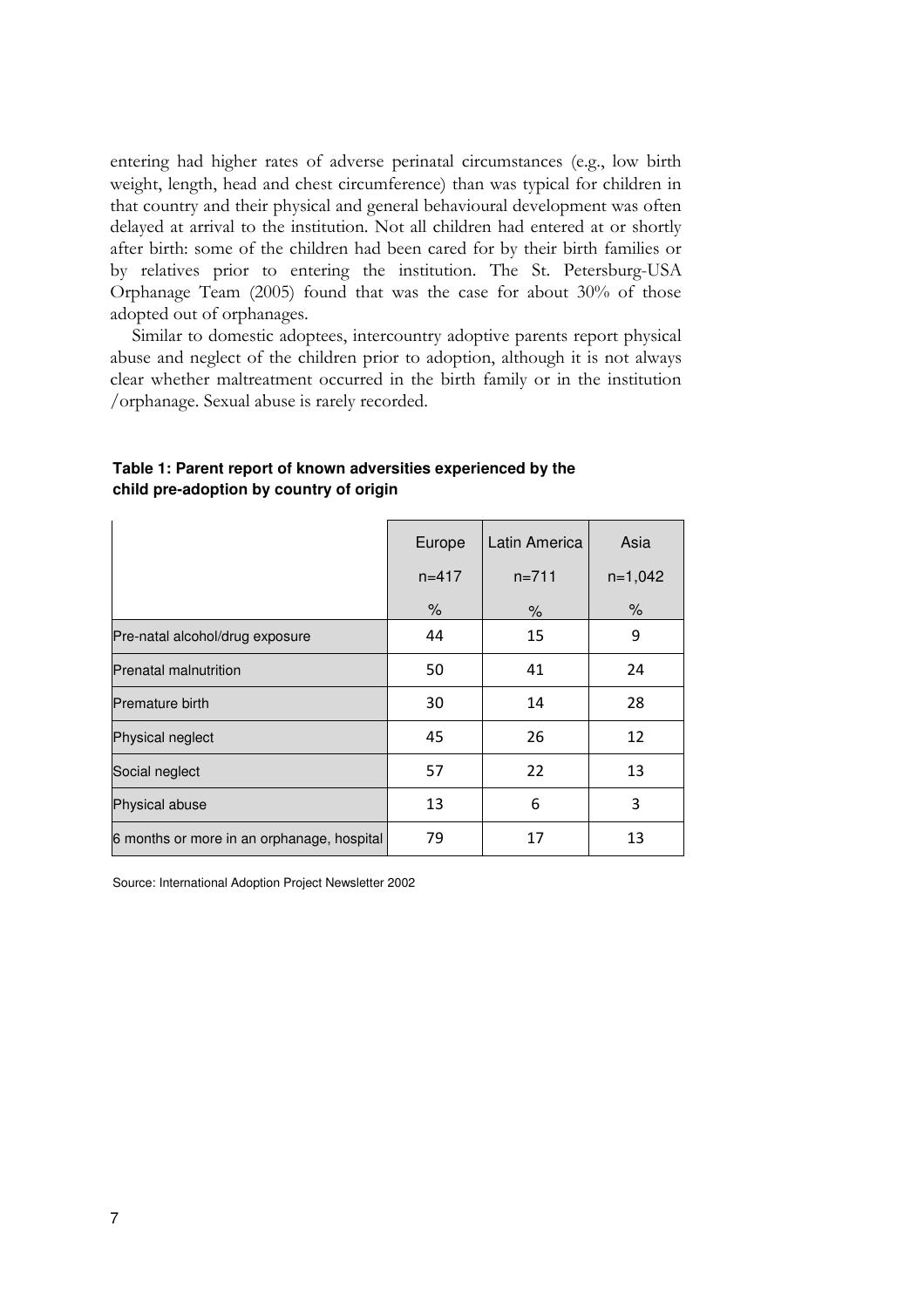entering had higher rates of adverse perinatal circumstances (e.g., low birth weight, length, head and chest circumference) than was typical for children in that country and their physical and general behavioural development was often delayed at arrival to the institution. Not all children had entered at or shortly after birth: some of the children had been cared for by their birth families or by relatives prior to entering the institution. The St. Petersburg-USA Orphanage Team (2005) found that was the case for about 30% of those adopted out of orphanages.

Similar to domestic adoptees, intercountry adoptive parents report physical abuse and neglect of the children prior to adoption, although it is not always clear whether maltreatment occurred in the birth family or in the institution /orphanage. Sexual abuse is rarely recorded.

**Table 1: Parent report of known adversities experienced by the child pre-adoption by country of origin**

| | Europe<br>n=417<br>% | Latin America<br>n=711<br>% | Asia<br>n=1,042<br>% |
|---|---|---|---|
| Pre-natal alcohol/drug exposure | 44 | 15 | 9 |
| Prenatal malnutrition | 50 | 41 | 24 |
| Premature birth | 30 | 14 | 28 |
| Physical neglect | 45 | 26 | 12 |
| Social neglect | 57 | 22 | 13 |
| Physical abuse | 13 | 6 | 3 |
| 6 months or more in an orphanage, hospital | 79 | 17 | 13 |

Source: International Adoption Project Newsletter 2002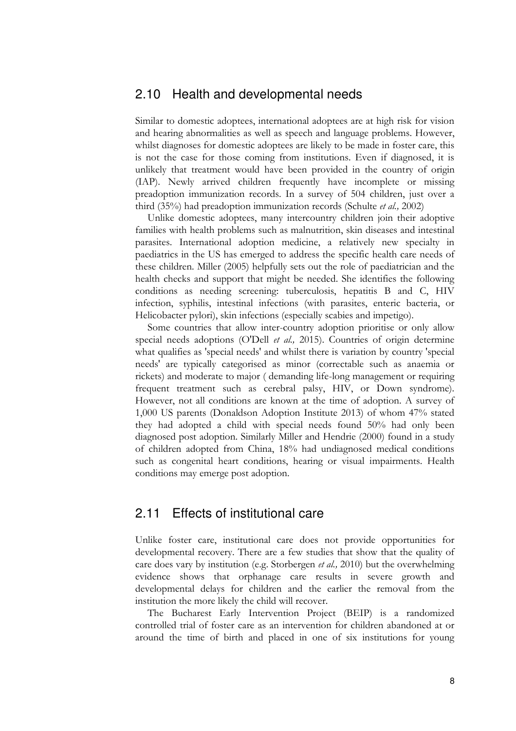## 2.10 Health and developmental needs

Similar to domestic adoptees, international adoptees are at high risk for vision and hearing abnormalities as well as speech and language problems. However, whilst diagnoses for domestic adoptees are likely to be made in foster care, this is not the case for those coming from institutions. Even if diagnosed, it is unlikely that treatment would have been provided in the country of origin (IAP). Newly arrived children frequently have incomplete or missing preadoption immunization records. In a survey of 504 children, just over a third (35%) had preadoption immunization records (Schulte *et al.,* 2002)

Unlike domestic adoptees, many intercountry children join their adoptive families with health problems such as malnutrition, skin diseases and intestinal parasites. International adoption medicine, a relatively new specialty in paediatrics in the US has emerged to address the specific health care needs of these children. Miller (2005) helpfully sets out the role of paediatrician and the health checks and support that might be needed. She identifies the following conditions as needing screening: tuberculosis, hepatitis B and C, HIV infection, syphilis, intestinal infections (with parasites, enteric bacteria, or Helicobacter pylori), skin infections (especially scabies and impetigo).

Some countries that allow inter-country adoption prioritise or only allow special needs adoptions (O'Dell *et al.,* 2015). Countries of origin determine what qualifies as 'special needs' and whilst there is variation by country 'special needs' are typically categorised as minor (correctable such as anaemia or rickets) and moderate to major ( demanding life-long management or requiring frequent treatment such as cerebral palsy, HIV, or Down syndrome). However, not all conditions are known at the time of adoption. A survey of 1,000 US parents (Donaldson Adoption Institute 2013) of whom 47% stated they had adopted a child with special needs found 50% had only been diagnosed post adoption. Similarly Miller and Hendrie (2000) found in a study of children adopted from China, 18% had undiagnosed medical conditions such as congenital heart conditions, hearing or visual impairments. Health conditions may emerge post adoption.

## 2.11 Effects of institutional care

Unlike foster care, institutional care does not provide opportunities for developmental recovery. There are a few studies that show that the quality of care does vary by institution (e.g. Storbergen *et al.,* 2010) but the overwhelming evidence shows that orphanage care results in severe growth and developmental delays for children and the earlier the removal from the institution the more likely the child will recover.

The Bucharest Early Intervention Project (BEIP) is a randomized controlled trial of foster care as an intervention for children abandoned at or around the time of birth and placed in one of six institutions for young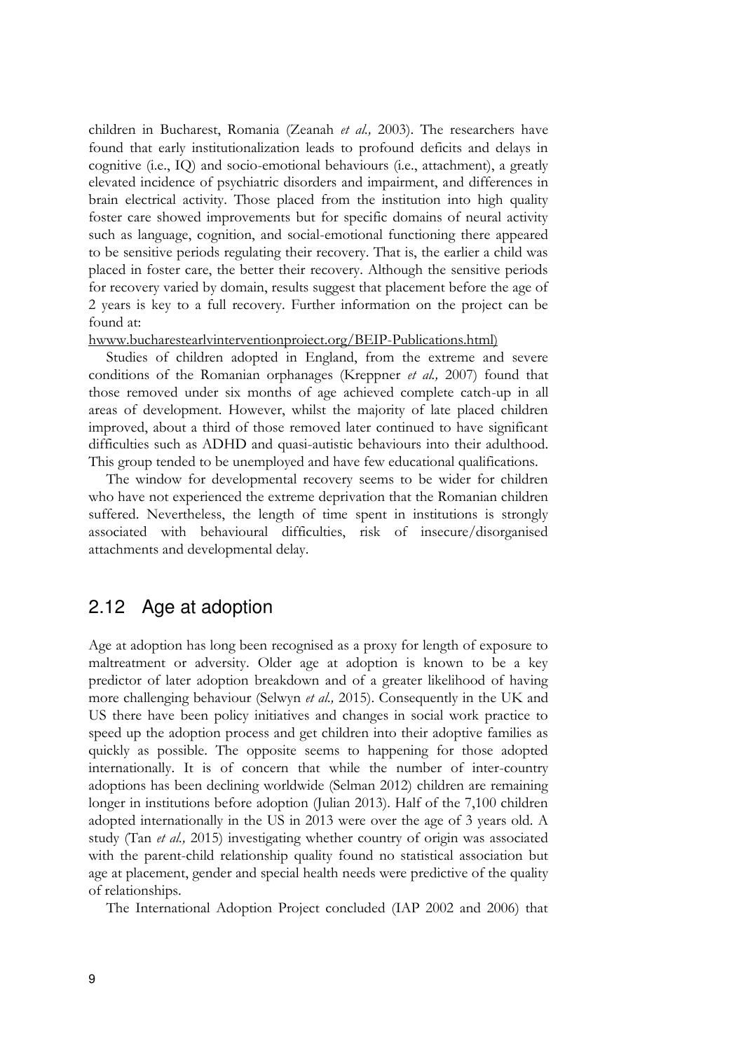children in Bucharest, Romania (Zeanah *et al.,* 2003). The researchers have found that early institutionalization leads to profound deficits and delays in cognitive (i.e., IQ) and socio-emotional behaviours (i.e., attachment), a greatly elevated incidence of psychiatric disorders and impairment, and differences in brain electrical activity. Those placed from the institution into high quality foster care showed improvements but for specific domains of neural activity such as language, cognition, and social-emotional functioning there appeared to be sensitive periods regulating their recovery. That is, the earlier a child was placed in foster care, the better their recovery. Although the sensitive periods for recovery varied by domain, results suggest that placement before the age of 2 years is key to a full recovery. Further information on the project can be found at:
hwww.bucharestearlyinterventionproject.org/BEIP-Publications.html)

Studies of children adopted in England, from the extreme and severe conditions of the Romanian orphanages (Kreppner *et al.,* 2007) found that those removed under six months of age achieved complete catch-up in all areas of development. However, whilst the majority of late placed children improved, about a third of those removed later continued to have significant difficulties such as ADHD and quasi-autistic behaviours into their adulthood. This group tended to be unemployed and have few educational qualifications.

The window for developmental recovery seems to be wider for children who have not experienced the extreme deprivation that the Romanian children suffered. Nevertheless, the length of time spent in institutions is strongly associated with behavioural difficulties, risk of insecure/disorganised attachments and developmental delay.

## 2.12 Age at adoption

Age at adoption has long been recognised as a proxy for length of exposure to maltreatment or adversity. Older age at adoption is known to be a key predictor of later adoption breakdown and of a greater likelihood of having more challenging behaviour (Selwyn *et al.,* 2015). Consequently in the UK and US there have been policy initiatives and changes in social work practice to speed up the adoption process and get children into their adoptive families as quickly as possible. The opposite seems to happening for those adopted internationally. It is of concern that while the number of inter-country adoptions has been declining worldwide (Selman 2012) children are remaining longer in institutions before adoption (Julian 2013). Half of the 7,100 children adopted internationally in the US in 2013 were over the age of 3 years old. A study (Tan *et al.,* 2015) investigating whether country of origin was associated with the parent-child relationship quality found no statistical association but age at placement, gender and special health needs were predictive of the quality of relationships.

The International Adoption Project concluded (IAP 2002 and 2006) that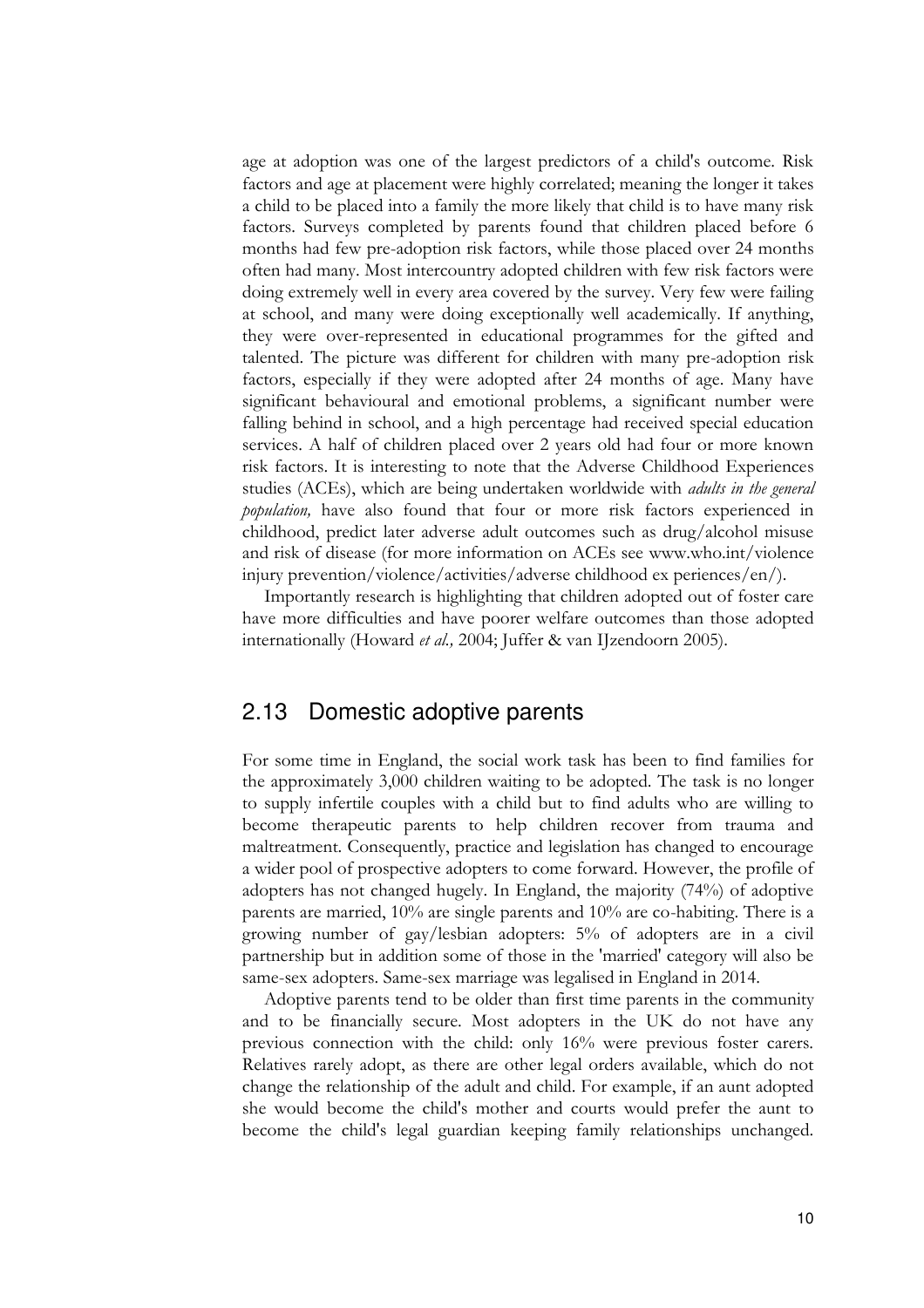age at adoption was one of the largest predictors of a child's outcome. Risk factors and age at placement were highly correlated; meaning the longer it takes a child to be placed into a family the more likely that child is to have many risk factors. Surveys completed by parents found that children placed before 6 months had few pre-adoption risk factors, while those placed over 24 months often had many. Most intercountry adopted children with few risk factors were doing extremely well in every area covered by the survey. Very few were failing at school, and many were doing exceptionally well academically. If anything, they were over-represented in educational programmes for the gifted and talented. The picture was different for children with many pre-adoption risk factors, especially if they were adopted after 24 months of age. Many have significant behavioural and emotional problems, a significant number were falling behind in school, and a high percentage had received special education services. A half of children placed over 2 years old had four or more known risk factors. It is interesting to note that the Adverse Childhood Experiences studies (ACEs), which are being undertaken worldwide with *adults in the general population,* have also found that four or more risk factors experienced in childhood, predict later adverse adult outcomes such as drug/alcohol misuse and risk of disease (for more information on ACEs see www.who.int/violence injury prevention/violence/activities/adverse childhood ex periences/en/).

Importantly research is highlighting that children adopted out of foster care have more difficulties and have poorer welfare outcomes than those adopted internationally (Howard *et al.,* 2004; Juffer & van IJzendoorn 2005).

## 2.13 Domestic adoptive parents

For some time in England, the social work task has been to find families for the approximately 3,000 children waiting to be adopted. The task is no longer to supply infertile couples with a child but to find adults who are willing to become therapeutic parents to help children recover from trauma and maltreatment. Consequently, practice and legislation has changed to encourage a wider pool of prospective adopters to come forward. However, the profile of adopters has not changed hugely. In England, the majority (74%) of adoptive parents are married, 10% are single parents and 10% are co-habiting. There is a growing number of gay/lesbian adopters: 5% of adopters are in a civil partnership but in addition some of those in the 'married' category will also be same-sex adopters. Same-sex marriage was legalised in England in 2014.

Adoptive parents tend to be older than first time parents in the community and to be financially secure. Most adopters in the UK do not have any previous connection with the child: only 16% were previous foster carers. Relatives rarely adopt, as there are other legal orders available, which do not change the relationship of the adult and child. For example, if an aunt adopted she would become the child's mother and courts would prefer the aunt to become the child's legal guardian keeping family relationships unchanged.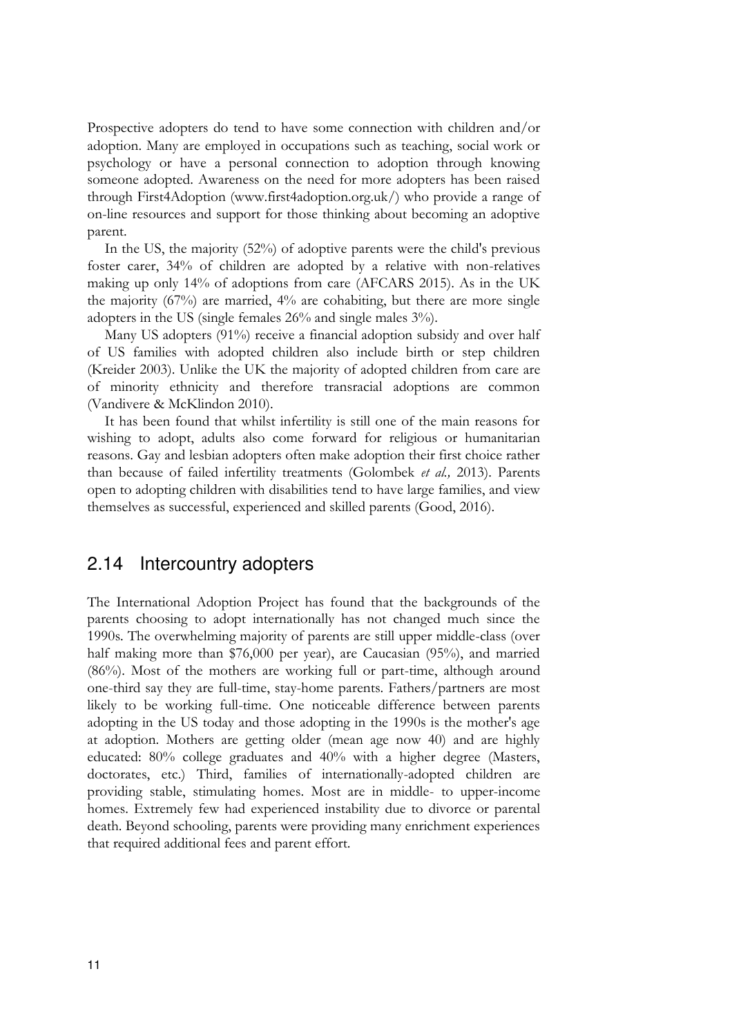Prospective adopters do tend to have some connection with children and/or adoption. Many are employed in occupations such as teaching, social work or psychology or have a personal connection to adoption through knowing someone adopted. Awareness on the need for more adopters has been raised through First4Adoption (www.first4adoption.org.uk/) who provide a range of on-line resources and support for those thinking about becoming an adoptive parent.

In the US, the majority (52%) of adoptive parents were the child's previous foster carer, 34% of children are adopted by a relative with non-relatives making up only 14% of adoptions from care (AFCARS 2015). As in the UK the majority (67%) are married, 4% are cohabiting, but there are more single adopters in the US (single females 26% and single males 3%).

Many US adopters (91%) receive a financial adoption subsidy and over half of US families with adopted children also include birth or step children (Kreider 2003). Unlike the UK the majority of adopted children from care are of minority ethnicity and therefore transracial adoptions are common (Vandivere & McKlindon 2010).

It has been found that whilst infertility is still one of the main reasons for wishing to adopt, adults also come forward for religious or humanitarian reasons. Gay and lesbian adopters often make adoption their first choice rather than because of failed infertility treatments (Golombek *et al.,* 2013). Parents open to adopting children with disabilities tend to have large families, and view themselves as successful, experienced and skilled parents (Good, 2016).

## 2.14 Intercountry adopters

The International Adoption Project has found that the backgrounds of the parents choosing to adopt internationally has not changed much since the 1990s. The overwhelming majority of parents are still upper middle-class (over half making more than $76,000 per year), are Caucasian (95%), and married (86%). Most of the mothers are working full or part-time, although around one-third say they are full-time, stay-home parents. Fathers/partners are most likely to be working full-time. One noticeable difference between parents adopting in the US today and those adopting in the 1990s is the mother's age at adoption. Mothers are getting older (mean age now 40) and are highly educated: 80% college graduates and 40% with a higher degree (Masters, doctorates, etc.) Third, families of internationally-adopted children are providing stable, stimulating homes. Most are in middle- to upper-income homes. Extremely few had experienced instability due to divorce or parental death. Beyond schooling, parents were providing many enrichment experiences that required additional fees and parent effort.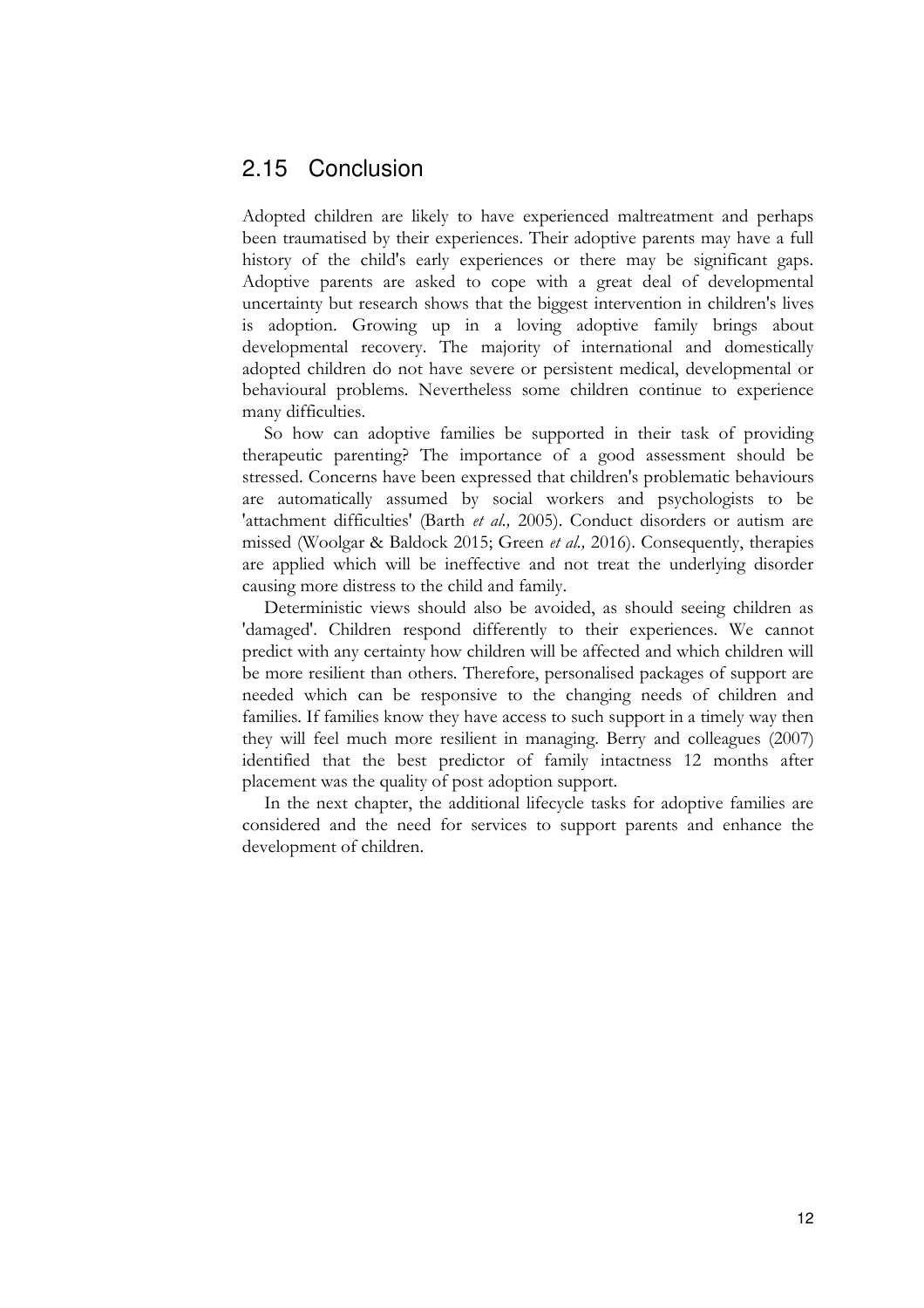## 2.15 Conclusion

Adopted children are likely to have experienced maltreatment and perhaps been traumatised by their experiences. Their adoptive parents may have a full history of the child's early experiences or there may be significant gaps. Adoptive parents are asked to cope with a great deal of developmental uncertainty but research shows that the biggest intervention in children's lives is adoption. Growing up in a loving adoptive family brings about developmental recovery. The majority of international and domestically adopted children do not have severe or persistent medical, developmental or behavioural problems. Nevertheless some children continue to experience many difficulties.

So how can adoptive families be supported in their task of providing therapeutic parenting? The importance of a good assessment should be stressed. Concerns have been expressed that children's problematic behaviours are automatically assumed by social workers and psychologists to be 'attachment difficulties' (Barth *et al.,* 2005). Conduct disorders or autism are missed (Woolgar & Baldock 2015; Green *et al.,* 2016). Consequently, therapies are applied which will be ineffective and not treat the underlying disorder causing more distress to the child and family.

Deterministic views should also be avoided, as should seeing children as 'damaged'. Children respond differently to their experiences. We cannot predict with any certainty how children will be affected and which children will be more resilient than others. Therefore, personalised packages of support are needed which can be responsive to the changing needs of children and families. If families know they have access to such support in a timely way then they will feel much more resilient in managing. Berry and colleagues (2007) identified that the best predictor of family intactness 12 months after placement was the quality of post adoption support.

In the next chapter, the additional lifecycle tasks for adoptive families are considered and the need for services to support parents and enhance the development of children.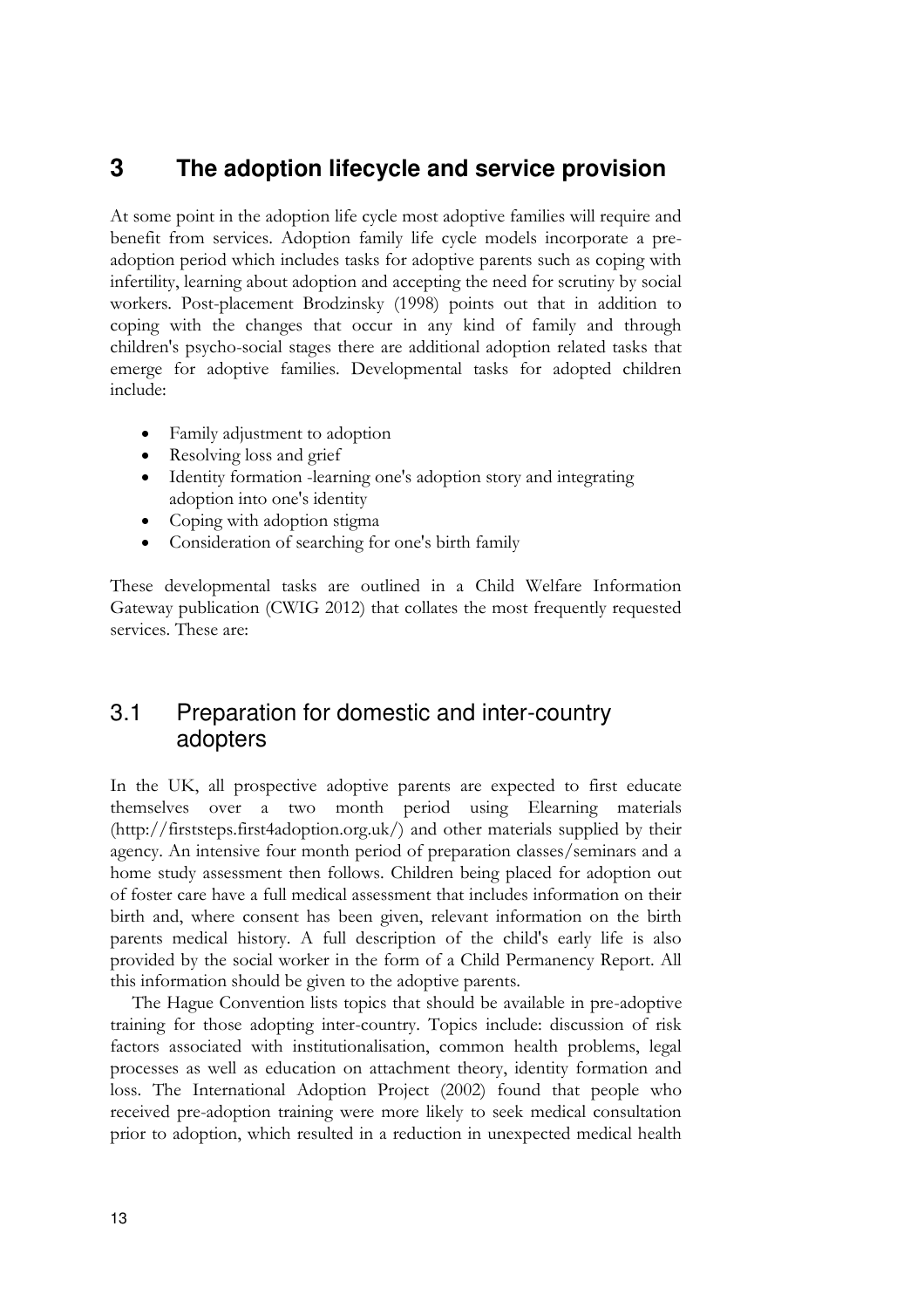# 3 The adoption lifecycle and service provision

At some point in the adoption life cycle most adoptive families will require and benefit from services. Adoption family life cycle models incorporate a pre-adoption period which includes tasks for adoptive parents such as coping with infertility, learning about adoption and accepting the need for scrutiny by social workers. Post-placement Brodzinsky (1998) points out that in addition to coping with the changes that occur in any kind of family and through children's psycho-social stages there are additional adoption related tasks that emerge for adoptive families. Developmental tasks for adopted children include:

- Family adjustment to adoption
- Resolving loss and grief
- Identity formation -learning one's adoption story and integrating adoption into one's identity
- Coping with adoption stigma
- Consideration of searching for one's birth family

These developmental tasks are outlined in a Child Welfare Information Gateway publication (CWIG 2012) that collates the most frequently requested services. These are:

## 3.1 Preparation for domestic and inter-country adopters

In the UK, all prospective adoptive parents are expected to first educate themselves over a two month period using Elearning materials (http://firststeps.first4adoption.org.uk/) and other materials supplied by their agency. An intensive four month period of preparation classes/seminars and a home study assessment then follows. Children being placed for adoption out of foster care have a full medical assessment that includes information on their birth and, where consent has been given, relevant information on the birth parents medical history. A full description of the child's early life is also provided by the social worker in the form of a Child Permanency Report. All this information should be given to the adoptive parents.

The Hague Convention lists topics that should be available in pre-adoptive training for those adopting inter-country. Topics include: discussion of risk factors associated with institutionalisation, common health problems, legal processes as well as education on attachment theory, identity formation and loss. The International Adoption Project (2002) found that people who received pre-adoption training were more likely to seek medical consultation prior to adoption, which resulted in a reduction in unexpected medical health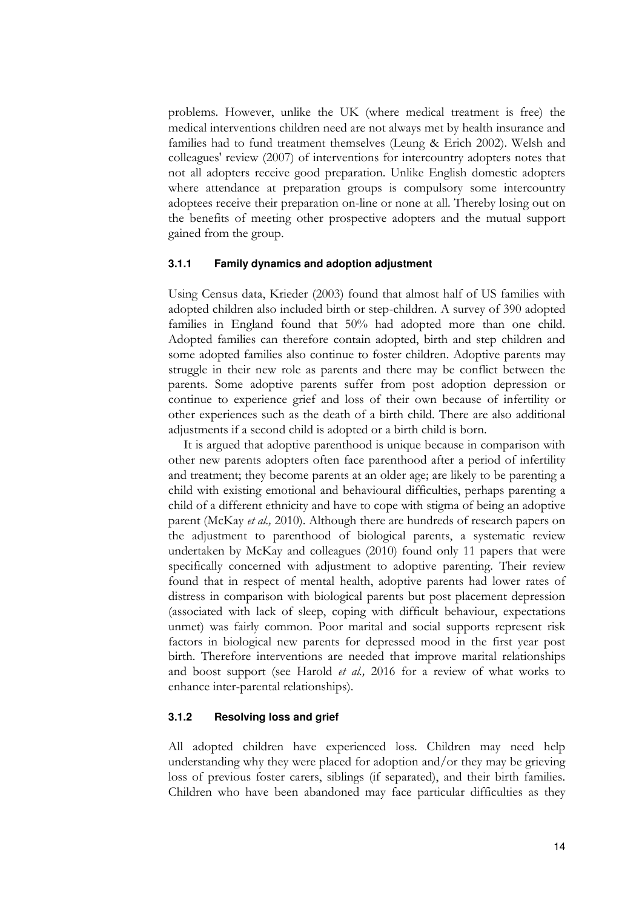problems. However, unlike the UK (where medical treatment is free) the medical interventions children need are not always met by health insurance and families had to fund treatment themselves (Leung & Erich 2002). Welsh and colleagues' review (2007) of interventions for intercountry adopters notes that not all adopters receive good preparation. Unlike English domestic adopters where attendance at preparation groups is compulsory some intercountry adoptees receive their preparation on-line or none at all. Thereby losing out on the benefits of meeting other prospective adopters and the mutual support gained from the group.

### 3.1.1 Family dynamics and adoption adjustment

Using Census data, Krieder (2003) found that almost half of US families with adopted children also included birth or step-children. A survey of 390 adopted families in England found that 50% had adopted more than one child. Adopted families can therefore contain adopted, birth and step children and some adopted families also continue to foster children. Adoptive parents may struggle in their new role as parents and there may be conflict between the parents. Some adoptive parents suffer from post adoption depression or continue to experience grief and loss of their own because of infertility or other experiences such as the death of a birth child. There are also additional adjustments if a second child is adopted or a birth child is born.

It is argued that adoptive parenthood is unique because in comparison with other new parents adopters often face parenthood after a period of infertility and treatment; they become parents at an older age; are likely to be parenting a child with existing emotional and behavioural difficulties, perhaps parenting a child of a different ethnicity and have to cope with stigma of being an adoptive parent (McKay *et al.,* 2010). Although there are hundreds of research papers on the adjustment to parenthood of biological parents, a systematic review undertaken by McKay and colleagues (2010) found only 11 papers that were specifically concerned with adjustment to adoptive parenting. Their review found that in respect of mental health, adoptive parents had lower rates of distress in comparison with biological parents but post placement depression (associated with lack of sleep, coping with difficult behaviour, expectations unmet) was fairly common. Poor marital and social supports represent risk factors in biological new parents for depressed mood in the first year post birth. Therefore interventions are needed that improve marital relationships and boost support (see Harold *et al.,* 2016 for a review of what works to enhance inter-parental relationships).

### 3.1.2 Resolving loss and grief

All adopted children have experienced loss. Children may need help understanding why they were placed for adoption and/or they may be grieving loss of previous foster carers, siblings (if separated), and their birth families. Children who have been abandoned may face particular difficulties as they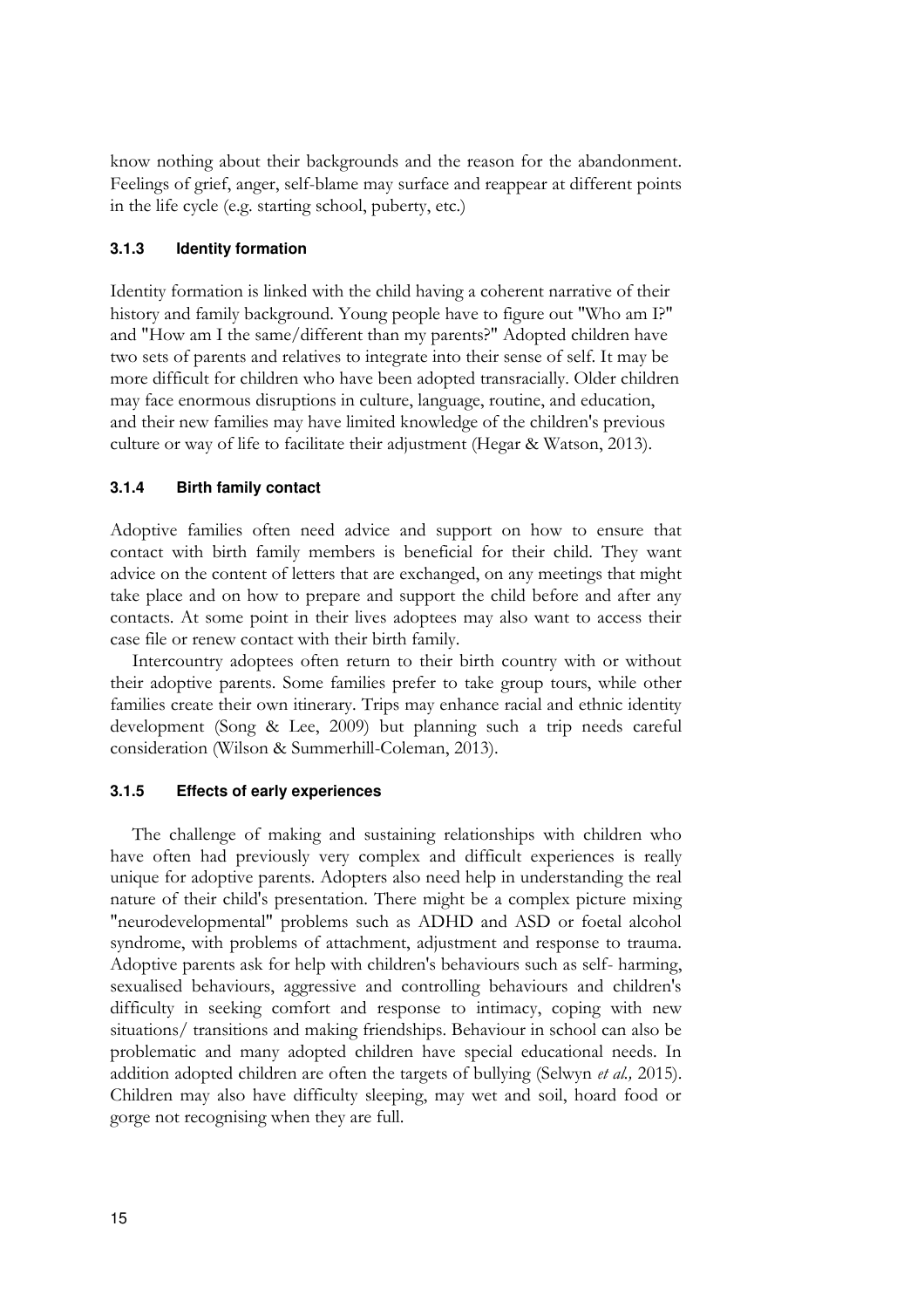know nothing about their backgrounds and the reason for the abandonment. Feelings of grief, anger, self-blame may surface and reappear at different points in the life cycle (e.g. starting school, puberty, etc.)

### 3.1.3 Identity formation

Identity formation is linked with the child having a coherent narrative of their history and family background. Young people have to figure out "Who am I?" and "How am I the same/different than my parents?" Adopted children have two sets of parents and relatives to integrate into their sense of self. It may be more difficult for children who have been adopted transracially. Older children may face enormous disruptions in culture, language, routine, and education, and their new families may have limited knowledge of the children's previous culture or way of life to facilitate their adjustment (Hegar & Watson, 2013).

### 3.1.4 Birth family contact

Adoptive families often need advice and support on how to ensure that contact with birth family members is beneficial for their child. They want advice on the content of letters that are exchanged, on any meetings that might take place and on how to prepare and support the child before and after any contacts. At some point in their lives adoptees may also want to access their case file or renew contact with their birth family.

Intercountry adoptees often return to their birth country with or without their adoptive parents. Some families prefer to take group tours, while other families create their own itinerary. Trips may enhance racial and ethnic identity development (Song & Lee, 2009) but planning such a trip needs careful consideration (Wilson & Summerhill-Coleman, 2013).

### 3.1.5 Effects of early experiences

The challenge of making and sustaining relationships with children who have often had previously very complex and difficult experiences is really unique for adoptive parents. Adopters also need help in understanding the real nature of their child's presentation. There might be a complex picture mixing "neurodevelopmental" problems such as ADHD and ASD or foetal alcohol syndrome, with problems of attachment, adjustment and response to trauma. Adoptive parents ask for help with children's behaviours such as self- harming, sexualised behaviours, aggressive and controlling behaviours and children's difficulty in seeking comfort and response to intimacy, coping with new situations/ transitions and making friendships. Behaviour in school can also be problematic and many adopted children have special educational needs. In addition adopted children are often the targets of bullying (Selwyn *et al.,* 2015). Children may also have difficulty sleeping, may wet and soil, hoard food or gorge not recognising when they are full.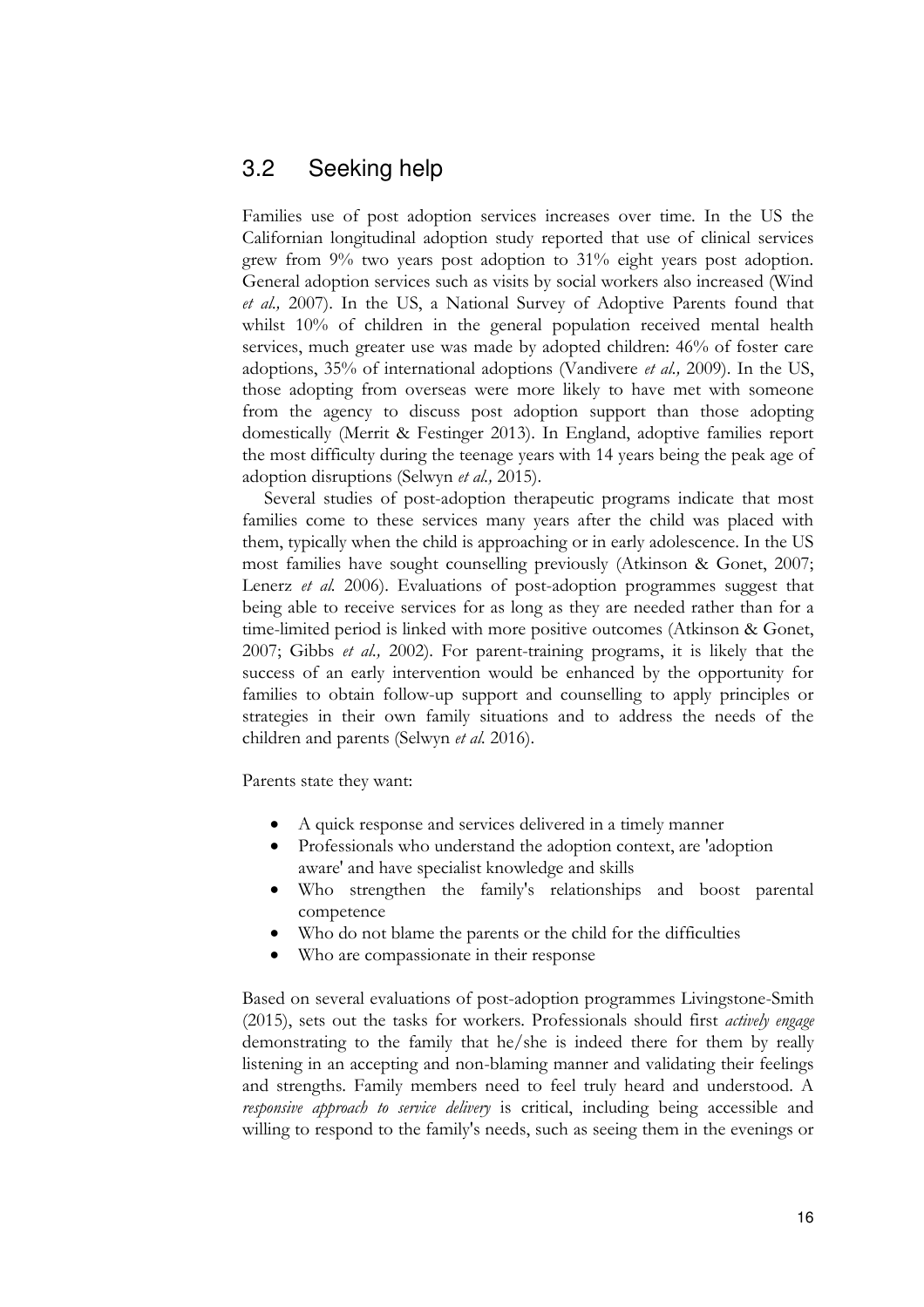## 3.2 Seeking help

Families use of post adoption services increases over time. In the US the Californian longitudinal adoption study reported that use of clinical services grew from 9% two years post adoption to 31% eight years post adoption. General adoption services such as visits by social workers also increased (Wind *et al.,* 2007). In the US, a National Survey of Adoptive Parents found that whilst 10% of children in the general population received mental health services, much greater use was made by adopted children: 46% of foster care adoptions, 35% of international adoptions (Vandivere *et al.,* 2009). In the US, those adopting from overseas were more likely to have met with someone from the agency to discuss post adoption support than those adopting domestically (Merrit & Festinger 2013). In England, adoptive families report the most difficulty during the teenage years with 14 years being the peak age of adoption disruptions (Selwyn *et al.,* 2015).

Several studies of post-adoption therapeutic programs indicate that most families come to these services many years after the child was placed with them, typically when the child is approaching or in early adolescence. In the US most families have sought counselling previously (Atkinson & Gonet, 2007; Lenerz *et al.* 2006). Evaluations of post-adoption programmes suggest that being able to receive services for as long as they are needed rather than for a time-limited period is linked with more positive outcomes (Atkinson & Gonet, 2007; Gibbs *et al.,* 2002). For parent-training programs, it is likely that the success of an early intervention would be enhanced by the opportunity for families to obtain follow-up support and counselling to apply principles or strategies in their own family situations and to address the needs of the children and parents (Selwyn *et al.* 2016).

Parents state they want:

- A quick response and services delivered in a timely manner
- Professionals who understand the adoption context, are 'adoption aware' and have specialist knowledge and skills
- Who strengthen the family's relationships and boost parental competence
- Who do not blame the parents or the child for the difficulties
- Who are compassionate in their response

Based on several evaluations of post-adoption programmes Livingstone-Smith (2015), sets out the tasks for workers. Professionals should first *actively engage* demonstrating to the family that he/she is indeed there for them by really listening in an accepting and non-blaming manner and validating their feelings and strengths. Family members need to feel truly heard and understood. A *responsive approach to service delivery* is critical, including being accessible and willing to respond to the family's needs, such as seeing them in the evenings or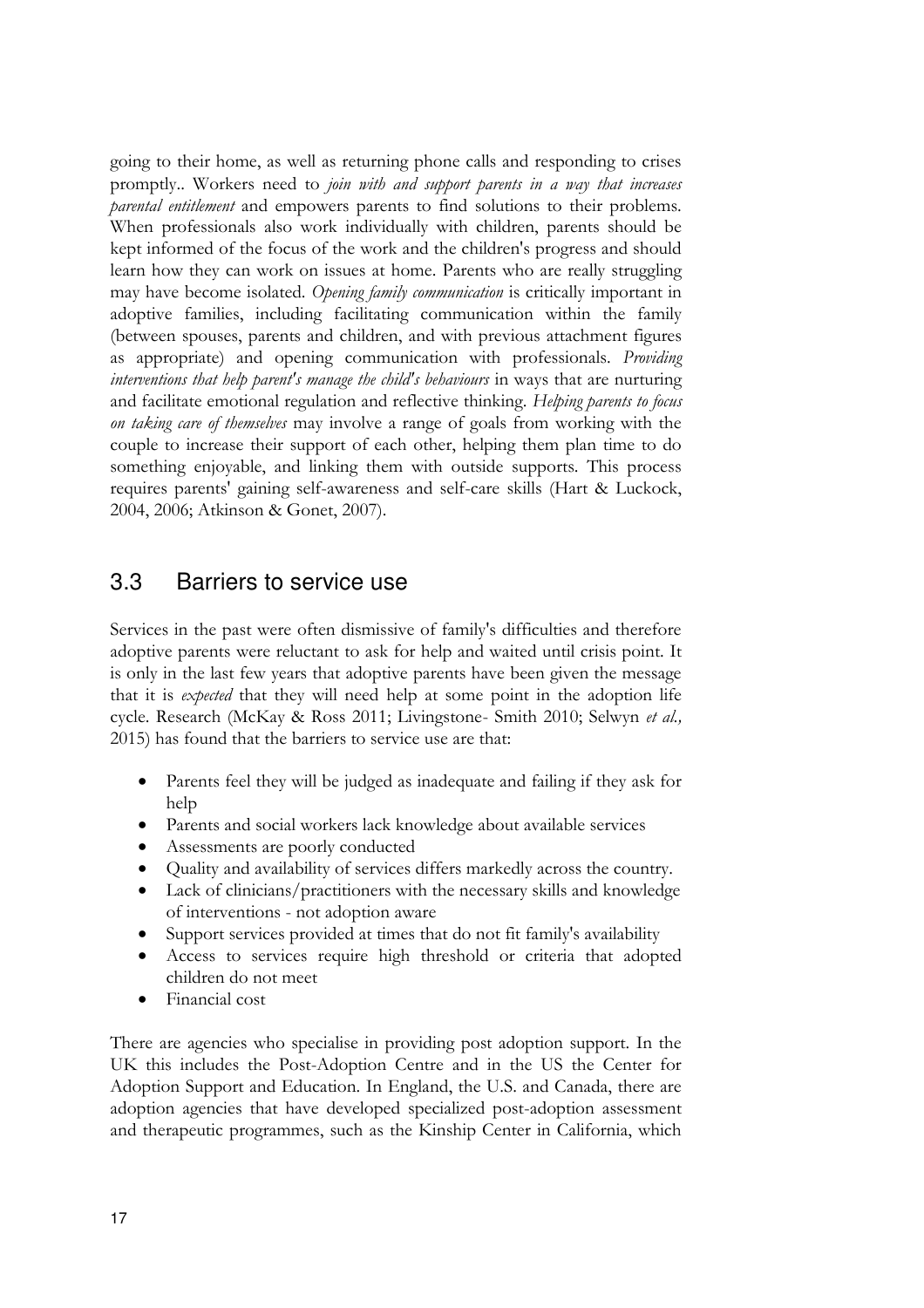going to their home, as well as returning phone calls and responding to crises promptly.. Workers need to *join with and support parents in a way that increases parental entitlement* and empowers parents to find solutions to their problems. When professionals also work individually with children, parents should be kept informed of the focus of the work and the children's progress and should learn how they can work on issues at home. Parents who are really struggling may have become isolated. *Opening family communication* is critically important in adoptive families, including facilitating communication within the family (between spouses, parents and children, and with previous attachment figures as appropriate) and opening communication with professionals. *Providing interventions that help parent's manage the child's behaviours* in ways that are nurturing and facilitate emotional regulation and reflective thinking. *Helping parents to focus on taking care of themselves* may involve a range of goals from working with the couple to increase their support of each other, helping them plan time to do something enjoyable, and linking them with outside supports. This process requires parents' gaining self-awareness and self-care skills (Hart & Luckock, 2004, 2006; Atkinson & Gonet, 2007).

## 3.3 Barriers to service use

Services in the past were often dismissive of family's difficulties and therefore adoptive parents were reluctant to ask for help and waited until crisis point. It is only in the last few years that adoptive parents have been given the message that it is *expected* that they will need help at some point in the adoption life cycle. Research (McKay & Ross 2011; Livingstone- Smith 2010; Selwyn *et al.,* 2015) has found that the barriers to service use are that:

- Parents feel they will be judged as inadequate and failing if they ask for help
- Parents and social workers lack knowledge about available services
- Assessments are poorly conducted
- Quality and availability of services differs markedly across the country.
- Lack of clinicians/practitioners with the necessary skills and knowledge of interventions - not adoption aware
- Support services provided at times that do not fit family's availability
- Access to services require high threshold or criteria that adopted children do not meet
- Financial cost

There are agencies who specialise in providing post adoption support. In the UK this includes the Post-Adoption Centre and in the US the Center for Adoption Support and Education. In England, the U.S. and Canada, there are adoption agencies that have developed specialized post-adoption assessment and therapeutic programmes, such as the Kinship Center in California, which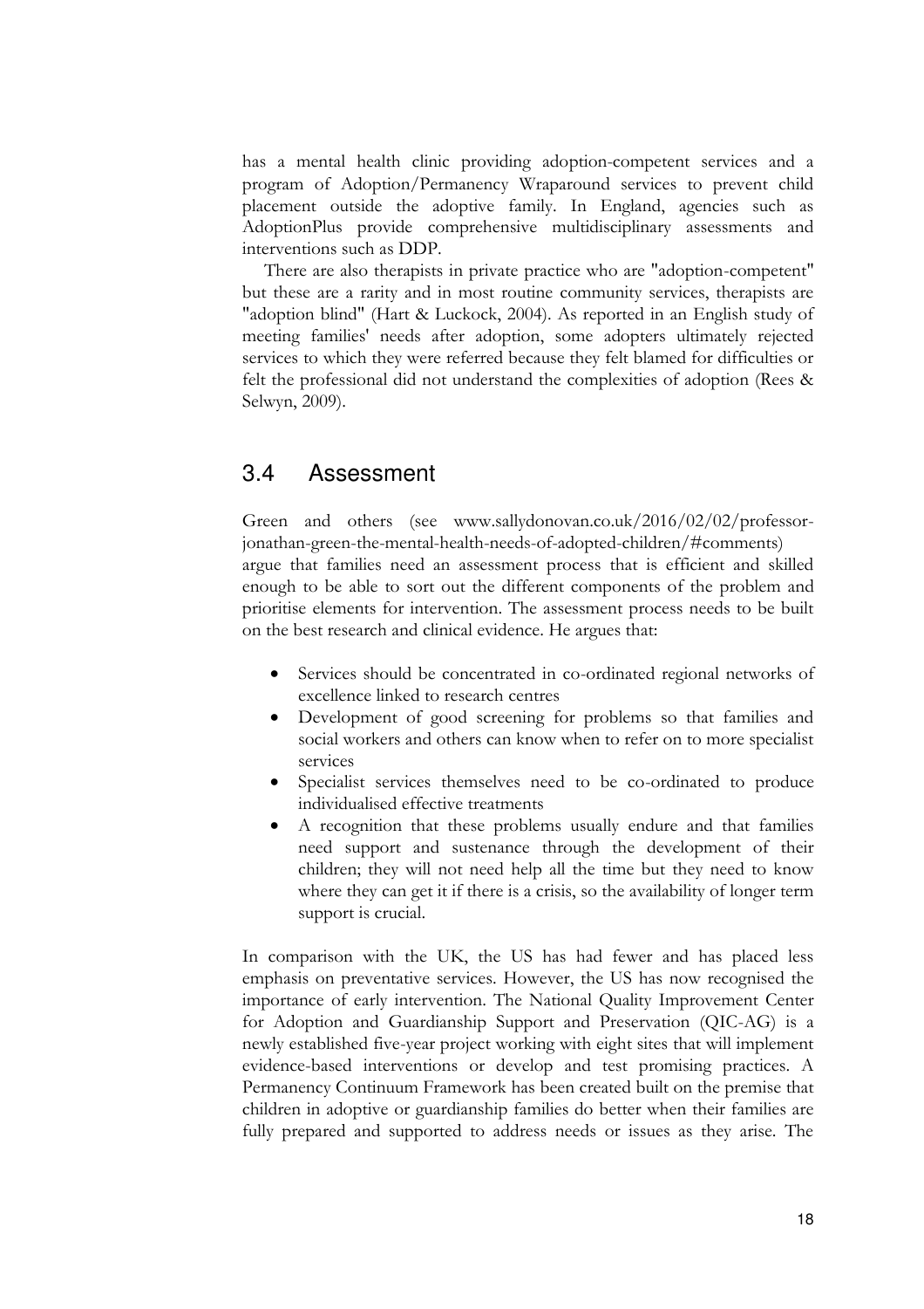has a mental health clinic providing adoption-competent services and a program of Adoption/Permanency Wraparound services to prevent child placement outside the adoptive family. In England, agencies such as AdoptionPlus provide comprehensive multidisciplinary assessments and interventions such as DDP.

There are also therapists in private practice who are "adoption-competent" but these are a rarity and in most routine community services, therapists are "adoption blind" (Hart & Luckock, 2004). As reported in an English study of meeting families' needs after adoption, some adopters ultimately rejected services to which they were referred because they felt blamed for difficulties or felt the professional did not understand the complexities of adoption (Rees & Selwyn, 2009).

## 3.4 Assessment

Green and others (see www.sallydonovan.co.uk/2016/02/02/professor-jonathan-green-the-mental-health-needs-of-adopted-children/#comments) argue that families need an assessment process that is efficient and skilled enough to be able to sort out the different components of the problem and prioritise elements for intervention. The assessment process needs to be built on the best research and clinical evidence. He argues that:

- Services should be concentrated in co-ordinated regional networks of excellence linked to research centres
- Development of good screening for problems so that families and social workers and others can know when to refer on to more specialist services
- Specialist services themselves need to be co-ordinated to produce individualised effective treatments
- A recognition that these problems usually endure and that families need support and sustenance through the development of their children; they will not need help all the time but they need to know where they can get it if there is a crisis, so the availability of longer term support is crucial.

In comparison with the UK, the US has had fewer and has placed less emphasis on preventative services. However, the US has now recognised the importance of early intervention. The National Quality Improvement Center for Adoption and Guardianship Support and Preservation (QIC-AG) is a newly established five-year project working with eight sites that will implement evidence-based interventions or develop and test promising practices. A Permanency Continuum Framework has been created built on the premise that children in adoptive or guardianship families do better when their families are fully prepared and supported to address needs or issues as they arise. The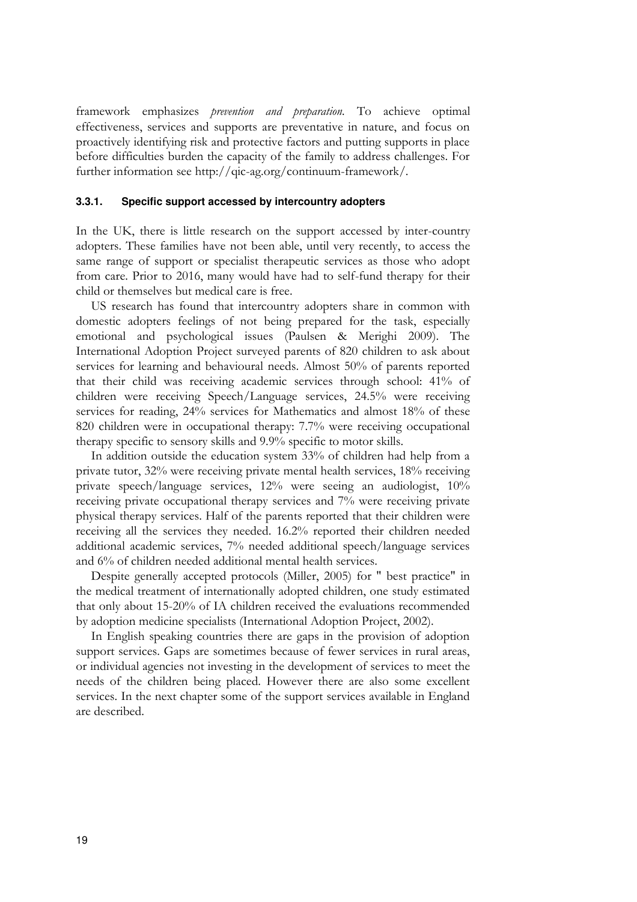framework emphasizes *prevention and preparation*. To achieve optimal effectiveness, services and supports are preventative in nature, and focus on proactively identifying risk and protective factors and putting supports in place before difficulties burden the capacity of the family to address challenges. For further information see http://qic-ag.org/continuum-framework/.

#### 3.3.1. Specific support accessed by intercountry adopters

In the UK, there is little research on the support accessed by inter-country adopters. These families have not been able, until very recently, to access the same range of support or specialist therapeutic services as those who adopt from care. Prior to 2016, many would have had to self-fund therapy for their child or themselves but medical care is free.

US research has found that intercountry adopters share in common with domestic adopters feelings of not being prepared for the task, especially emotional and psychological issues (Paulsen & Merighi 2009). The International Adoption Project surveyed parents of 820 children to ask about services for learning and behavioural needs. Almost 50% of parents reported that their child was receiving academic services through school: 41% of children were receiving Speech/Language services, 24.5% were receiving services for reading, 24% services for Mathematics and almost 18% of these 820 children were in occupational therapy: 7.7% were receiving occupational therapy specific to sensory skills and 9.9% specific to motor skills.

In addition outside the education system 33% of children had help from a private tutor, 32% were receiving private mental health services, 18% receiving private speech/language services, 12% were seeing an audiologist, 10% receiving private occupational therapy services and 7% were receiving private physical therapy services. Half of the parents reported that their children were receiving all the services they needed. 16.2% reported their children needed additional academic services, 7% needed additional speech/language services and 6% of children needed additional mental health services.

Despite generally accepted protocols (Miller, 2005) for " best practice" in the medical treatment of internationally adopted children, one study estimated that only about 15-20% of IA children received the evaluations recommended by adoption medicine specialists (International Adoption Project, 2002).

In English speaking countries there are gaps in the provision of adoption support services. Gaps are sometimes because of fewer services in rural areas, or individual agencies not investing in the development of services to meet the needs of the children being placed. However there are also some excellent services. In the next chapter some of the support services available in England are described.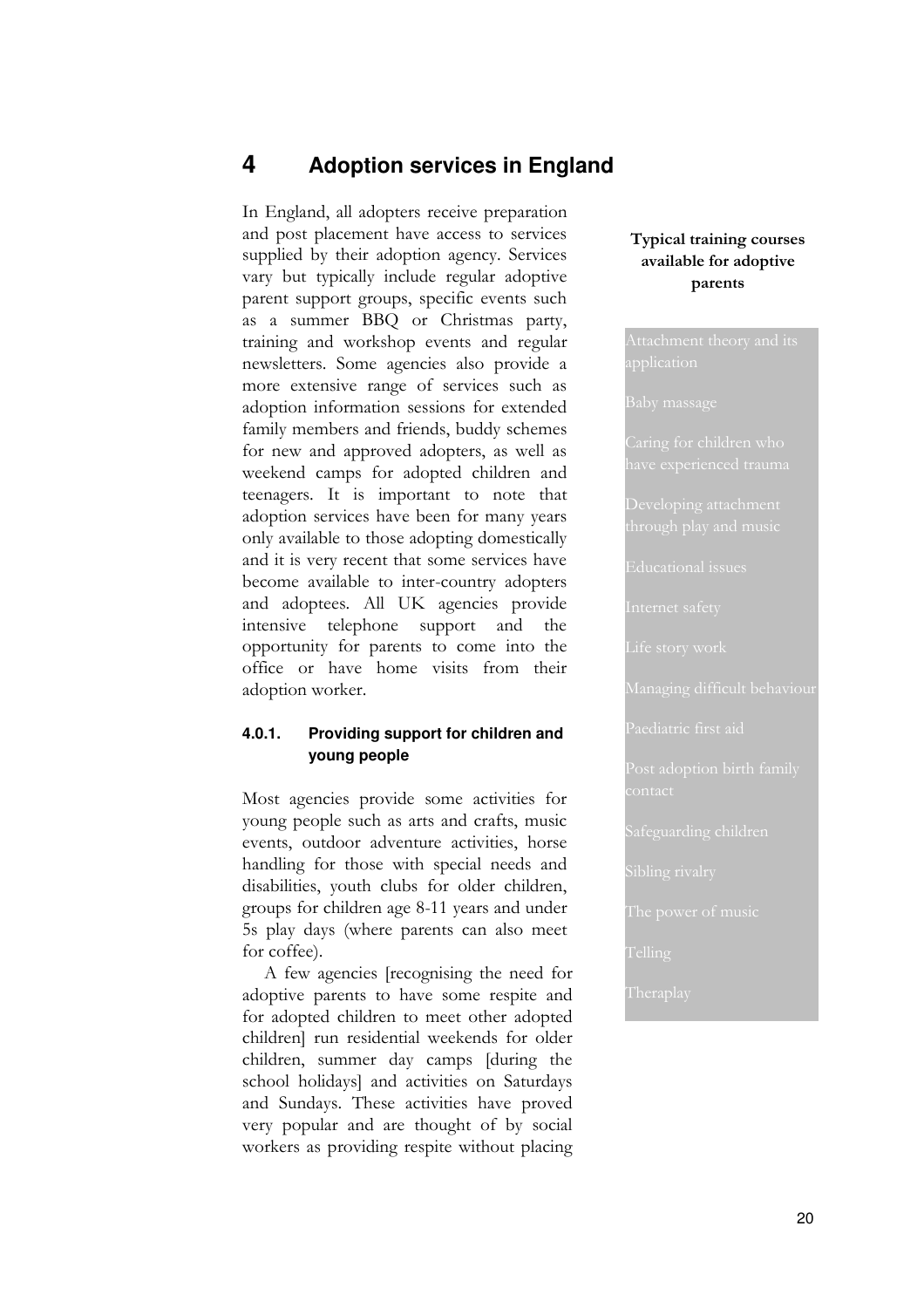# 4 Adoption services in England

In England, all adopters receive preparation and post placement have access to services supplied by their adoption agency. Services vary but typically include regular adoptive parent support groups, specific events such as a summer BBQ or Christmas party, training and workshop events and regular newsletters. Some agencies also provide a more extensive range of services such as adoption information sessions for extended family members and friends, buddy schemes for new and approved adopters, as well as weekend camps for adopted children and teenagers. It is important to note that adoption services have been for many years only available to those adopting domestically and it is very recent that some services have become available to inter-country adopters and adoptees. All UK agencies provide intensive telephone support and the opportunity for parents to come into the office or have home visits from their adoption worker.

**Typical training courses available for adoptive parents**

- Attachment theory and its application
- Baby massage
- Caring for children who have experienced trauma
- Developing attachment through play and music
- Educational issues
- Internet safety
- Life story work
- Managing difficult behaviour
- Paediatric first aid
- Post adoption birth family contact
- Safeguarding children
- Sibling rivalry
- The power of music
- Telling
- Theraplay

### 4.0.1. Providing support for children and young people

Most agencies provide some activities for young people such as arts and crafts, music events, outdoor adventure activities, horse handling for those with special needs and disabilities, youth clubs for older children, groups for children age 8-11 years and under 5s play days (where parents can also meet for coffee).

A few agencies [recognising the need for adoptive parents to have some respite and for adopted children to meet other adopted children] run residential weekends for older children, summer day camps [during the school holidays] and activities on Saturdays and Sundays. These activities have proved very popular and are thought of by social workers as providing respite without placing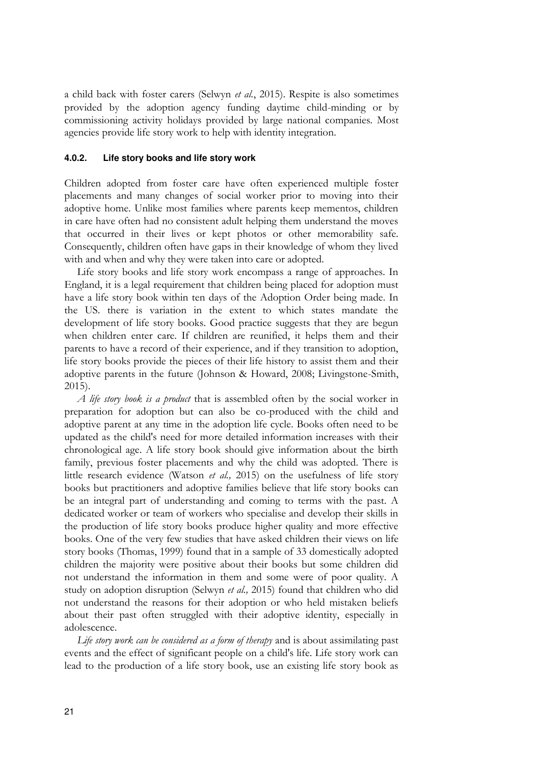a child back with foster carers (Selwyn *et al.*, 2015). Respite is also sometimes provided by the adoption agency funding daytime child-minding or by commissioning activity holidays provided by large national companies. Most agencies provide life story work to help with identity integration.

#### 4.0.2. Life story books and life story work

Children adopted from foster care have often experienced multiple foster placements and many changes of social worker prior to moving into their adoptive home. Unlike most families where parents keep mementos, children in care have often had no consistent adult helping them understand the moves that occurred in their lives or kept photos or other memorability safe. Consequently, children often have gaps in their knowledge of whom they lived with and when and why they were taken into care or adopted.

Life story books and life story work encompass a range of approaches. In England, it is a legal requirement that children being placed for adoption must have a life story book within ten days of the Adoption Order being made. In the US. there is variation in the extent to which states mandate the development of life story books. Good practice suggests that they are begun when children enter care. If children are reunified, it helps them and their parents to have a record of their experience, and if they transition to adoption, life story books provide the pieces of their life history to assist them and their adoptive parents in the future (Johnson & Howard, 2008; Livingstone-Smith, 2015).

*A life story book is a product* that is assembled often by the social worker in preparation for adoption but can also be co-produced with the child and adoptive parent at any time in the adoption life cycle. Books often need to be updated as the child's need for more detailed information increases with their chronological age. A life story book should give information about the birth family, previous foster placements and why the child was adopted. There is little research evidence (Watson *et al.,* 2015) on the usefulness of life story books but practitioners and adoptive families believe that life story books can be an integral part of understanding and coming to terms with the past. A dedicated worker or team of workers who specialise and develop their skills in the production of life story books produce higher quality and more effective books. One of the very few studies that have asked children their views on life story books (Thomas, 1999) found that in a sample of 33 domestically adopted children the majority were positive about their books but some children did not understand the information in them and some were of poor quality. A study on adoption disruption (Selwyn *et al.,* 2015) found that children who did not understand the reasons for their adoption or who held mistaken beliefs about their past often struggled with their adoptive identity, especially in adolescence.

*Life story work can be considered as a form of therapy* and is about assimilating past events and the effect of significant people on a child's life. Life story work can lead to the production of a life story book, use an existing life story book as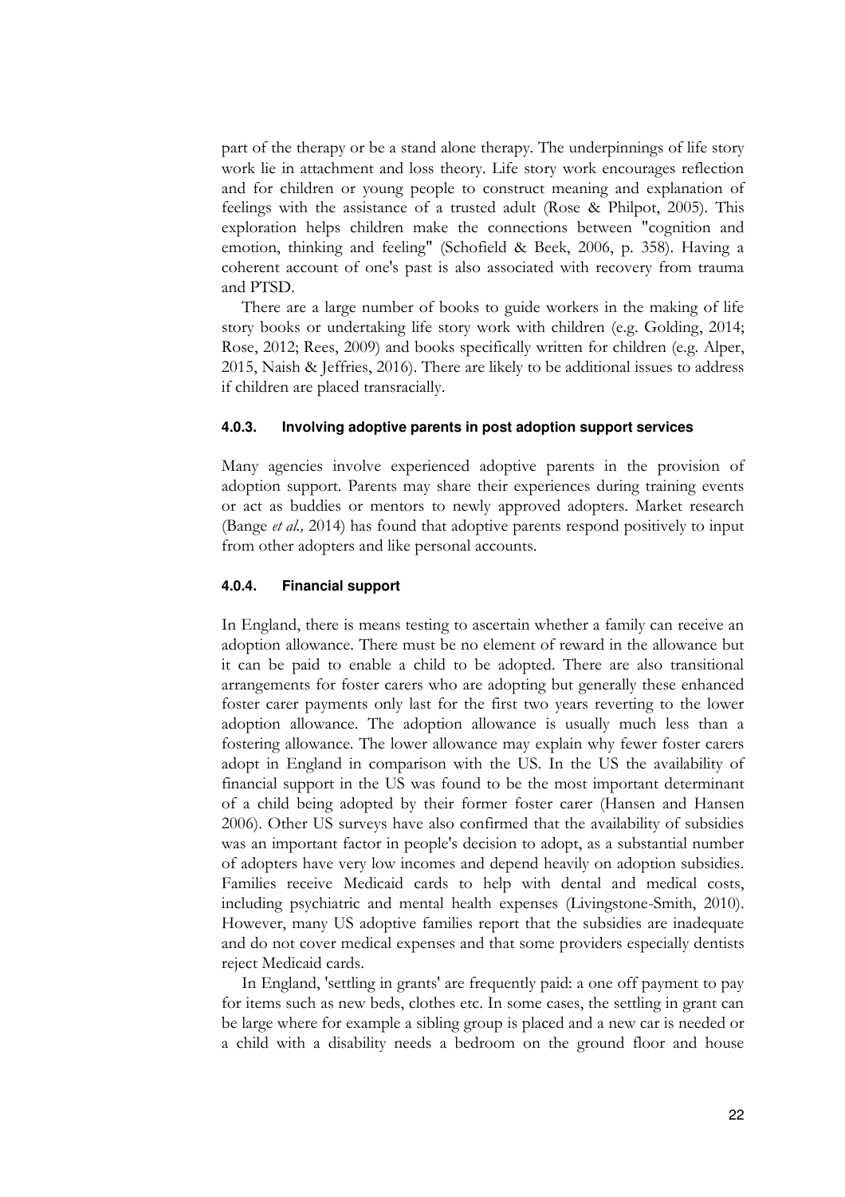part of the therapy or be a stand alone therapy. The underpinnings of life story work lie in attachment and loss theory. Life story work encourages reflection and for children or young people to construct meaning and explanation of feelings with the assistance of a trusted adult (Rose & Philpot, 2005). This exploration helps children make the connections between "cognition and emotion, thinking and feeling" (Schofield & Beek, 2006, p. 358). Having a coherent account of one's past is also associated with recovery from trauma and PTSD.

There are a large number of books to guide workers in the making of life story books or undertaking life story work with children (e.g. Golding, 2014; Rose, 2012; Rees, 2009) and books specifically written for children (e.g. Alper, 2015, Naish & Jeffries, 2016). There are likely to be additional issues to address if children are placed transracially.

#### 4.0.3. Involving adoptive parents in post adoption support services

Many agencies involve experienced adoptive parents in the provision of adoption support. Parents may share their experiences during training events or act as buddies or mentors to newly approved adopters. Market research (Bange *et al.,* 2014) has found that adoptive parents respond positively to input from other adopters and like personal accounts.

#### 4.0.4. Financial support

In England, there is means testing to ascertain whether a family can receive an adoption allowance. There must be no element of reward in the allowance but it can be paid to enable a child to be adopted. There are also transitional arrangements for foster carers who are adopting but generally these enhanced foster carer payments only last for the first two years reverting to the lower adoption allowance. The adoption allowance is usually much less than a fostering allowance. The lower allowance may explain why fewer foster carers adopt in England in comparison with the US. In the US the availability of financial support in the US was found to be the most important determinant of a child being adopted by their former foster carer (Hansen and Hansen 2006). Other US surveys have also confirmed that the availability of subsidies was an important factor in people's decision to adopt, as a substantial number of adopters have very low incomes and depend heavily on adoption subsidies. Families receive Medicaid cards to help with dental and medical costs, including psychiatric and mental health expenses (Livingstone-Smith, 2010). However, many US adoptive families report that the subsidies are inadequate and do not cover medical expenses and that some providers especially dentists reject Medicaid cards.

In England, 'settling in grants' are frequently paid: a one off payment to pay for items such as new beds, clothes etc. In some cases, the settling in grant can be large where for example a sibling group is placed and a new car is needed or a child with a disability needs a bedroom on the ground floor and house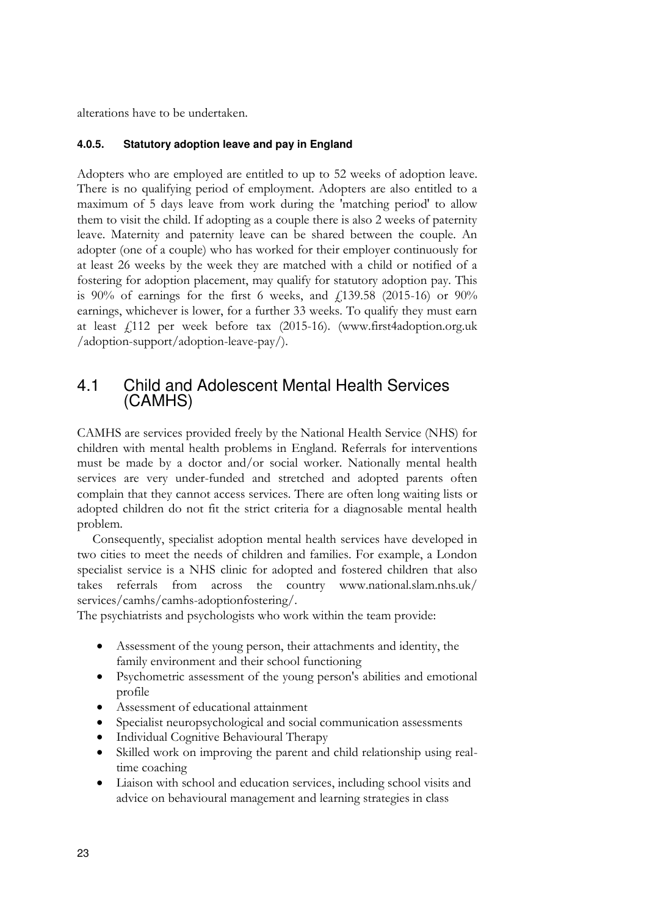alterations have to be undertaken.

#### 4.0.5. Statutory adoption leave and pay in England

Adopters who are employed are entitled to up to 52 weeks of adoption leave. There is no qualifying period of employment. Adopters are also entitled to a maximum of 5 days leave from work during the 'matching period' to allow them to visit the child. If adopting as a couple there is also 2 weeks of paternity leave. Maternity and paternity leave can be shared between the couple. An adopter (one of a couple) who has worked for their employer continuously for at least 26 weeks by the week they are matched with a child or notified of a fostering for adoption placement, may qualify for statutory adoption pay. This is 90% of earnings for the first 6 weeks, and £139.58 (2015-16) or 90% earnings, whichever is lower, for a further 33 weeks. To qualify they must earn at least £112 per week before tax (2015-16). (www.first4adoption.org.uk /adoption-support/adoption-leave-pay/).

## 4.1 Child and Adolescent Mental Health Services (CAMHS)

CAMHS are services provided freely by the National Health Service (NHS) for children with mental health problems in England. Referrals for interventions must be made by a doctor and/or social worker. Nationally mental health services are very under-funded and stretched and adopted parents often complain that they cannot access services. There are often long waiting lists or adopted children do not fit the strict criteria for a diagnosable mental health problem.

Consequently, specialist adoption mental health services have developed in two cities to meet the needs of children and families. For example, a London specialist service is a NHS clinic for adopted and fostered children that also takes referrals from across the country www.national.slam.nhs.uk/ services/camhs/camhs-adoptionfostering/.

The psychiatrists and psychologists who work within the team provide:

- Assessment of the young person, their attachments and identity, the family environment and their school functioning
- Psychometric assessment of the young person's abilities and emotional profile
- Assessment of educational attainment
- Specialist neuropsychological and social communication assessments
- Individual Cognitive Behavioural Therapy
- Skilled work on improving the parent and child relationship using real-time coaching
- Liaison with school and education services, including school visits and advice on behavioural management and learning strategies in class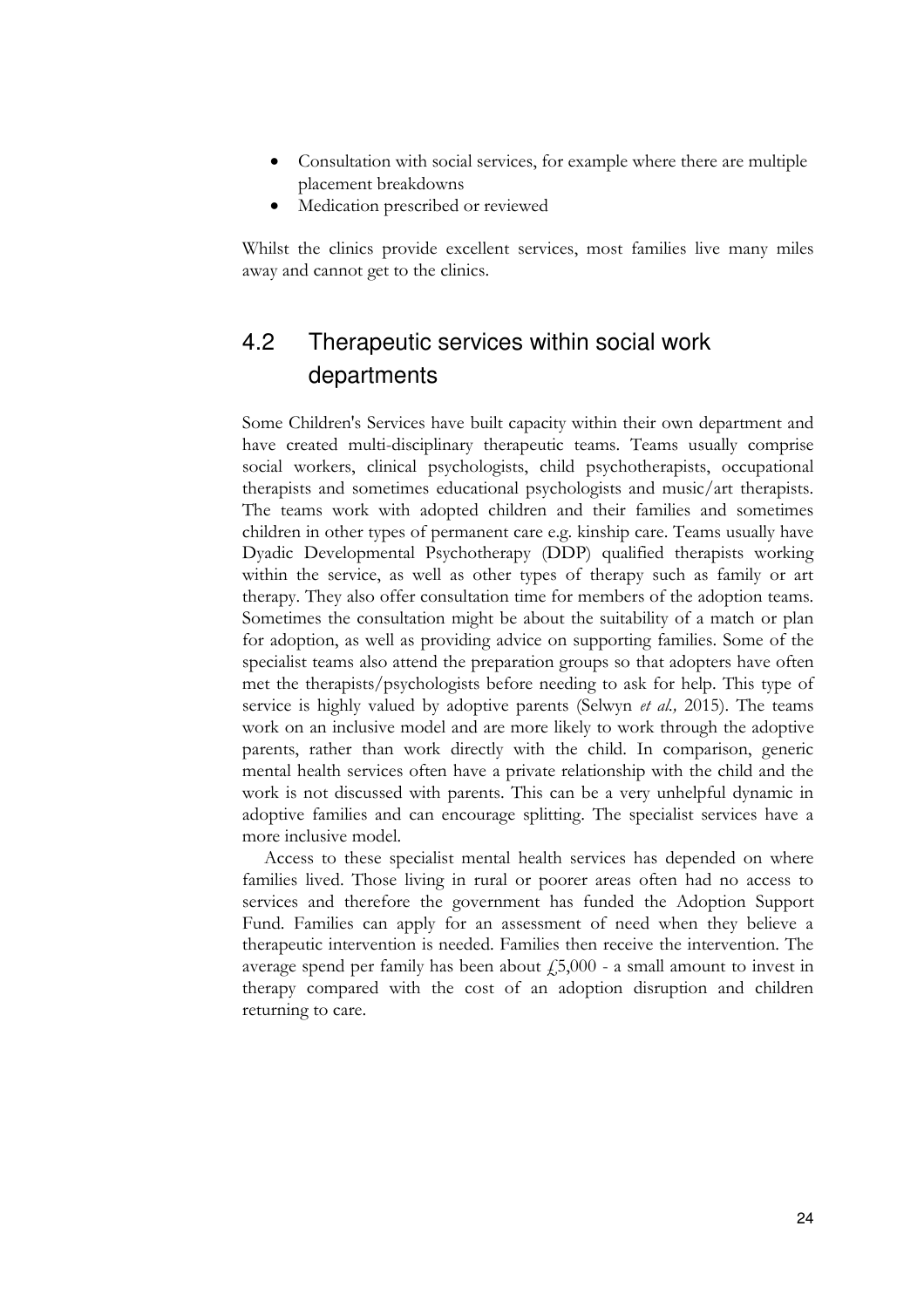- Consultation with social services, for example where there are multiple placement breakdowns
- Medication prescribed or reviewed

Whilst the clinics provide excellent services, most families live many miles away and cannot get to the clinics.

## 4.2 Therapeutic services within social work departments

Some Children's Services have built capacity within their own department and have created multi-disciplinary therapeutic teams. Teams usually comprise social workers, clinical psychologists, child psychotherapists, occupational therapists and sometimes educational psychologists and music/art therapists. The teams work with adopted children and their families and sometimes children in other types of permanent care e.g. kinship care. Teams usually have Dyadic Developmental Psychotherapy (DDP) qualified therapists working within the service, as well as other types of therapy such as family or art therapy. They also offer consultation time for members of the adoption teams. Sometimes the consultation might be about the suitability of a match or plan for adoption, as well as providing advice on supporting families. Some of the specialist teams also attend the preparation groups so that adopters have often met the therapists/psychologists before needing to ask for help. This type of service is highly valued by adoptive parents (Selwyn *et al.,* 2015). The teams work on an inclusive model and are more likely to work through the adoptive parents, rather than work directly with the child. In comparison, generic mental health services often have a private relationship with the child and the work is not discussed with parents. This can be a very unhelpful dynamic in adoptive families and can encourage splitting. The specialist services have a more inclusive model.

Access to these specialist mental health services has depended on where families lived. Those living in rural or poorer areas often had no access to services and therefore the government has funded the Adoption Support Fund. Families can apply for an assessment of need when they believe a therapeutic intervention is needed. Families then receive the intervention. The average spend per family has been about £5,000 - a small amount to invest in therapy compared with the cost of an adoption disruption and children returning to care.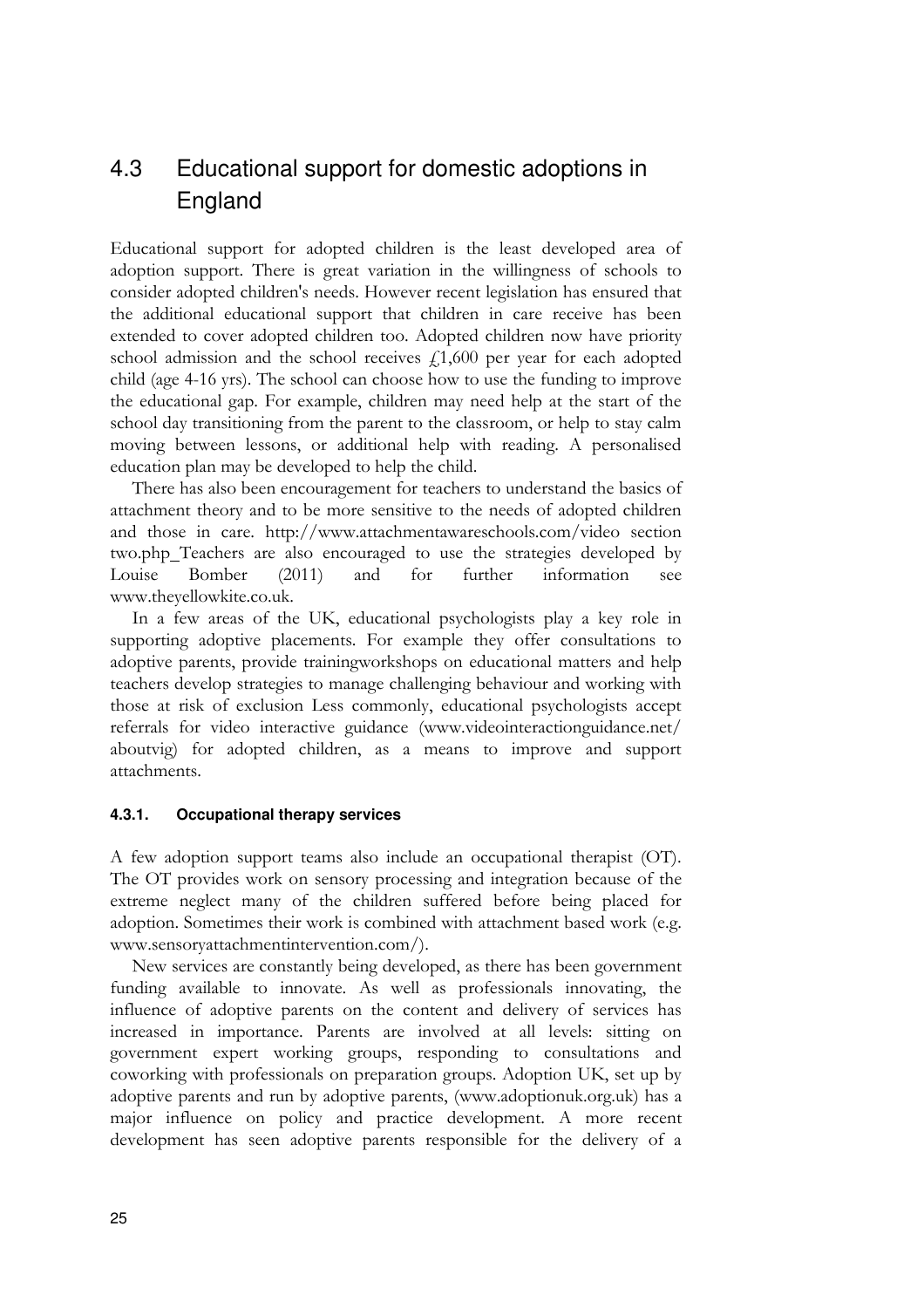## 4.3 Educational support for domestic adoptions in England

Educational support for adopted children is the least developed area of adoption support. There is great variation in the willingness of schools to consider adopted children's needs. However recent legislation has ensured that the additional educational support that children in care receive has been extended to cover adopted children too. Adopted children now have priority school admission and the school receives £1,600 per year for each adopted child (age 4-16 yrs). The school can choose how to use the funding to improve the educational gap. For example, children may need help at the start of the school day transitioning from the parent to the classroom, or help to stay calm moving between lessons, or additional help with reading. A personalised education plan may be developed to help the child.

There has also been encouragement for teachers to understand the basics of attachment theory and to be more sensitive to the needs of adopted children and those in care. http://www.attachmentawareschools.com/video section two.php_Teachers are also encouraged to use the strategies developed by Louise Bomber (2011) and for further information see www.theyellowkite.co.uk.

In a few areas of the UK, educational psychologists play a key role in supporting adoptive placements. For example they offer consultations to adoptive parents, provide trainingworkshops on educational matters and help teachers develop strategies to manage challenging behaviour and working with those at risk of exclusion Less commonly, educational psychologists accept referrals for video interactive guidance (www.videointeractionguidance.net/aboutvig) for adopted children, as a means to improve and support attachments.

#### 4.3.1. Occupational therapy services

A few adoption support teams also include an occupational therapist (OT). The OT provides work on sensory processing and integration because of the extreme neglect many of the children suffered before being placed for adoption. Sometimes their work is combined with attachment based work (e.g. www.sensoryattachmentintervention.com/).

New services are constantly being developed, as there has been government funding available to innovate. As well as professionals innovating, the influence of adoptive parents on the content and delivery of services has increased in importance. Parents are involved at all levels: sitting on government expert working groups, responding to consultations and coworking with professionals on preparation groups. Adoption UK, set up by adoptive parents and run by adoptive parents, (www.adoptionuk.org.uk) has a major influence on policy and practice development. A more recent development has seen adoptive parents responsible for the delivery of a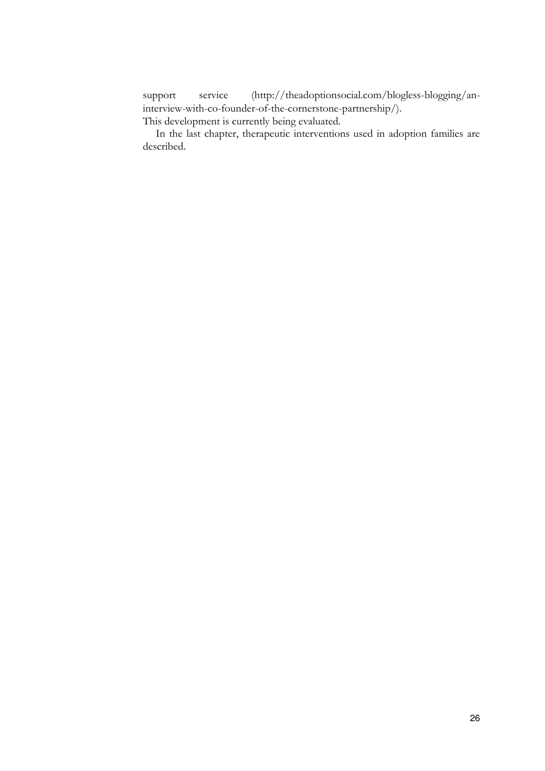support service (http://theadoptionsocial.com/blogless-blogging/an-interview-with-co-founder-of-the-cornerstone-partnership/). This development is currently being evaluated.

In the last chapter, therapeutic interventions used in adoption families are described.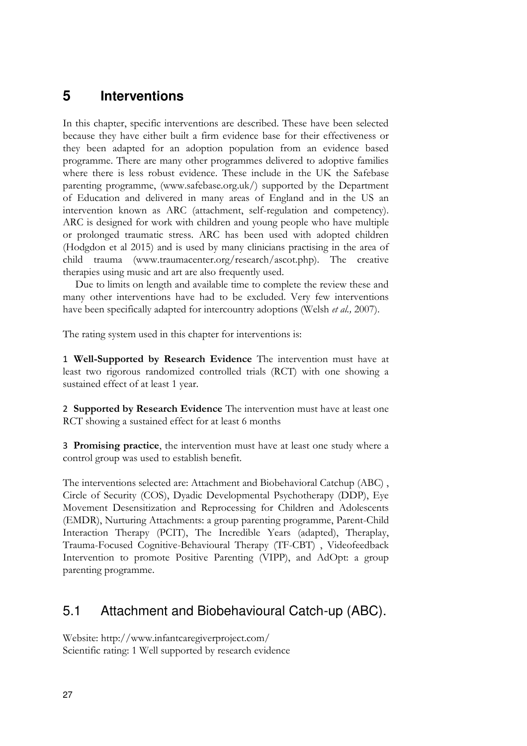# 5 Interventions

In this chapter, specific interventions are described. These have been selected because they have either built a firm evidence base for their effectiveness or they been adapted for an adoption population from an evidence based programme. There are many other programmes delivered to adoptive families where there is less robust evidence. These include in the UK the Safebase parenting programme, (www.safebase.org.uk/) supported by the Department of Education and delivered in many areas of England and in the US an intervention known as ARC (attachment, self-regulation and competency). ARC is designed for work with children and young people who have multiple or prolonged traumatic stress. ARC has been used with adopted children (Hodgdon et al 2015) and is used by many clinicians practising in the area of child trauma (www.traumacenter.org/research/ascot.php). The creative therapies using music and art are also frequently used.

Due to limits on length and available time to complete the review these and many other interventions have had to be excluded. Very few interventions have been specifically adapted for intercountry adoptions (Welsh *et al.,* 2007).

The rating system used in this chapter for interventions is:

1 **Well-Supported by Research Evidence** The intervention must have at least two rigorous randomized controlled trials (RCT) with one showing a sustained effect of at least 1 year.

2 **Supported by Research Evidence** The intervention must have at least one RCT showing a sustained effect for at least 6 months

3 **Promising practice**, the intervention must have at least one study where a control group was used to establish benefit.

The interventions selected are: Attachment and Biobehavioral Catchup (ABC) , Circle of Security (COS), Dyadic Developmental Psychotherapy (DDP), Eye Movement Desensitization and Reprocessing for Children and Adolescents (EMDR), Nurturing Attachments: a group parenting programme, Parent-Child Interaction Therapy (PCIT), The Incredible Years (adapted), Theraplay, Trauma-Focused Cognitive-Behavioural Therapy (TF-CBT) , Videofeedback Intervention to promote Positive Parenting (VIPP), and AdOpt: a group parenting programme.

## 5.1 Attachment and Biobehavioural Catch-up (ABC).

Website: http://www.infantcaregiverproject.com/
Scientific rating: 1 Well supported by research evidence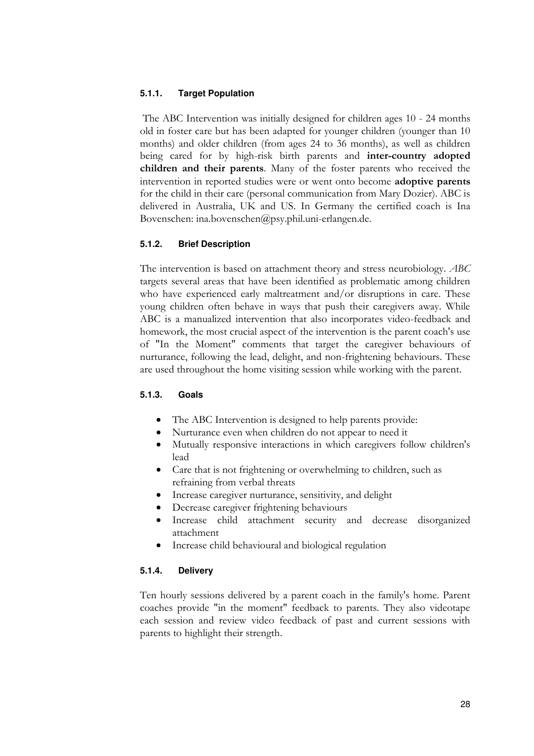#### 5.1.1. Target Population

The ABC Intervention was initially designed for children ages 10 - 24 months old in foster care but has been adapted for younger children (younger than 10 months) and older children (from ages 24 to 36 months), as well as children being cared for by high-risk birth parents and **inter-country adopted children and their parents**. Many of the foster parents who received the intervention in reported studies were or went onto become **adoptive parents** for the child in their care (personal communication from Mary Dozier). ABC is delivered in Australia, UK and US. In Germany the certified coach is Ina Bovenschen: ina.bovenschen@psy.phil.uni-erlangen.de.

#### 5.1.2. Brief Description

The intervention is based on attachment theory and stress neurobiology. *ABC* targets several areas that have been identified as problematic among children who have experienced early maltreatment and/or disruptions in care. These young children often behave in ways that push their caregivers away. While ABC is a manualized intervention that also incorporates video-feedback and homework, the most crucial aspect of the intervention is the parent coach's use of "In the Moment" comments that target the caregiver behaviours of nurturance, following the lead, delight, and non-frightening behaviours. These are used throughout the home visiting session while working with the parent.

#### 5.1.3. Goals

- The ABC Intervention is designed to help parents provide:
- Nurturance even when children do not appear to need it
- Mutually responsive interactions in which caregivers follow children's lead
- Care that is not frightening or overwhelming to children, such as refraining from verbal threats
- Increase caregiver nurturance, sensitivity, and delight
- Decrease caregiver frightening behaviours
- Increase child attachment security and decrease disorganized attachment
- Increase child behavioural and biological regulation

#### 5.1.4. Delivery

Ten hourly sessions delivered by a parent coach in the family's home. Parent coaches provide "in the moment" feedback to parents. They also videotape each session and review video feedback of past and current sessions with parents to highlight their strength.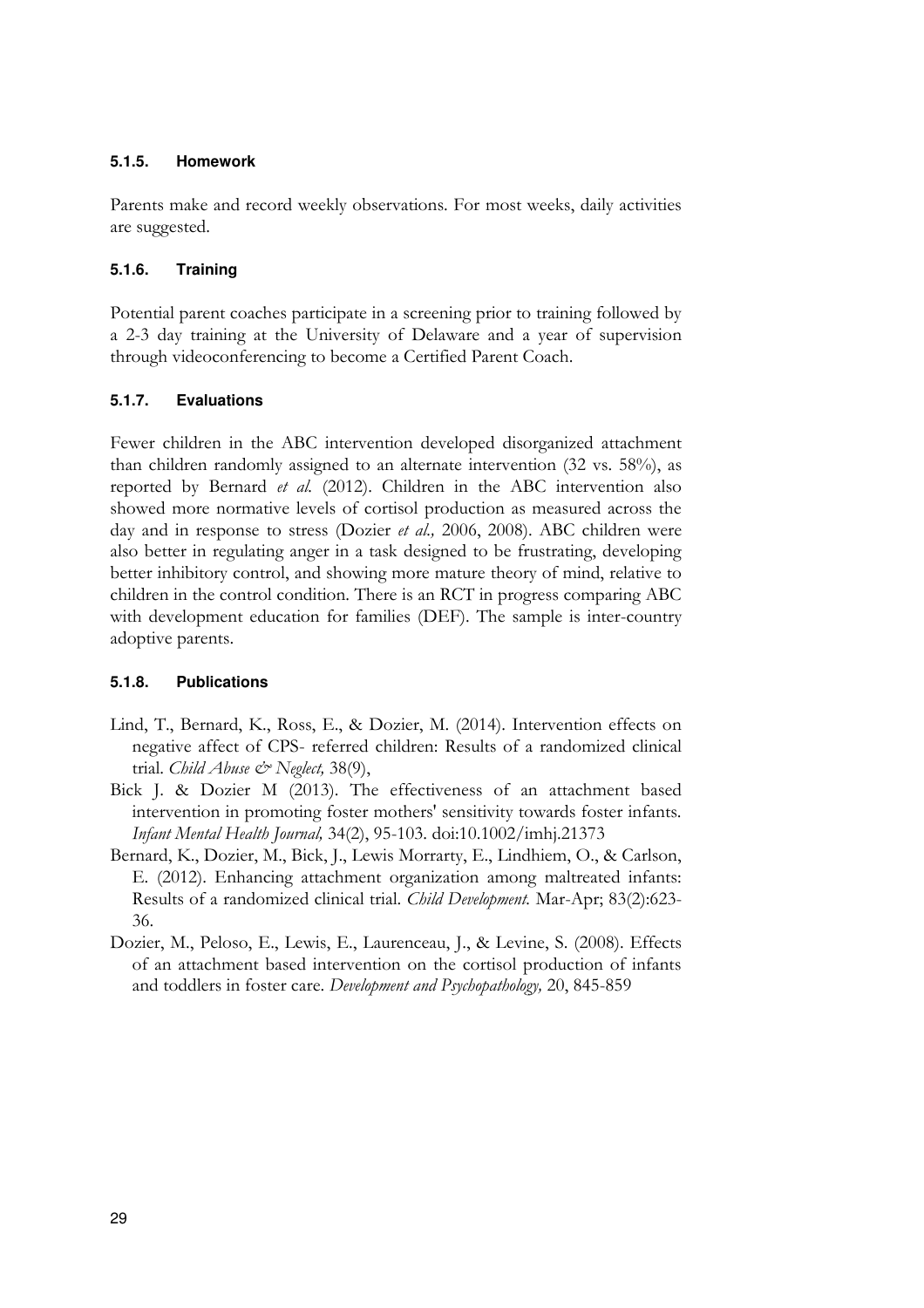#### 5.1.5. Homework

Parents make and record weekly observations. For most weeks, daily activities are suggested.

#### 5.1.6. Training

Potential parent coaches participate in a screening prior to training followed by a 2-3 day training at the University of Delaware and a year of supervision through videoconferencing to become a Certified Parent Coach.

#### 5.1.7. Evaluations

Fewer children in the ABC intervention developed disorganized attachment than children randomly assigned to an alternate intervention (32 vs. 58%), as reported by Bernard *et al.* (2012). Children in the ABC intervention also showed more normative levels of cortisol production as measured across the day and in response to stress (Dozier *et al.,* 2006, 2008). ABC children were also better in regulating anger in a task designed to be frustrating, developing better inhibitory control, and showing more mature theory of mind, relative to children in the control condition. There is an RCT in progress comparing ABC with development education for families (DEF). The sample is inter-country adoptive parents.

#### 5.1.8. Publications

- Lind, T., Bernard, K., Ross, E., & Dozier, M. (2014). Intervention effects on negative affect of CPS- referred children: Results of a randomized clinical trial. *Child Abuse & Neglect,* 38(9),
- Bick J. & Dozier M (2013). The effectiveness of an attachment based intervention in promoting foster mothers' sensitivity towards foster infants. *Infant Mental Health Journal,* 34(2), 95-103. doi:10.1002/imhj.21373
- Bernard, K., Dozier, M., Bick, J., Lewis Morrarty, E., Lindhiem, O., & Carlson, E. (2012). Enhancing attachment organization among maltreated infants: Results of a randomized clinical trial. *Child Development.* Mar-Apr; 83(2):623-36.
- Dozier, M., Peloso, E., Lewis, E., Laurenceau, J., & Levine, S. (2008). Effects of an attachment based intervention on the cortisol production of infants and toddlers in foster care. *Development and Psychopathology,* 20, 845-859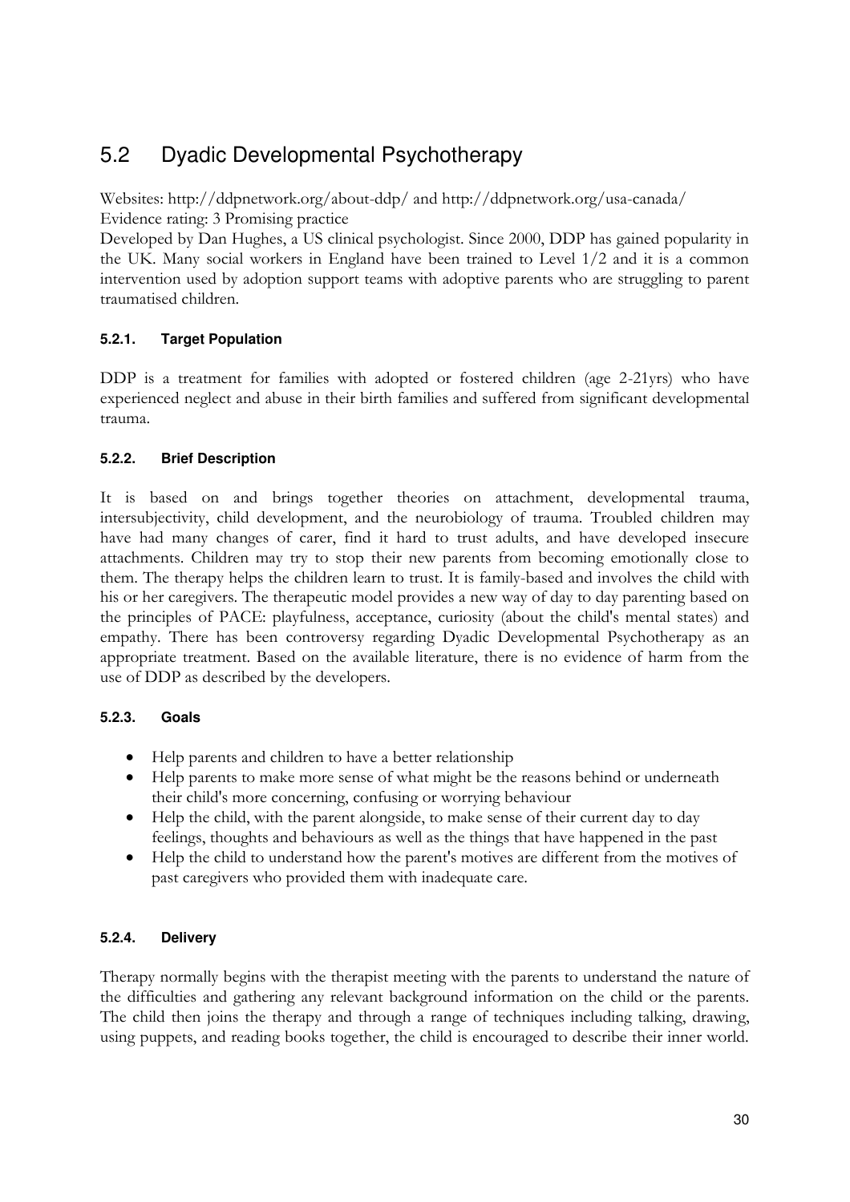## 5.2 Dyadic Developmental Psychotherapy

Websites: http://ddpnetwork.org/about-ddp/ and http://ddpnetwork.org/usa-canada/
Evidence rating: 3 Promising practice
Developed by Dan Hughes, a US clinical psychologist. Since 2000, DDP has gained popularity in the UK. Many social workers in England have been trained to Level 1/2 and it is a common intervention used by adoption support teams with adoptive parents who are struggling to parent traumatised children.

#### 5.2.1. Target Population

DDP is a treatment for families with adopted or fostered children (age 2-21yrs) who have experienced neglect and abuse in their birth families and suffered from significant developmental trauma.

#### 5.2.2. Brief Description

It is based on and brings together theories on attachment, developmental trauma, intersubjectivity, child development, and the neurobiology of trauma. Troubled children may have had many changes of carer, find it hard to trust adults, and have developed insecure attachments. Children may try to stop their new parents from becoming emotionally close to them. The therapy helps the children learn to trust. It is family-based and involves the child with his or her caregivers. The therapeutic model provides a new way of day to day parenting based on the principles of PACE: playfulness, acceptance, curiosity (about the child's mental states) and empathy. There has been controversy regarding Dyadic Developmental Psychotherapy as an appropriate treatment. Based on the available literature, there is no evidence of harm from the use of DDP as described by the developers.

#### 5.2.3. Goals

- Help parents and children to have a better relationship
- Help parents to make more sense of what might be the reasons behind or underneath their child's more concerning, confusing or worrying behaviour
- Help the child, with the parent alongside, to make sense of their current day to day feelings, thoughts and behaviours as well as the things that have happened in the past
- Help the child to understand how the parent's motives are different from the motives of past caregivers who provided them with inadequate care.

#### 5.2.4. Delivery

Therapy normally begins with the therapist meeting with the parents to understand the nature of the difficulties and gathering any relevant background information on the child or the parents. The child then joins the therapy and through a range of techniques including talking, drawing, using puppets, and reading books together, the child is encouraged to describe their inner world.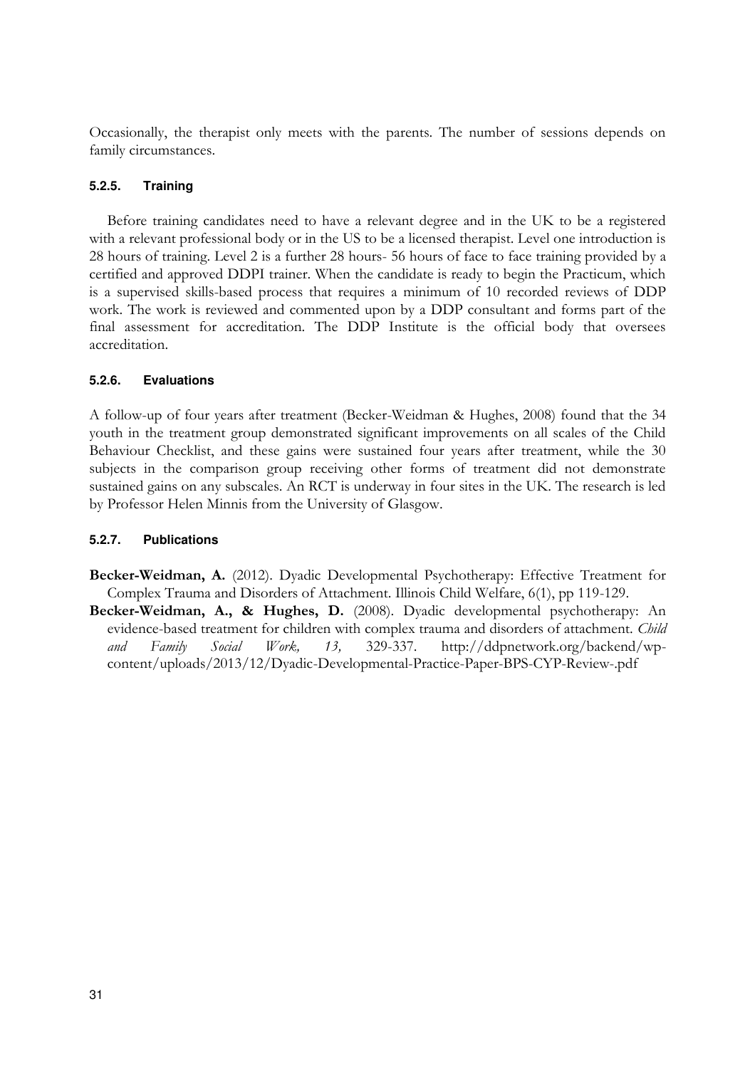Occasionally, the therapist only meets with the parents. The number of sessions depends on family circumstances.

#### 5.2.5. Training

Before training candidates need to have a relevant degree and in the UK to be a registered with a relevant professional body or in the US to be a licensed therapist. Level one introduction is 28 hours of training. Level 2 is a further 28 hours- 56 hours of face to face training provided by a certified and approved DDPI trainer. When the candidate is ready to begin the Practicum, which is a supervised skills-based process that requires a minimum of 10 recorded reviews of DDP work. The work is reviewed and commented upon by a DDP consultant and forms part of the final assessment for accreditation. The DDP Institute is the official body that oversees accreditation.

#### 5.2.6. Evaluations

A follow-up of four years after treatment (Becker-Weidman & Hughes, 2008) found that the 34 youth in the treatment group demonstrated significant improvements on all scales of the Child Behaviour Checklist, and these gains were sustained four years after treatment, while the 30 subjects in the comparison group receiving other forms of treatment did not demonstrate sustained gains on any subscales. An RCT is underway in four sites in the UK. The research is led by Professor Helen Minnis from the University of Glasgow.

#### 5.2.7. Publications

**Becker-Weidman, A.** (2012). Dyadic Developmental Psychotherapy: Effective Treatment for Complex Trauma and Disorders of Attachment. Illinois Child Welfare, 6(1), pp 119-129.

**Becker-Weidman, A., & Hughes, D.** (2008). Dyadic developmental psychotherapy: An evidence-based treatment for children with complex trauma and disorders of attachment. *Child and Family Social Work, 13,* 329-337. http://ddpnetwork.org/backend/wp-content/uploads/2013/12/Dyadic-Developmental-Practice-Paper-BPS-CYP-Review-.pdf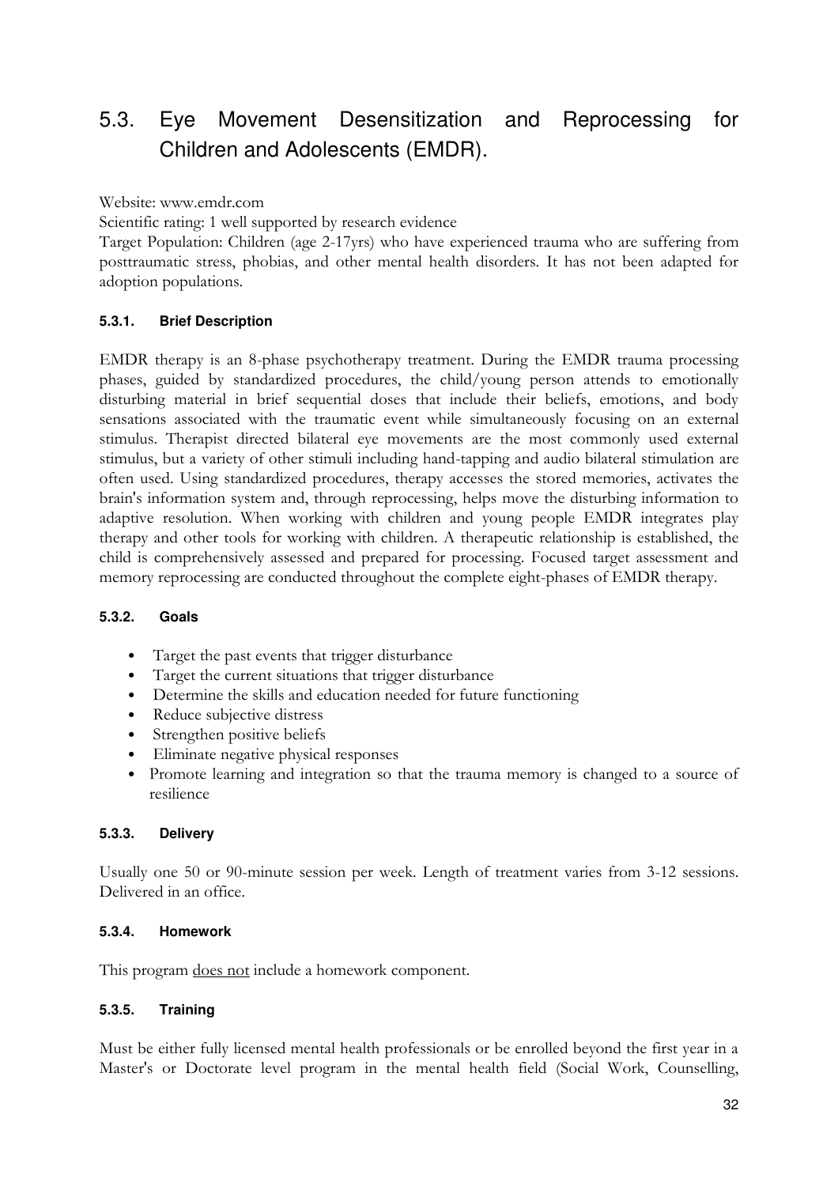## 5.3. Eye Movement Desensitization and Reprocessing for Children and Adolescents (EMDR).

Website: www.emdr.com

Scientific rating: 1 well supported by research evidence

Target Population: Children (age 2-17yrs) who have experienced trauma who are suffering from posttraumatic stress, phobias, and other mental health disorders. It has not been adapted for adoption populations.

### 5.3.1. Brief Description

EMDR therapy is an 8-phase psychotherapy treatment. During the EMDR trauma processing phases, guided by standardized procedures, the child/young person attends to emotionally disturbing material in brief sequential doses that include their beliefs, emotions, and body sensations associated with the traumatic event while simultaneously focusing on an external stimulus. Therapist directed bilateral eye movements are the most commonly used external stimulus, but a variety of other stimuli including hand-tapping and audio bilateral stimulation are often used. Using standardized procedures, therapy accesses the stored memories, activates the brain's information system and, through reprocessing, helps move the disturbing information to adaptive resolution. When working with children and young people EMDR integrates play therapy and other tools for working with children. A therapeutic relationship is established, the child is comprehensively assessed and prepared for processing. Focused target assessment and memory reprocessing are conducted throughout the complete eight-phases of EMDR therapy.

### 5.3.2. Goals

- Target the past events that trigger disturbance
- Target the current situations that trigger disturbance
- Determine the skills and education needed for future functioning
- Reduce subjective distress
- Strengthen positive beliefs
- Eliminate negative physical responses
- Promote learning and integration so that the trauma memory is changed to a source of resilience

### 5.3.3. Delivery

Usually one 50 or 90-minute session per week. Length of treatment varies from 3-12 sessions. Delivered in an office.

### 5.3.4. Homework

This program <u>does not</u> include a homework component.

### 5.3.5. Training

Must be either fully licensed mental health professionals or be enrolled beyond the first year in a Master's or Doctorate level program in the mental health field (Social Work, Counselling,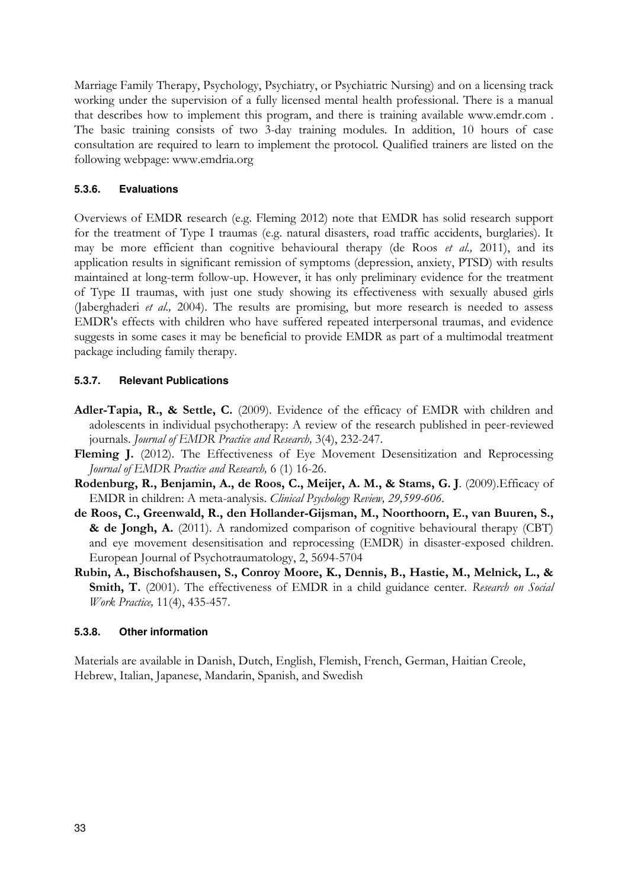Marriage Family Therapy, Psychology, Psychiatry, or Psychiatric Nursing) and on a licensing track working under the supervision of a fully licensed mental health professional. There is a manual that describes how to implement this program, and there is training available www.emdr.com . The basic training consists of two 3-day training modules. In addition, 10 hours of case consultation are required to learn to implement the protocol. Qualified trainers are listed on the following webpage: www.emdria.org

#### 5.3.6. Evaluations

Overviews of EMDR research (e.g. Fleming 2012) note that EMDR has solid research support for the treatment of Type I traumas (e.g. natural disasters, road traffic accidents, burglaries). It may be more efficient than cognitive behavioural therapy (de Roos *et al.,* 2011), and its application results in significant remission of symptoms (depression, anxiety, PTSD) with results maintained at long-term follow-up. However, it has only preliminary evidence for the treatment of Type II traumas, with just one study showing its effectiveness with sexually abused girls (Jaberghaderi *et al.,* 2004). The results are promising, but more research is needed to assess EMDR's effects with children who have suffered repeated interpersonal traumas, and evidence suggests in some cases it may be beneficial to provide EMDR as part of a multimodal treatment package including family therapy.

#### 5.3.7. Relevant Publications

**Adler-Tapia, R., & Settle, C.** (2009). Evidence of the efficacy of EMDR with children and adolescents in individual psychotherapy: A review of the research published in peer-reviewed journals. *Journal of EMDR Practice and Research,* 3(4), 232-247.

**Fleming J.** (2012). The Effectiveness of Eye Movement Desensitization and Reprocessing *Journal of EMDR Practice and Research,* 6 (1) 16-26.

**Rodenburg, R., Benjamin, A., de Roos, C., Meijer, A. M., & Stams, G. J**. (2009).Efficacy of EMDR in children: A meta-analysis. *Clinical Psychology Review, 29,599-606*.

**de Roos, C., Greenwald, R., den Hollander-Gijsman, M., Noorthoorn, E., van Buuren, S., & de Jongh, A.** (2011). A randomized comparison of cognitive behavioural therapy (CBT) and eye movement desensitisation and reprocessing (EMDR) in disaster-exposed children. European Journal of Psychotraumatology, 2, 5694-5704

**Rubin, A., Bischofshausen, S., Conroy Moore, K., Dennis, B., Hastie, M., Melnick, L., & Smith, T.** (2001). The effectiveness of EMDR in a child guidance center. *Research on Social Work Practice,* 11(4), 435-457.

#### 5.3.8. Other information

Materials are available in Danish, Dutch, English, Flemish, French, German, Haitian Creole, Hebrew, Italian, Japanese, Mandarin, Spanish, and Swedish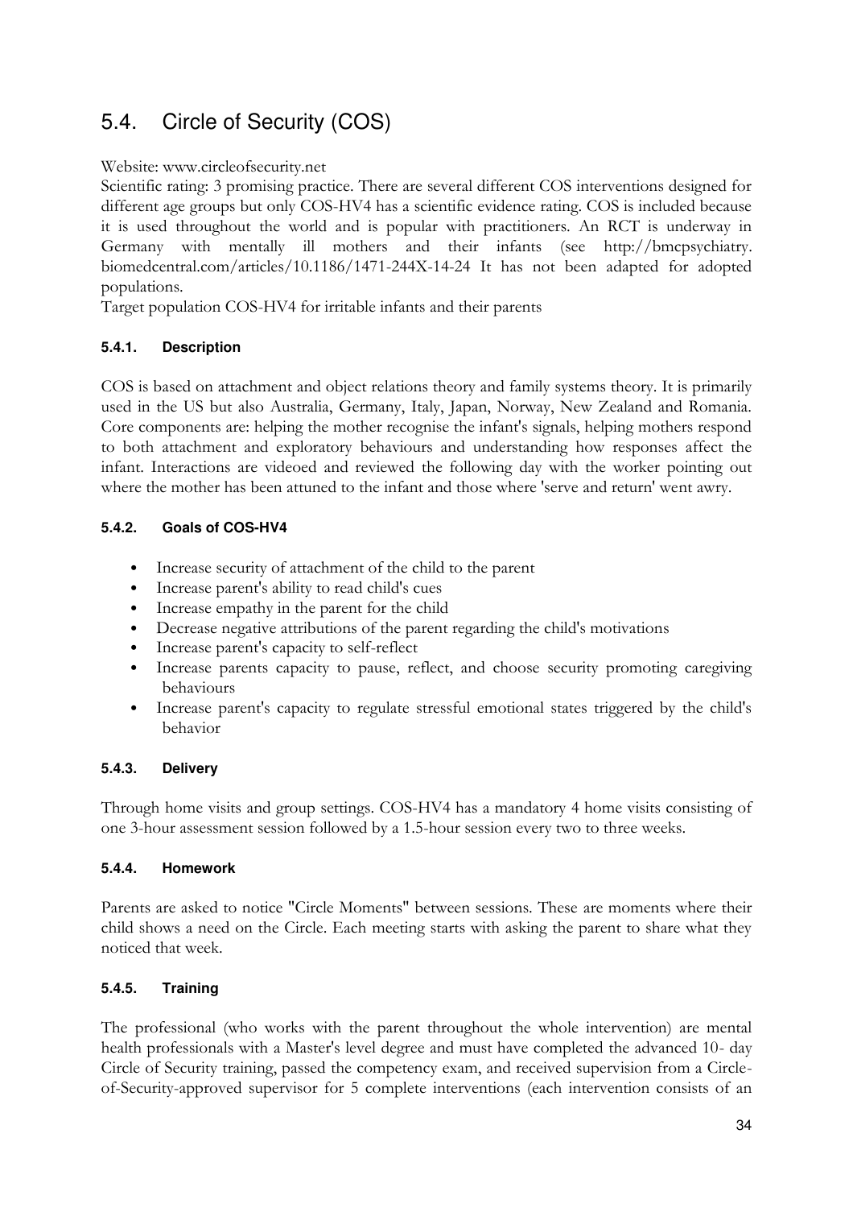## 5.4. Circle of Security (COS)

Website: www.circleofsecurity.net

Scientific rating: 3 promising practice. There are several different COS interventions designed for different age groups but only COS-HV4 has a scientific evidence rating. COS is included because it is used throughout the world and is popular with practitioners. An RCT is underway in Germany with mentally ill mothers and their infants (see http://bmcpsychiatry.biomedcentral.com/articles/10.1186/1471-244X-14-24 It has not been adapted for adopted populations.

Target population COS-HV4 for irritable infants and their parents

### 5.4.1. Description

COS is based on attachment and object relations theory and family systems theory. It is primarily used in the US but also Australia, Germany, Italy, Japan, Norway, New Zealand and Romania. Core components are: helping the mother recognise the infant's signals, helping mothers respond to both attachment and exploratory behaviours and understanding how responses affect the infant. Interactions are videoed and reviewed the following day with the worker pointing out where the mother has been attuned to the infant and those where 'serve and return' went awry.

### 5.4.2. Goals of COS-HV4

- Increase security of attachment of the child to the parent
- Increase parent's ability to read child's cues
- Increase empathy in the parent for the child
- Decrease negative attributions of the parent regarding the child's motivations
- Increase parent's capacity to self-reflect
- Increase parents capacity to pause, reflect, and choose security promoting caregiving behaviours
- Increase parent's capacity to regulate stressful emotional states triggered by the child's behavior

### 5.4.3. Delivery

Through home visits and group settings. COS-HV4 has a mandatory 4 home visits consisting of one 3-hour assessment session followed by a 1.5-hour session every two to three weeks.

### 5.4.4. Homework

Parents are asked to notice "Circle Moments" between sessions. These are moments where their child shows a need on the Circle. Each meeting starts with asking the parent to share what they noticed that week.

### 5.4.5. Training

The professional (who works with the parent throughout the whole intervention) are mental health professionals with a Master's level degree and must have completed the advanced 10- day Circle of Security training, passed the competency exam, and received supervision from a Circle-of-Security-approved supervisor for 5 complete interventions (each intervention consists of an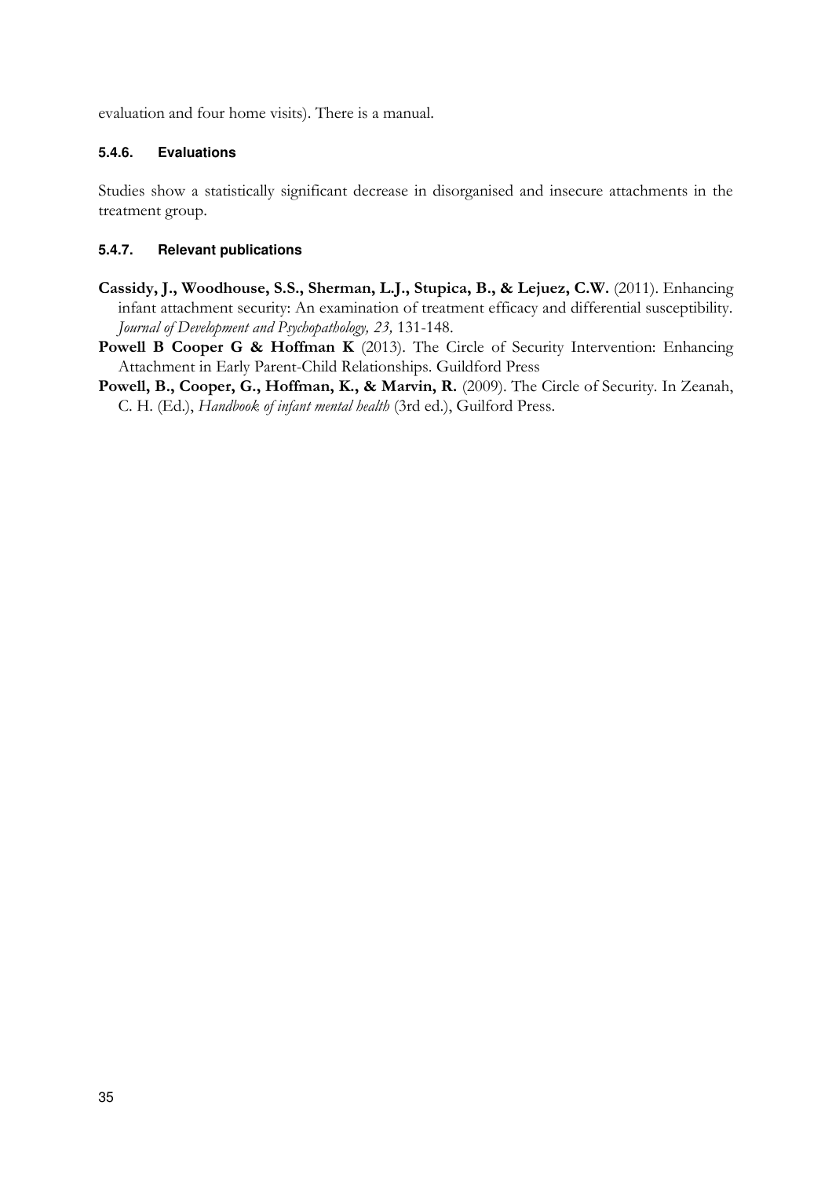evaluation and four home visits). There is a manual.

#### 5.4.6. Evaluations

Studies show a statistically significant decrease in disorganised and insecure attachments in the treatment group.

#### 5.4.7. Relevant publications

**Cassidy, J., Woodhouse, S.S., Sherman, L.J., Stupica, B., & Lejuez, C.W.** (2011). Enhancing infant attachment security: An examination of treatment efficacy and differential susceptibility. *Journal of Development and Psychopathology, 23,* 131-148.

**Powell B Cooper G & Hoffman K** (2013). The Circle of Security Intervention: Enhancing Attachment in Early Parent-Child Relationships. Guildford Press

**Powell, B., Cooper, G., Hoffman, K., & Marvin, R.** (2009). The Circle of Security. In Zeanah, C. H. (Ed.), *Handbook of infant mental health* (3rd ed.), Guilford Press.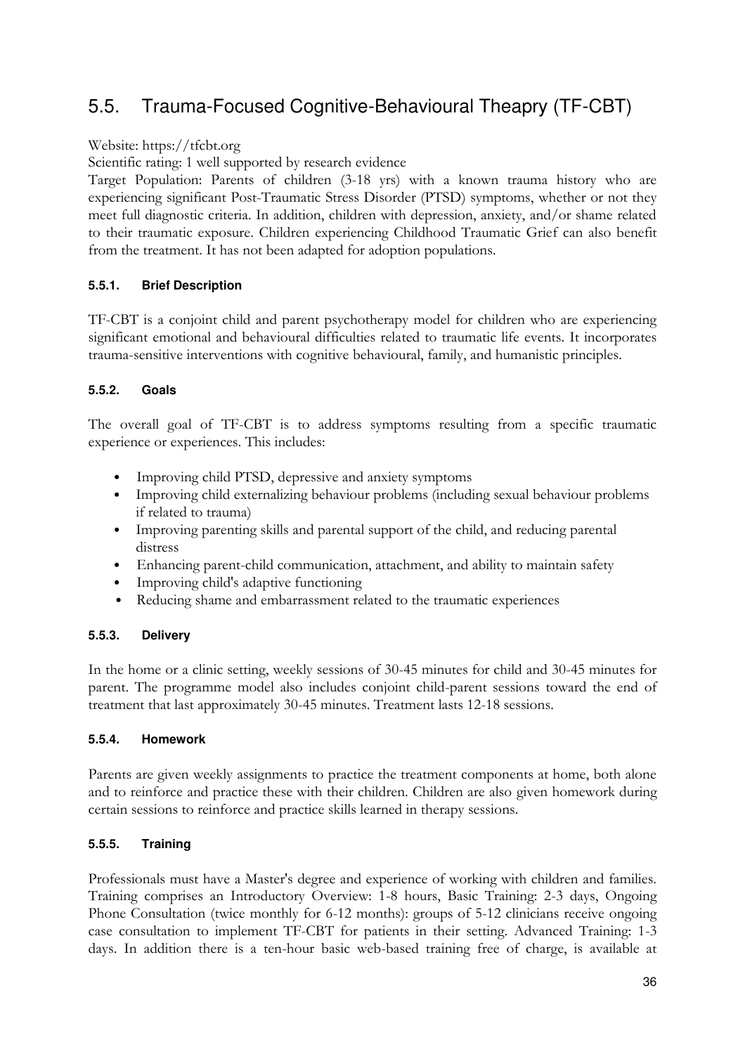## 5.5. Trauma-Focused Cognitive-Behavioural Theapry (TF-CBT)

Website: https://tfcbt.org

Scientific rating: 1 well supported by research evidence

Target Population: Parents of children (3-18 yrs) with a known trauma history who are experiencing significant Post-Traumatic Stress Disorder (PTSD) symptoms, whether or not they meet full diagnostic criteria. In addition, children with depression, anxiety, and/or shame related to their traumatic exposure. Children experiencing Childhood Traumatic Grief can also benefit from the treatment. It has not been adapted for adoption populations.

### 5.5.1. Brief Description

TF-CBT is a conjoint child and parent psychotherapy model for children who are experiencing significant emotional and behavioural difficulties related to traumatic life events. It incorporates trauma-sensitive interventions with cognitive behavioural, family, and humanistic principles.

### 5.5.2. Goals

The overall goal of TF-CBT is to address symptoms resulting from a specific traumatic experience or experiences. This includes:

- Improving child PTSD, depressive and anxiety symptoms
- Improving child externalizing behaviour problems (including sexual behaviour problems if related to trauma)
- Improving parenting skills and parental support of the child, and reducing parental distress
- Enhancing parent-child communication, attachment, and ability to maintain safety
- Improving child's adaptive functioning
- Reducing shame and embarrassment related to the traumatic experiences

### 5.5.3. Delivery

In the home or a clinic setting, weekly sessions of 30-45 minutes for child and 30-45 minutes for parent. The programme model also includes conjoint child-parent sessions toward the end of treatment that last approximately 30-45 minutes. Treatment lasts 12-18 sessions.

### 5.5.4. Homework

Parents are given weekly assignments to practice the treatment components at home, both alone and to reinforce and practice these with their children. Children are also given homework during certain sessions to reinforce and practice skills learned in therapy sessions.

### 5.5.5. Training

Professionals must have a Master's degree and experience of working with children and families. Training comprises an Introductory Overview: 1-8 hours, Basic Training: 2-3 days, Ongoing Phone Consultation (twice monthly for 6-12 months): groups of 5-12 clinicians receive ongoing case consultation to implement TF-CBT for patients in their setting. Advanced Training: 1-3 days. In addition there is a ten-hour basic web-based training free of charge, is available at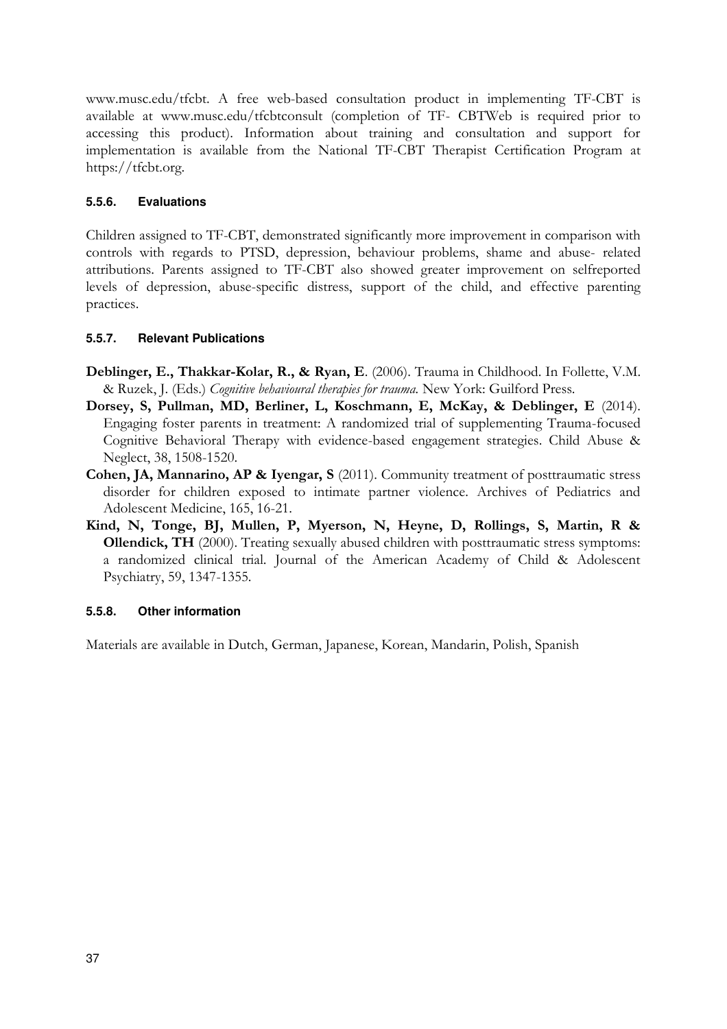www.musc.edu/tfcbt. A free web-based consultation product in implementing TF-CBT is available at www.musc.edu/tfcbtconsult (completion of TF- CBTWeb is required prior to accessing this product). Information about training and consultation and support for implementation is available from the National TF-CBT Therapist Certification Program at https://tfcbt.org.

#### 5.5.6. Evaluations

Children assigned to TF-CBT, demonstrated significantly more improvement in comparison with controls with regards to PTSD, depression, behaviour problems, shame and abuse- related attributions. Parents assigned to TF-CBT also showed greater improvement on selfreported levels of depression, abuse-specific distress, support of the child, and effective parenting practices.

#### 5.5.7. Relevant Publications

**Deblinger, E., Thakkar-Kolar, R., & Ryan, E**. (2006). Trauma in Childhood. In Follette, V.M. & Ruzek, J. (Eds.) *Cognitive behavioural therapies for trauma.* New York: Guilford Press.

**Dorsey, S, Pullman, MD, Berliner, L, Koschmann, E, McKay, & Deblinger, E** (2014). Engaging foster parents in treatment: A randomized trial of supplementing Trauma-focused Cognitive Behavioral Therapy with evidence-based engagement strategies. Child Abuse & Neglect, 38, 1508-1520.

**Cohen, JA, Mannarino, AP & Iyengar, S** (2011). Community treatment of posttraumatic stress disorder for children exposed to intimate partner violence. Archives of Pediatrics and Adolescent Medicine, 165, 16-21.

**Kind, N, Tonge, BJ, Mullen, P, Myerson, N, Heyne, D, Rollings, S, Martin, R & Ollendick, TH** (2000). Treating sexually abused children with posttraumatic stress symptoms: a randomized clinical trial. Journal of the American Academy of Child & Adolescent Psychiatry, 59, 1347-1355.

#### 5.5.8. Other information

Materials are available in Dutch, German, Japanese, Korean, Mandarin, Polish, Spanish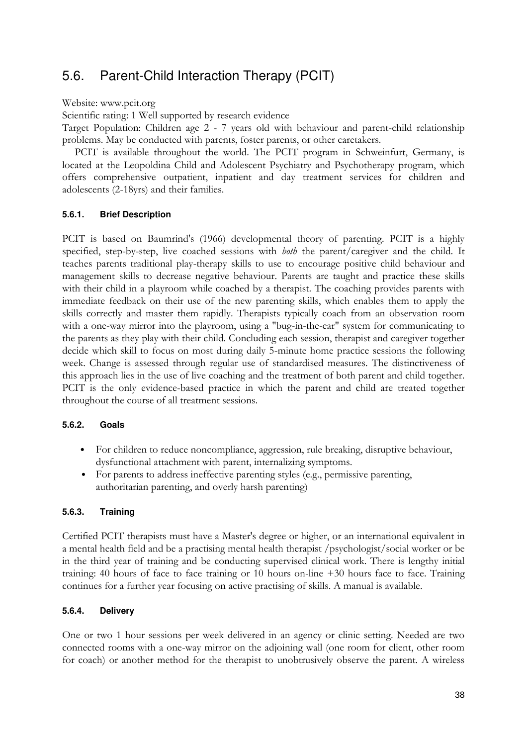## 5.6. Parent-Child Interaction Therapy (PCIT)

Website: www.pcit.org

Scientific rating: 1 Well supported by research evidence

Target Population: Children age 2 - 7 years old with behaviour and parent-child relationship problems. May be conducted with parents, foster parents, or other caretakers.

PCIT is available throughout the world. The PCIT program in Schweinfurt, Germany, is located at the Leopoldina Child and Adolescent Psychiatry and Psychotherapy program, which offers comprehensive outpatient, inpatient and day treatment services for children and adolescents (2-18yrs) and their families.

### 5.6.1. Brief Description

PCIT is based on Baumrind's (1966) developmental theory of parenting. PCIT is a highly specified, step-by-step, live coached sessions with *both* the parent/caregiver and the child. It teaches parents traditional play-therapy skills to use to encourage positive child behaviour and management skills to decrease negative behaviour. Parents are taught and practice these skills with their child in a playroom while coached by a therapist. The coaching provides parents with immediate feedback on their use of the new parenting skills, which enables them to apply the skills correctly and master them rapidly. Therapists typically coach from an observation room with a one-way mirror into the playroom, using a "bug-in-the-ear" system for communicating to the parents as they play with their child. Concluding each session, therapist and caregiver together decide which skill to focus on most during daily 5-minute home practice sessions the following week. Change is assessed through regular use of standardised measures. The distinctiveness of this approach lies in the use of live coaching and the treatment of both parent and child together. PCIT is the only evidence-based practice in which the parent and child are treated together throughout the course of all treatment sessions.

### 5.6.2. Goals

- For children to reduce noncompliance, aggression, rule breaking, disruptive behaviour, dysfunctional attachment with parent, internalizing symptoms.
- For parents to address ineffective parenting styles (e.g., permissive parenting, authoritarian parenting, and overly harsh parenting)

### 5.6.3. Training

Certified PCIT therapists must have a Master's degree or higher, or an international equivalent in a mental health field and be a practising mental health therapist /psychologist/social worker or be in the third year of training and be conducting supervised clinical work. There is lengthy initial training: 40 hours of face to face training or 10 hours on-line +30 hours face to face. Training continues for a further year focusing on active practising of skills. A manual is available.

### 5.6.4. Delivery

One or two 1 hour sessions per week delivered in an agency or clinic setting. Needed are two connected rooms with a one-way mirror on the adjoining wall (one room for client, other room for coach) or another method for the therapist to unobtrusively observe the parent. A wireless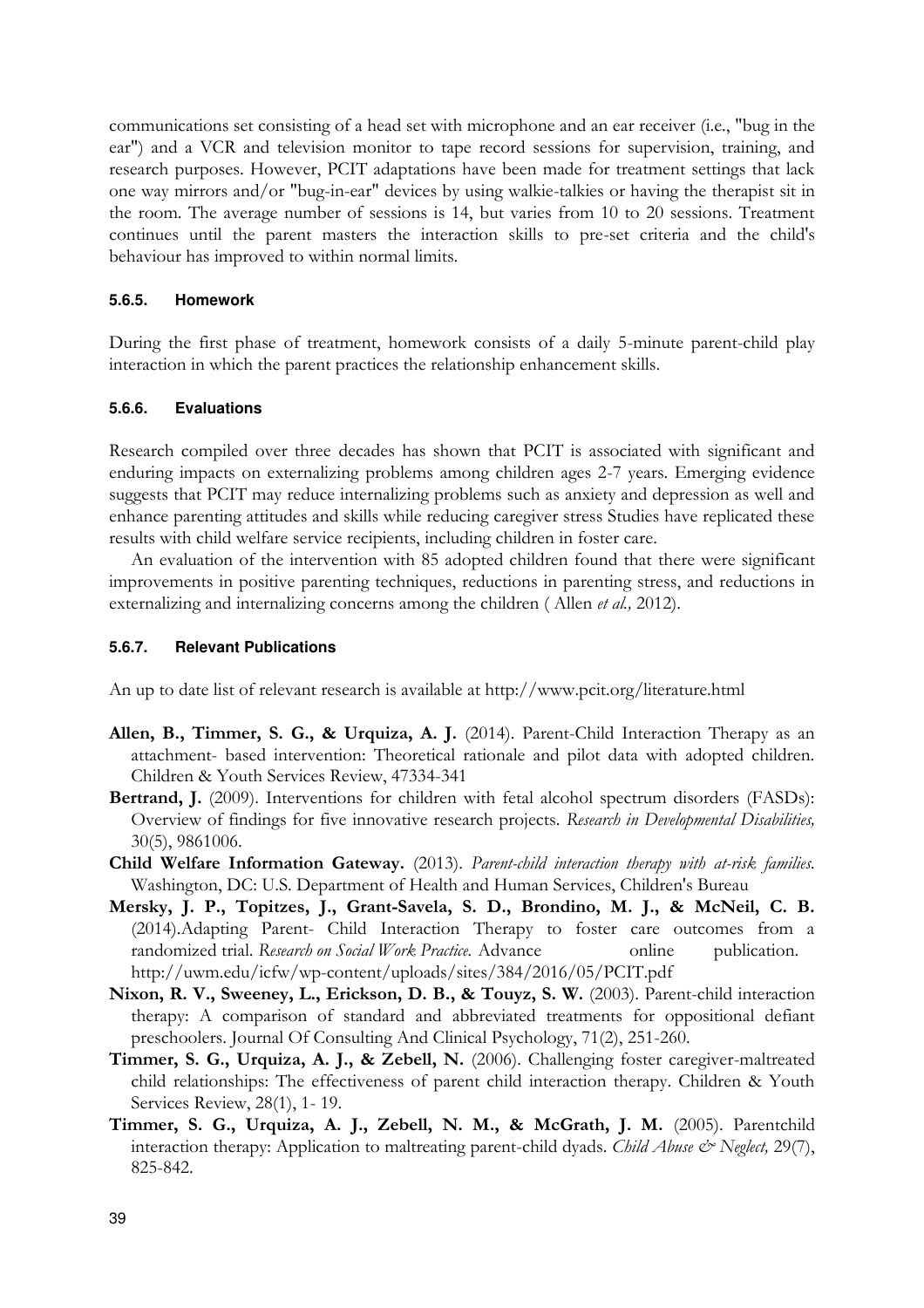communications set consisting of a head set with microphone and an ear receiver (i.e., "bug in the ear") and a VCR and television monitor to tape record sessions for supervision, training, and research purposes. However, PCIT adaptations have been made for treatment settings that lack one way mirrors and/or "bug-in-ear" devices by using walkie-talkies or having the therapist sit in the room. The average number of sessions is 14, but varies from 10 to 20 sessions. Treatment continues until the parent masters the interaction skills to pre-set criteria and the child's behaviour has improved to within normal limits.

#### 5.6.5. Homework

During the first phase of treatment, homework consists of a daily 5-minute parent-child play interaction in which the parent practices the relationship enhancement skills.

#### 5.6.6. Evaluations

Research compiled over three decades has shown that PCIT is associated with significant and enduring impacts on externalizing problems among children ages 2-7 years. Emerging evidence suggests that PCIT may reduce internalizing problems such as anxiety and depression as well and enhance parenting attitudes and skills while reducing caregiver stress Studies have replicated these results with child welfare service recipients, including children in foster care.

An evaluation of the intervention with 85 adopted children found that there were significant improvements in positive parenting techniques, reductions in parenting stress, and reductions in externalizing and internalizing concerns among the children ( Allen *et al.,* 2012).

#### 5.6.7. Relevant Publications

An up to date list of relevant research is available at http://www.pcit.org/literature.html

**Allen, B., Timmer, S. G., & Urquiza, A. J.** (2014). Parent-Child Interaction Therapy as an attachment- based intervention: Theoretical rationale and pilot data with adopted children. Children & Youth Services Review, 47334-341

**Bertrand, J.** (2009). Interventions for children with fetal alcohol spectrum disorders (FASDs): Overview of findings for five innovative research projects. *Research in Developmental Disabilities,* 30(5), 9861006.

**Child Welfare Information Gateway.** (2013). *Parent-child interaction therapy with at-risk families.* Washington, DC: U.S. Department of Health and Human Services, Children's Bureau

**Mersky, J. P., Topitzes, J., Grant-Savela, S. D., Brondino, M. J., & McNeil, C. B.** (2014).Adapting Parent- Child Interaction Therapy to foster care outcomes from a randomized trial. *Research on Social Work Practice.* Advance online publication. http://uwm.edu/icfw/wp-content/uploads/sites/384/2016/05/PCIT.pdf

**Nixon, R. V., Sweeney, L., Erickson, D. B., & Touyz, S. W.** (2003). Parent-child interaction therapy: A comparison of standard and abbreviated treatments for oppositional defiant preschoolers. Journal Of Consulting And Clinical Psychology, 71(2), 251-260.

**Timmer, S. G., Urquiza, A. J., & Zebell, N.** (2006). Challenging foster caregiver-maltreated child relationships: The effectiveness of parent child interaction therapy. Children & Youth Services Review, 28(1), 1- 19.

**Timmer, S. G., Urquiza, A. J., Zebell, N. M., & McGrath, J. M.** (2005). Parentchild interaction therapy: Application to maltreating parent-child dyads. *Child Abuse & Neglect,* 29(7), 825-842.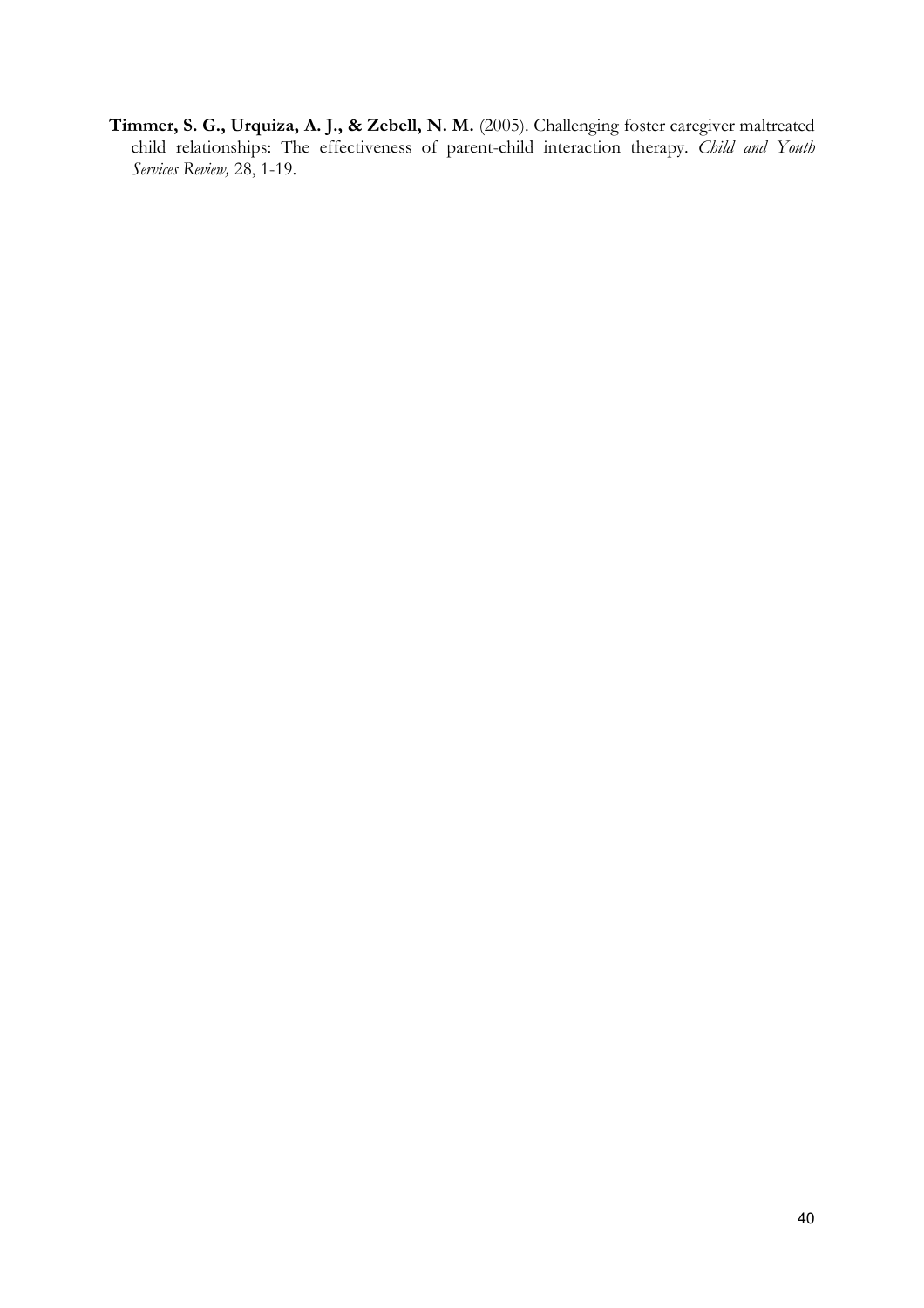**Timmer, S. G., Urquiza, A. J., & Zebell, N. M.** (2005). Challenging foster caregiver maltreated child relationships: The effectiveness of parent-child interaction therapy. *Child and Youth Services Review,* 28, 1-19.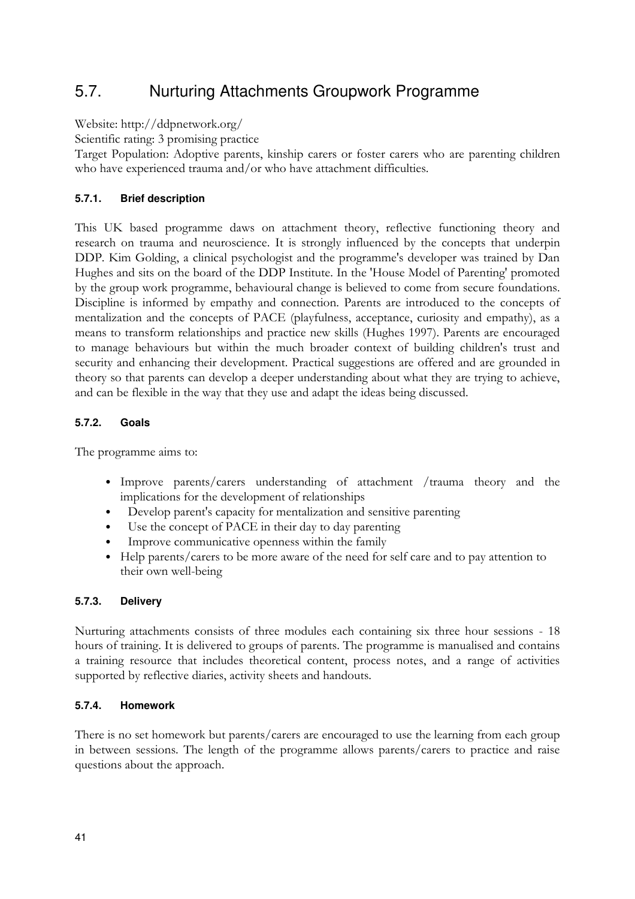## 5.7. Nurturing Attachments Groupwork Programme

Website: http://ddpnetwork.org/

Scientific rating: 3 promising practice

Target Population: Adoptive parents, kinship carers or foster carers who are parenting children who have experienced trauma and/or who have attachment difficulties.

### 5.7.1. Brief description

This UK based programme daws on attachment theory, reflective functioning theory and research on trauma and neuroscience. It is strongly influenced by the concepts that underpin DDP. Kim Golding, a clinical psychologist and the programme's developer was trained by Dan Hughes and sits on the board of the DDP Institute. In the 'House Model of Parenting' promoted by the group work programme, behavioural change is believed to come from secure foundations. Discipline is informed by empathy and connection. Parents are introduced to the concepts of mentalization and the concepts of PACE (playfulness, acceptance, curiosity and empathy), as a means to transform relationships and practice new skills (Hughes 1997). Parents are encouraged to manage behaviours but within the much broader context of building children's trust and security and enhancing their development. Practical suggestions are offered and are grounded in theory so that parents can develop a deeper understanding about what they are trying to achieve, and can be flexible in the way that they use and adapt the ideas being discussed.

### 5.7.2. Goals

The programme aims to:

- Improve parents/carers understanding of attachment /trauma theory and the implications for the development of relationships
- Develop parent's capacity for mentalization and sensitive parenting
- Use the concept of PACE in their day to day parenting
- Improve communicative openness within the family
- Help parents/carers to be more aware of the need for self care and to pay attention to their own well-being

### 5.7.3. Delivery

Nurturing attachments consists of three modules each containing six three hour sessions - 18 hours of training. It is delivered to groups of parents. The programme is manualised and contains a training resource that includes theoretical content, process notes, and a range of activities supported by reflective diaries, activity sheets and handouts.

### 5.7.4. Homework

There is no set homework but parents/carers are encouraged to use the learning from each group in between sessions. The length of the programme allows parents/carers to practice and raise questions about the approach.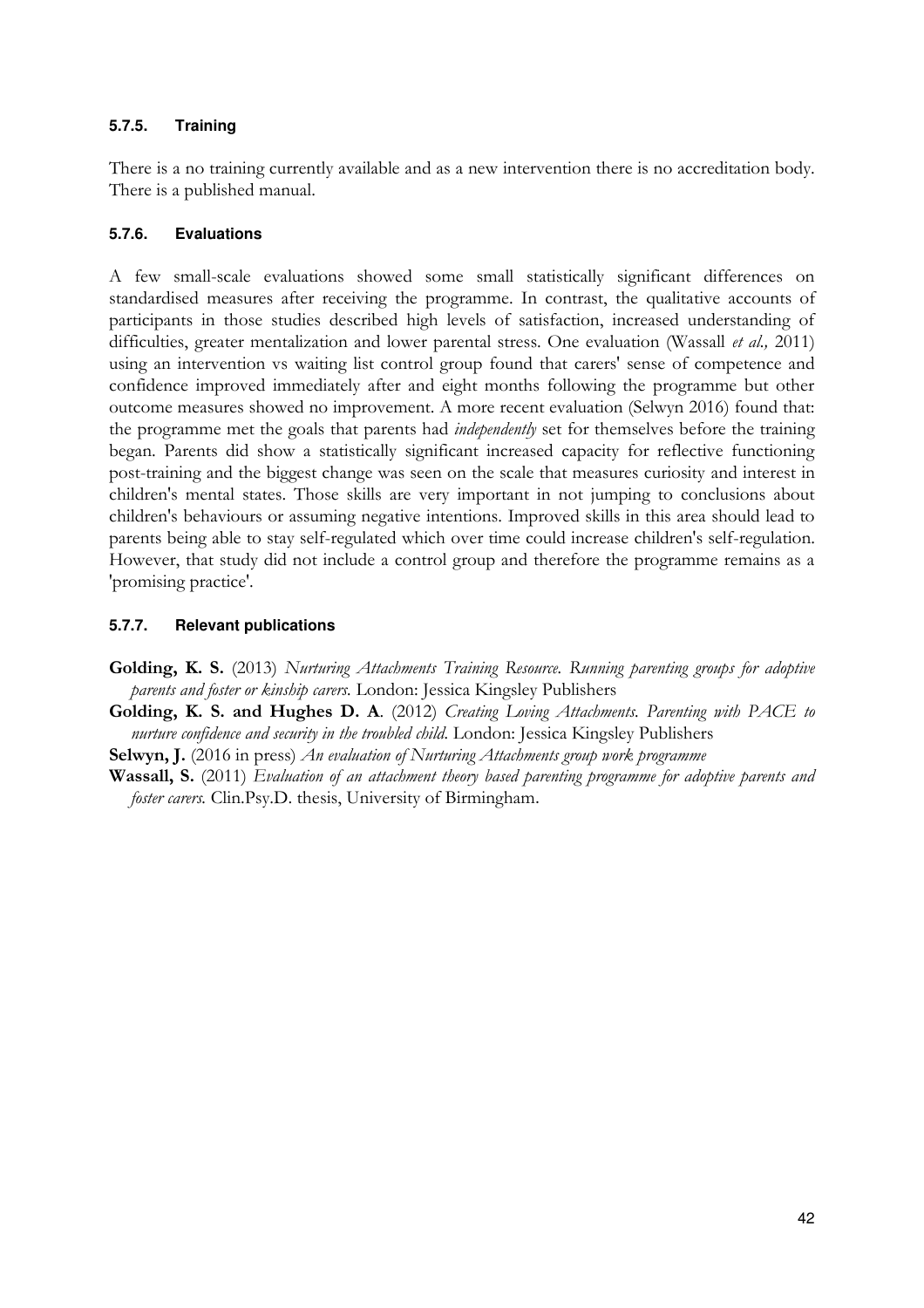#### 5.7.5. Training

There is a no training currently available and as a new intervention there is no accreditation body. There is a published manual.

#### 5.7.6. Evaluations

A few small-scale evaluations showed some small statistically significant differences on standardised measures after receiving the programme. In contrast, the qualitative accounts of participants in those studies described high levels of satisfaction, increased understanding of difficulties, greater mentalization and lower parental stress. One evaluation (Wassall *et al.,* 2011) using an intervention vs waiting list control group found that carers' sense of competence and confidence improved immediately after and eight months following the programme but other outcome measures showed no improvement. A more recent evaluation (Selwyn 2016) found that: the programme met the goals that parents had *independently* set for themselves before the training began. Parents did show a statistically significant increased capacity for reflective functioning post-training and the biggest change was seen on the scale that measures curiosity and interest in children's mental states. Those skills are very important in not jumping to conclusions about children's behaviours or assuming negative intentions. Improved skills in this area should lead to parents being able to stay self-regulated which over time could increase children's self-regulation. However, that study did not include a control group and therefore the programme remains as a 'promising practice'.

#### 5.7.7. Relevant publications

**Golding, K. S.** (2013) *Nurturing Attachments Training Resource. Running parenting groups for adoptive parents and foster or kinship carers.* London: Jessica Kingsley Publishers

**Golding, K. S. and Hughes D. A**. (2012) *Creating Loving Attachments. Parenting with PACE to nurture confidence and security in the troubled child.* London: Jessica Kingsley Publishers

**Selwyn, J.** (2016 in press) *An evaluation of Nurturing Attachments group work programme*

**Wassall, S.** (2011) *Evaluation of an attachment theory based parenting programme for adoptive parents and foster carers.* Clin.Psy.D. thesis, University of Birmingham.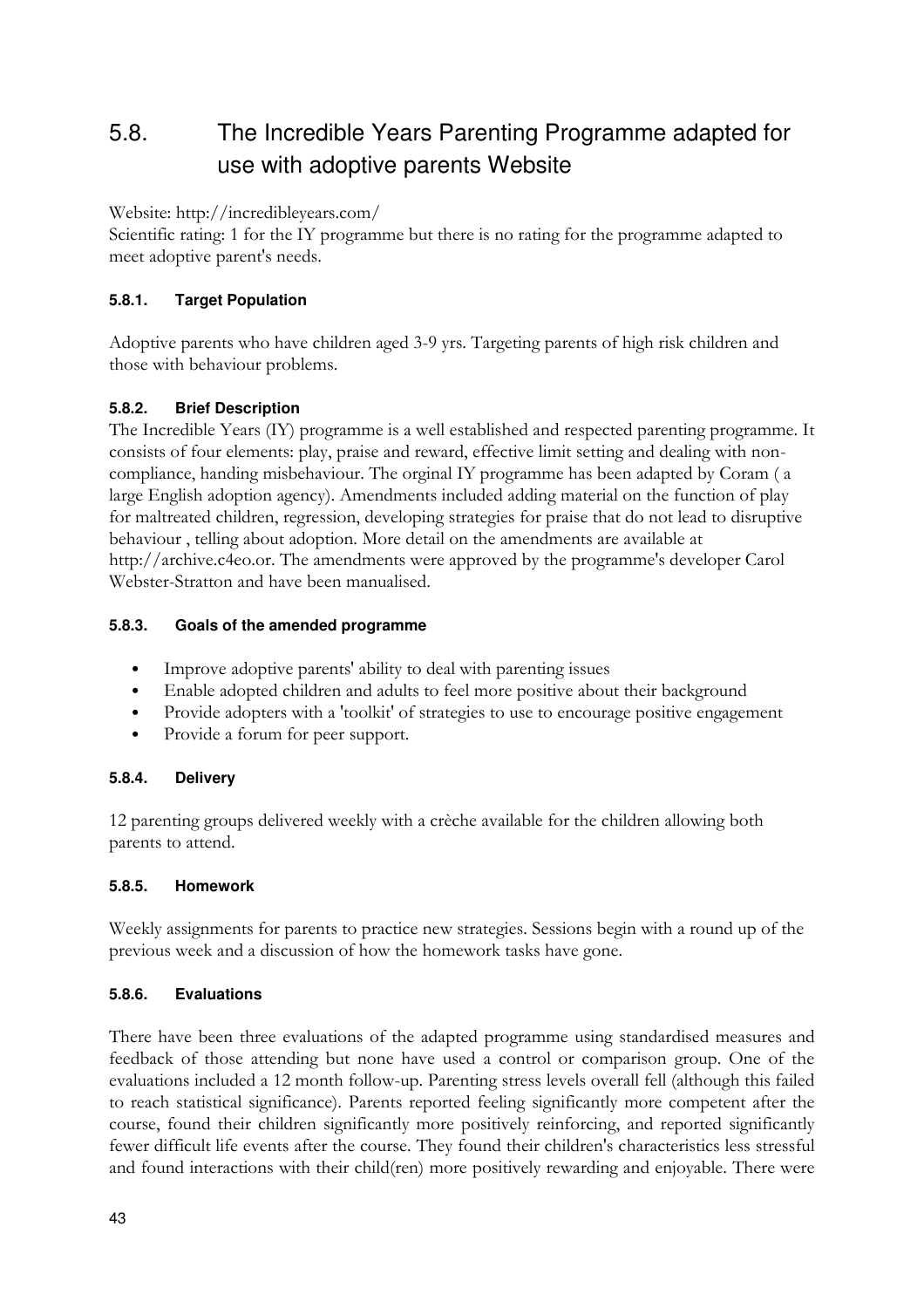## 5.8. The Incredible Years Parenting Programme adapted for use with adoptive parents Website

Website: http://incredibleyears.com/
Scientific rating: 1 for the IY programme but there is no rating for the programme adapted to meet adoptive parent's needs.

### 5.8.1. Target Population

Adoptive parents who have children aged 3-9 yrs. Targeting parents of high risk children and those with behaviour problems.

### 5.8.2. Brief Description

The Incredible Years (IY) programme is a well established and respected parenting programme. It consists of four elements: play, praise and reward, effective limit setting and dealing with non-compliance, handing misbehaviour. The orginal IY programme has been adapted by Coram ( a large English adoption agency). Amendments included adding material on the function of play for maltreated children, regression, developing strategies for praise that do not lead to disruptive behaviour , telling about adoption. More detail on the amendments are available at http://archive.c4eo.or. The amendments were approved by the programme's developer Carol Webster-Stratton and have been manualised.

### 5.8.3. Goals of the amended programme

- Improve adoptive parents' ability to deal with parenting issues
- Enable adopted children and adults to feel more positive about their background
- Provide adopters with a 'toolkit' of strategies to use to encourage positive engagement
- Provide a forum for peer support.

### 5.8.4. Delivery

12 parenting groups delivered weekly with a crèche available for the children allowing both parents to attend.

### 5.8.5. Homework

Weekly assignments for parents to practice new strategies. Sessions begin with a round up of the previous week and a discussion of how the homework tasks have gone.

### 5.8.6. Evaluations

There have been three evaluations of the adapted programme using standardised measures and feedback of those attending but none have used a control or comparison group. One of the evaluations included a 12 month follow-up. Parenting stress levels overall fell (although this failed to reach statistical significance). Parents reported feeling significantly more competent after the course, found their children significantly more positively reinforcing, and reported significantly fewer difficult life events after the course. They found their children's characteristics less stressful and found interactions with their child(ren) more positively rewarding and enjoyable. There were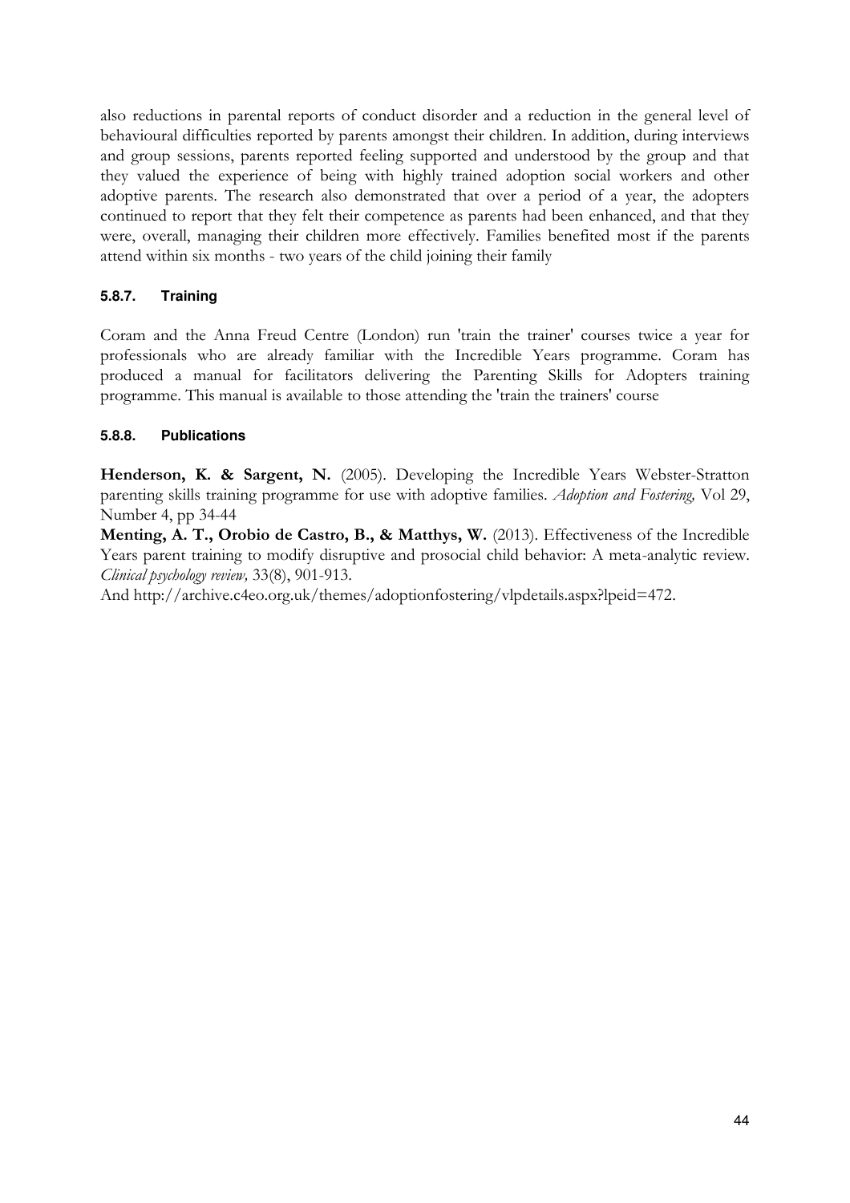also reductions in parental reports of conduct disorder and a reduction in the general level of behavioural difficulties reported by parents amongst their children. In addition, during interviews and group sessions, parents reported feeling supported and understood by the group and that they valued the experience of being with highly trained adoption social workers and other adoptive parents. The research also demonstrated that over a period of a year, the adopters continued to report that they felt their competence as parents had been enhanced, and that they were, overall, managing their children more effectively. Families benefited most if the parents attend within six months - two years of the child joining their family

#### 5.8.7. Training

Coram and the Anna Freud Centre (London) run 'train the trainer' courses twice a year for professionals who are already familiar with the Incredible Years programme. Coram has produced a manual for facilitators delivering the Parenting Skills for Adopters training programme. This manual is available to those attending the 'train the trainers' course

#### 5.8.8. Publications

**Henderson, K. & Sargent, N.** (2005). Developing the Incredible Years Webster-Stratton parenting skills training programme for use with adoptive families. *Adoption and Fostering,* Vol 29, Number 4, pp 34-44

**Menting, A. T., Orobio de Castro, B., & Matthys, W.** (2013). Effectiveness of the Incredible Years parent training to modify disruptive and prosocial child behavior: A meta-analytic review. *Clinical psychology review,* 33(8), 901-913.

And http://archive.c4eo.org.uk/themes/adoptionfostering/vlpdetails.aspx?lpeid=472.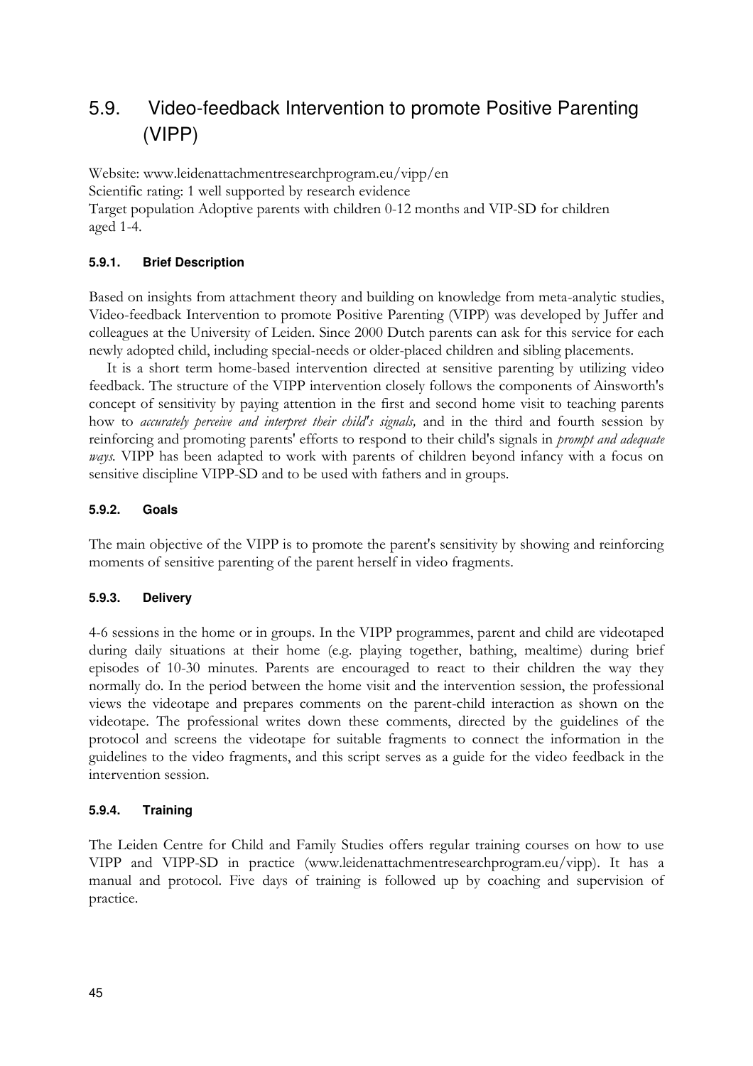## 5.9. Video-feedback Intervention to promote Positive Parenting (VIPP)

Website: www.leidenattachmentresearchprogram.eu/vipp/en
Scientific rating: 1 well supported by research evidence
Target population Adoptive parents with children 0-12 months and VIP-SD for children aged 1-4.

### 5.9.1. Brief Description

Based on insights from attachment theory and building on knowledge from meta-analytic studies, Video-feedback Intervention to promote Positive Parenting (VIPP) was developed by Juffer and colleagues at the University of Leiden. Since 2000 Dutch parents can ask for this service for each newly adopted child, including special-needs or older-placed children and sibling placements.

It is a short term home-based intervention directed at sensitive parenting by utilizing video feedback. The structure of the VIPP intervention closely follows the components of Ainsworth's concept of sensitivity by paying attention in the first and second home visit to teaching parents how to *accurately perceive and interpret their child's signals,* and in the third and fourth session by reinforcing and promoting parents' efforts to respond to their child's signals in *prompt and adequate ways.* VIPP has been adapted to work with parents of children beyond infancy with a focus on sensitive discipline VIPP-SD and to be used with fathers and in groups.

### 5.9.2. Goals

The main objective of the VIPP is to promote the parent's sensitivity by showing and reinforcing moments of sensitive parenting of the parent herself in video fragments.

### 5.9.3. Delivery

4-6 sessions in the home or in groups. In the VIPP programmes, parent and child are videotaped during daily situations at their home (e.g. playing together, bathing, mealtime) during brief episodes of 10-30 minutes. Parents are encouraged to react to their children the way they normally do. In the period between the home visit and the intervention session, the professional views the videotape and prepares comments on the parent-child interaction as shown on the videotape. The professional writes down these comments, directed by the guidelines of the protocol and screens the videotape for suitable fragments to connect the information in the guidelines to the video fragments, and this script serves as a guide for the video feedback in the intervention session.

### 5.9.4. Training

The Leiden Centre for Child and Family Studies offers regular training courses on how to use VIPP and VIPP-SD in practice (www.leidenattachmentresearchprogram.eu/vipp). It has a manual and protocol. Five days of training is followed up by coaching and supervision of practice.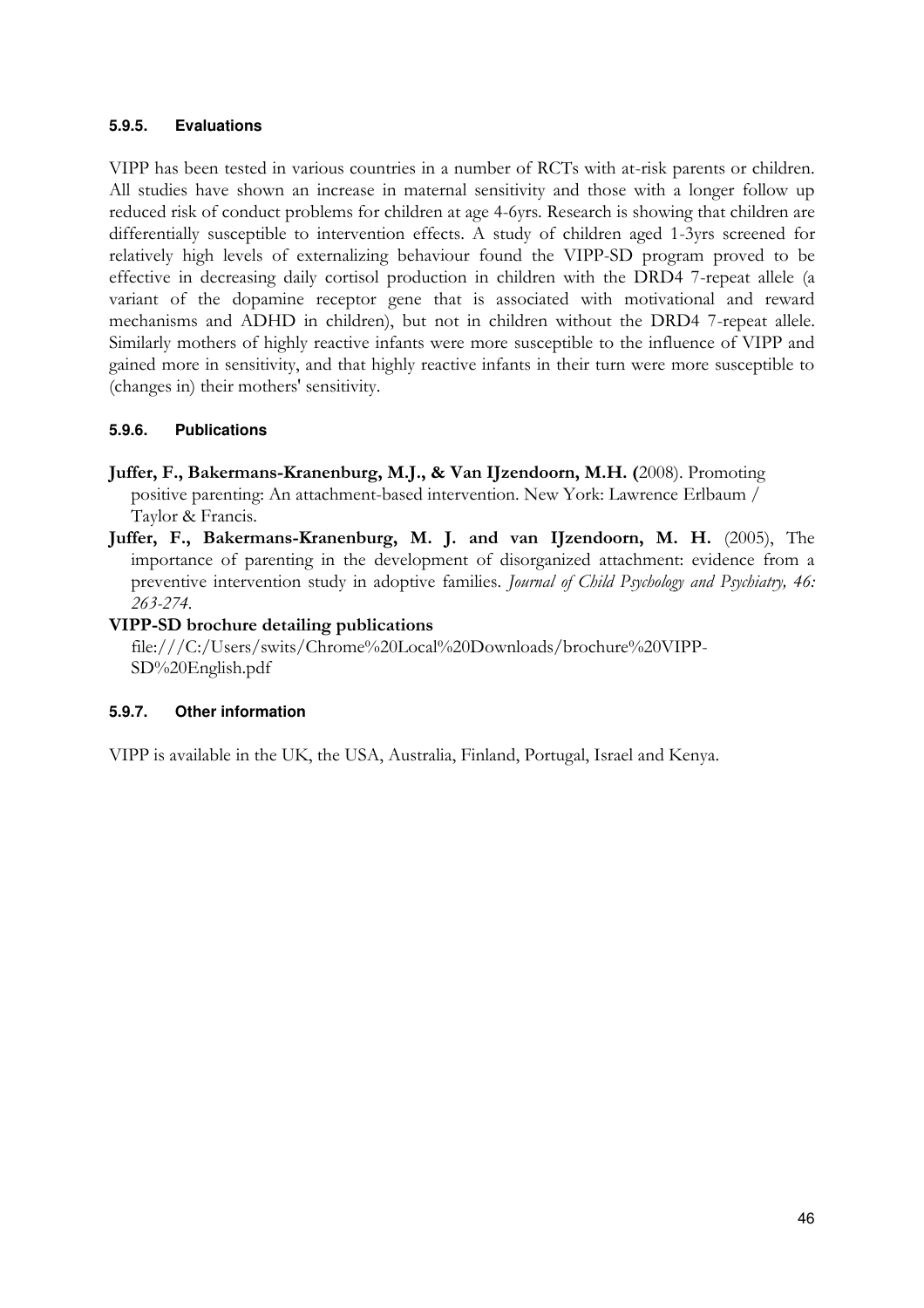#### 5.9.5. Evaluations

VIPP has been tested in various countries in a number of RCTs with at-risk parents or children. All studies have shown an increase in maternal sensitivity and those with a longer follow up reduced risk of conduct problems for children at age 4-6yrs. Research is showing that children are differentially susceptible to intervention effects. A study of children aged 1-3yrs screened for relatively high levels of externalizing behaviour found the VIPP-SD program proved to be effective in decreasing daily cortisol production in children with the DRD4 7-repeat allele (a variant of the dopamine receptor gene that is associated with motivational and reward mechanisms and ADHD in children), but not in children without the DRD4 7-repeat allele. Similarly mothers of highly reactive infants were more susceptible to the influence of VIPP and gained more in sensitivity, and that highly reactive infants in their turn were more susceptible to (changes in) their mothers' sensitivity.

#### 5.9.6. Publications

**Juffer, F., Bakermans-Kranenburg, M.J., & Van IJzendoorn, M.H. (**2008). Promoting positive parenting: An attachment-based intervention. New York: Lawrence Erlbaum / Taylor & Francis.

**Juffer, F., Bakermans-Kranenburg, M. J. and van IJzendoorn, M. H.** (2005), The importance of parenting in the development of disorganized attachment: evidence from a preventive intervention study in adoptive families. *Journal of Child Psychology and Psychiatry, 46: 263-274.*

**VIPP-SD brochure detailing publications**
file:///C:/Users/swits/Chrome%20Local%20Downloads/brochure%20VIPP-SD%20English.pdf

#### 5.9.7. Other information

VIPP is available in the UK, the USA, Australia, Finland, Portugal, Israel and Kenya.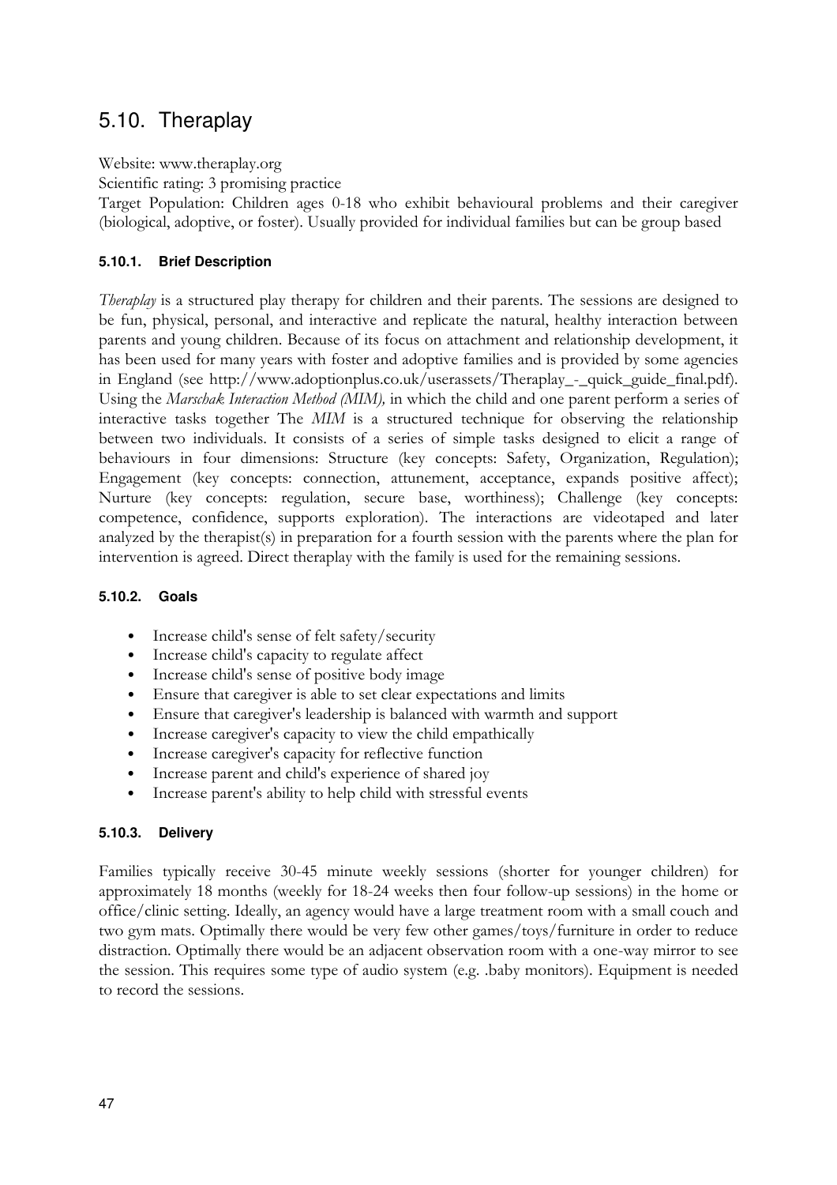## 5.10. Theraplay

Website: www.theraplay.org

Scientific rating: 3 promising practice

Target Population: Children ages 0-18 who exhibit behavioural problems and their caregiver (biological, adoptive, or foster). Usually provided for individual families but can be group based

### 5.10.1. Brief Description

*Theraplay* is a structured play therapy for children and their parents. The sessions are designed to be fun, physical, personal, and interactive and replicate the natural, healthy interaction between parents and young children. Because of its focus on attachment and relationship development, it has been used for many years with foster and adoptive families and is provided by some agencies in England (see http://www.adoptionplus.co.uk/userassets/Theraplay_-_quick_guide_final.pdf). Using the *Marschak Interaction Method (MIM),* in which the child and one parent perform a series of interactive tasks together The *MIM* is a structured technique for observing the relationship between two individuals. It consists of a series of simple tasks designed to elicit a range of behaviours in four dimensions: Structure (key concepts: Safety, Organization, Regulation); Engagement (key concepts: connection, attunement, acceptance, expands positive affect); Nurture (key concepts: regulation, secure base, worthiness); Challenge (key concepts: competence, confidence, supports exploration). The interactions are videotaped and later analyzed by the therapist(s) in preparation for a fourth session with the parents where the plan for intervention is agreed. Direct theraplay with the family is used for the remaining sessions.

### 5.10.2. Goals

- Increase child's sense of felt safety/security
- Increase child's capacity to regulate affect
- Increase child's sense of positive body image
- Ensure that caregiver is able to set clear expectations and limits
- Ensure that caregiver's leadership is balanced with warmth and support
- Increase caregiver's capacity to view the child empathically
- Increase caregiver's capacity for reflective function
- Increase parent and child's experience of shared joy
- Increase parent's ability to help child with stressful events

### 5.10.3. Delivery

Families typically receive 30-45 minute weekly sessions (shorter for younger children) for approximately 18 months (weekly for 18-24 weeks then four follow-up sessions) in the home or office/clinic setting. Ideally, an agency would have a large treatment room with a small couch and two gym mats. Optimally there would be very few other games/toys/furniture in order to reduce distraction. Optimally there would be an adjacent observation room with a one-way mirror to see the session. This requires some type of audio system (e.g. .baby monitors). Equipment is needed to record the sessions.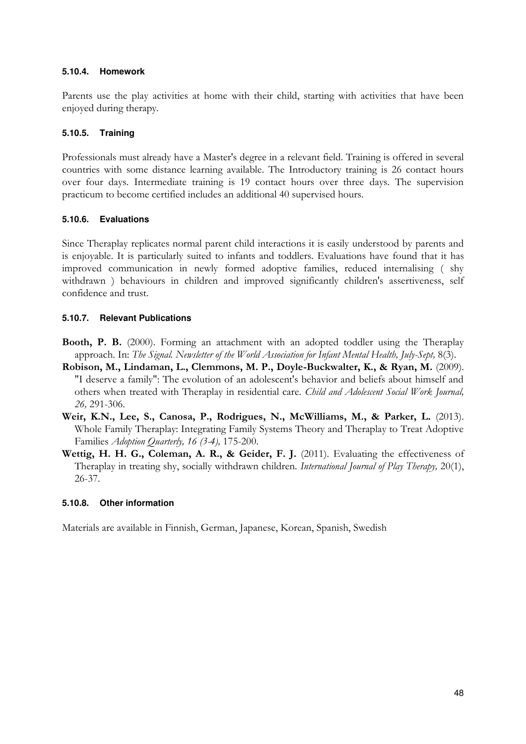#### 5.10.4. Homework

Parents use the play activities at home with their child, starting with activities that have been enjoyed during therapy.

#### 5.10.5. Training

Professionals must already have a Master's degree in a relevant field. Training is offered in several countries with some distance learning available. The Introductory training is 26 contact hours over four days. Intermediate training is 19 contact hours over three days. The supervision practicum to become certified includes an additional 40 supervised hours.

#### 5.10.6. Evaluations

Since Theraplay replicates normal parent child interactions it is easily understood by parents and is enjoyable. It is particularly suited to infants and toddlers. Evaluations have found that it has improved communication in newly formed adoptive families, reduced internalising ( shy withdrawn ) behaviours in children and improved significantly children's assertiveness, self confidence and trust.

#### 5.10.7. Relevant Publications

**Booth, P. B.** (2000). Forming an attachment with an adopted toddler using the Theraplay approach. In: *The Signal. Newsletter of the World Association for Infant Mental Health, July-Sept,* 8(3).

**Robison, M., Lindaman, L., Clemmons, M. P., Doyle-Buckwalter, K., & Ryan, M.** (2009). "I deserve a family": The evolution of an adolescent's behavior and beliefs about himself and others when treated with Theraplay in residential care. *Child and Adolescent Social Work Journal, 26,* 291-306.

**Weir, K.N., Lee, S., Canosa, P., Rodrigues, N., McWilliams, M., & Parker, L.** (2013). Whole Family Theraplay: Integrating Family Systems Theory and Theraplay to Treat Adoptive Families *Adoption Quarterly, 16 (3-4),* 175-200.

**Wettig, H. H. G., Coleman, A. R., & Geider, F. J.** (2011). Evaluating the effectiveness of Theraplay in treating shy, socially withdrawn children. *International Journal of Play Therapy,* 20(1), 26-37.

#### 5.10.8. Other information

Materials are available in Finnish, German, Japanese, Korean, Spanish, Swedish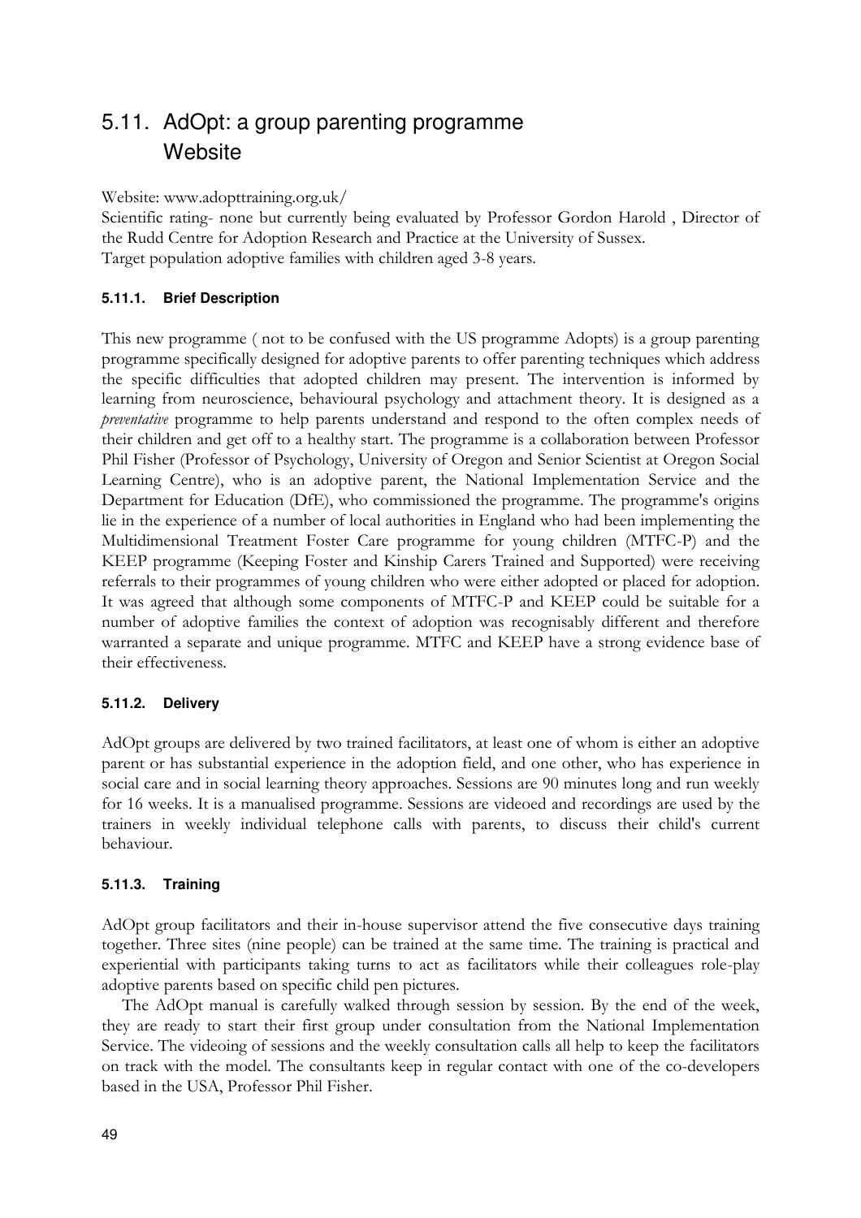## 5.11. AdOpt: a group parenting programme Website

Website: www.adopttraining.org.uk/
Scientific rating- none but currently being evaluated by Professor Gordon Harold , Director of the Rudd Centre for Adoption Research and Practice at the University of Sussex.
Target population adoptive families with children aged 3-8 years.

### 5.11.1. Brief Description

This new programme ( not to be confused with the US programme Adopts) is a group parenting programme specifically designed for adoptive parents to offer parenting techniques which address the specific difficulties that adopted children may present. The intervention is informed by learning from neuroscience, behavioural psychology and attachment theory. It is designed as a *preventative* programme to help parents understand and respond to the often complex needs of their children and get off to a healthy start. The programme is a collaboration between Professor Phil Fisher (Professor of Psychology, University of Oregon and Senior Scientist at Oregon Social Learning Centre), who is an adoptive parent, the National Implementation Service and the Department for Education (DfE), who commissioned the programme. The programme's origins lie in the experience of a number of local authorities in England who had been implementing the Multidimensional Treatment Foster Care programme for young children (MTFC-P) and the KEEP programme (Keeping Foster and Kinship Carers Trained and Supported) were receiving referrals to their programmes of young children who were either adopted or placed for adoption. It was agreed that although some components of MTFC-P and KEEP could be suitable for a number of adoptive families the context of adoption was recognisably different and therefore warranted a separate and unique programme. MTFC and KEEP have a strong evidence base of their effectiveness.

### 5.11.2. Delivery

AdOpt groups are delivered by two trained facilitators, at least one of whom is either an adoptive parent or has substantial experience in the adoption field, and one other, who has experience in social care and in social learning theory approaches. Sessions are 90 minutes long and run weekly for 16 weeks. It is a manualised programme. Sessions are videoed and recordings are used by the trainers in weekly individual telephone calls with parents, to discuss their child's current behaviour.

### 5.11.3. Training

AdOpt group facilitators and their in-house supervisor attend the five consecutive days training together. Three sites (nine people) can be trained at the same time. The training is practical and experiential with participants taking turns to act as facilitators while their colleagues role-play adoptive parents based on specific child pen pictures.

The AdOpt manual is carefully walked through session by session. By the end of the week, they are ready to start their first group under consultation from the National Implementation Service. The videoing of sessions and the weekly consultation calls all help to keep the facilitators on track with the model. The consultants keep in regular contact with one of the co-developers based in the USA, Professor Phil Fisher.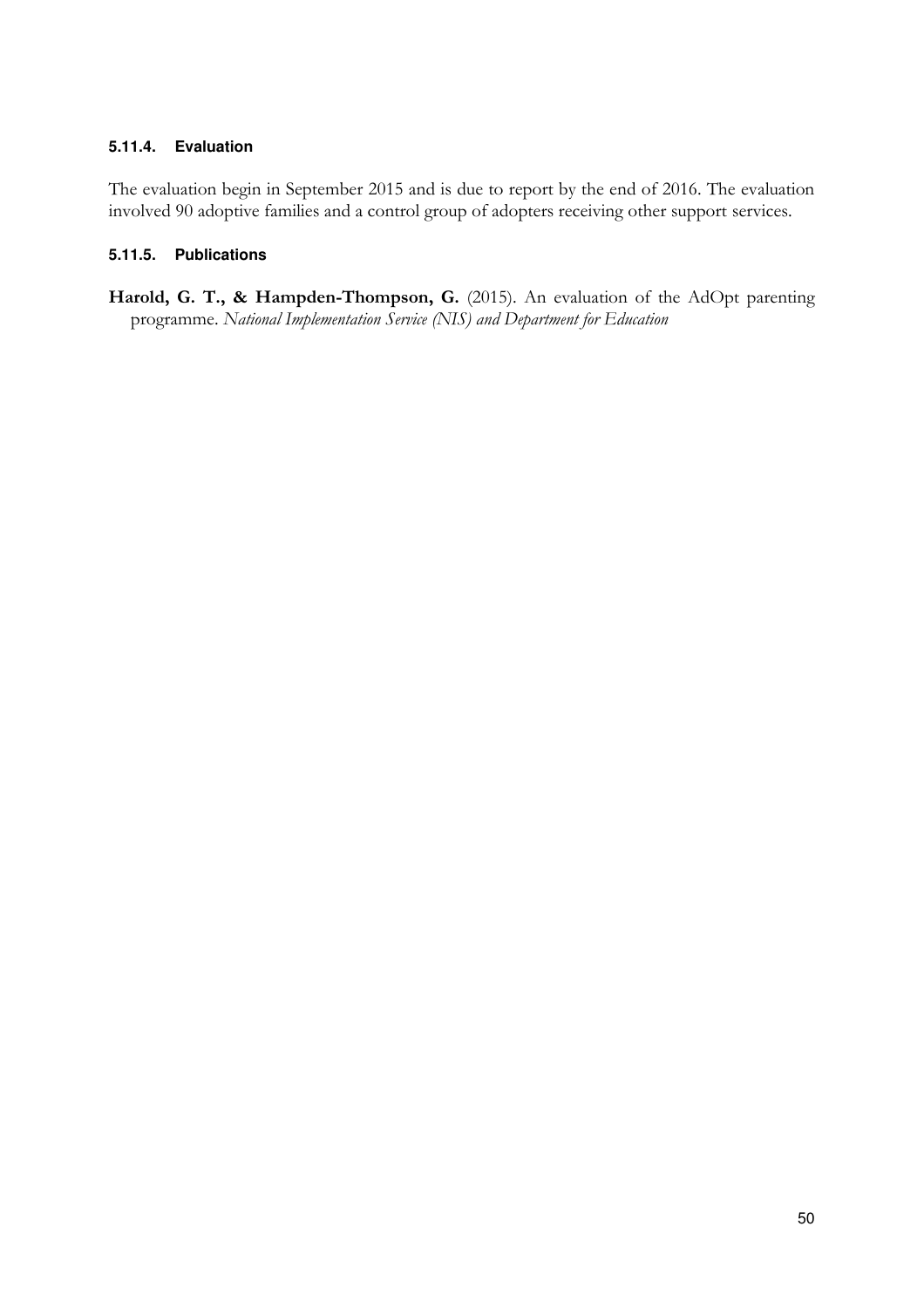#### 5.11.4. Evaluation

The evaluation begin in September 2015 and is due to report by the end of 2016. The evaluation involved 90 adoptive families and a control group of adopters receiving other support services.

#### 5.11.5. Publications

**Harold, G. T., & Hampden-Thompson, G.** (2015). An evaluation of the AdOpt parenting programme. *National Implementation Service (NIS) and Department for Education*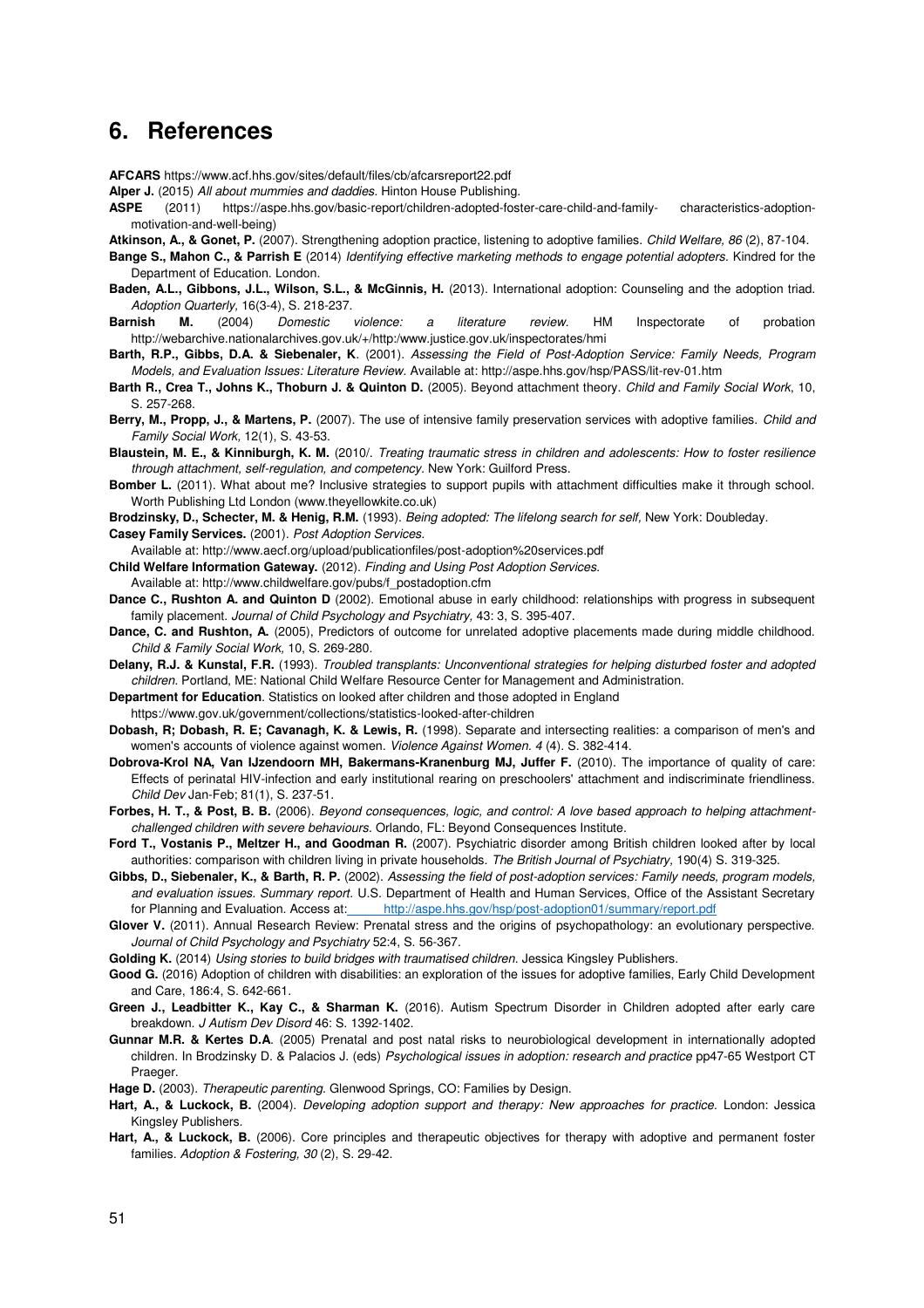# 6. References

**AFCARS** https://www.acf.hhs.gov/sites/default/files/cb/afcarsreport22.pdf

**Alper J.** (2015) *All about mummies and daddies.* Hinton House Publishing.

**ASPE** (2011) https://aspe.hhs.gov/basic-report/children-adopted-foster-care-child-and-family-characteristics-adoption-motivation-and-well-being)

**Atkinson, A., & Gonet, P.** (2007). Strengthening adoption practice, listening to adoptive families. *Child Welfare, 86* (2), 87-104.

**Bange S., Mahon C., & Parrish E** (2014) *Identifying effective marketing methods to engage potential adopters.* Kindred for the Department of Education. London.

**Baden, A.L., Gibbons, J.L., Wilson, S.L., & McGinnis, H.** (2013). International adoption: Counseling and the adoption triad. *Adoption Quarterly,* 16(3-4), S. 218-237.

**Barnish M.** (2004) *Domestic violence: a literature review.* HM Inspectorate of probation http://webarchive.nationalarchives.gov.uk/+/http:/www.justice.gov.uk/inspectorates/hmi

**Barth, R.P., Gibbs, D.A. & Siebenaler, K**. (2001). *Assessing the Field of Post-Adoption Service: Family Needs, Program Models, and Evaluation Issues: Literature Review.* Available at: http://aspe.hhs.gov/hsp/PASS/lit-rev-01.htm

**Barth R., Crea T., Johns K., Thoburn J. & Quinton D.** (2005). Beyond attachment theory. *Child and Family Social Work*, 10, S. 257-268.

**Berry, M., Propp, J., & Martens, P.** (2007). The use of intensive family preservation services with adoptive families. *Child and Family Social Work,* 12(1), S. 43-53.

**Blaustein, M. E., & Kinniburgh, K. M.** (2010/. *Treating traumatic stress in children and adolescents: How to foster resilience through attachment, self-regulation, and competency.* New York: Guilford Press.

**Bomber L.** (2011). What about me? Inclusive strategies to support pupils with attachment difficulties make it through school. Worth Publishing Ltd London (www.theyellowkite.co.uk)

**Brodzinsky, D., Schecter, M. & Henig, R.M.** (1993). *Being adopted: The lifelong search for self,* New York: Doubleday.

**Casey Family Services.** (2001). *Post Adoption Services.*
Available at: http://www.aecf.org/upload/publicationfiles/post-adoption%20services.pdf

**Child Welfare Information Gateway.** (2012). *Finding and Using Post Adoption Services.*
Available at: http://www.childwelfare.gov/pubs/f_postadoption.cfm

**Dance C., Rushton A. and Quinton D** (2002). Emotional abuse in early childhood: relationships with progress in subsequent family placement. *Journal of Child Psychology and Psychiatry,* 43: 3, S. 395-407.

**Dance, C. and Rushton, A.** (2005), Predictors of outcome for unrelated adoptive placements made during middle childhood. *Child & Family Social Work,* 10, S. 269-280.

**Delany, R.J. & Kunstal, F.R.** (1993). *Troubled transplants: Unconventional strategies for helping disturbed foster and adopted children.* Portland, ME: National Child Welfare Resource Center for Management and Administration.

**Department for Education**. Statistics on looked after children and those adopted in England
https://www.gov.uk/government/collections/statistics-looked-after-children

**Dobash, R; Dobash, R. E; Cavanagh, K. & Lewis, R.** (1998). Separate and intersecting realities: a comparison of men's and women's accounts of violence against women. *Violence Against Women. 4* (4). S. 382-414.

**Dobrova-Krol NA, Van IJzendoorn MH, Bakermans-Kranenburg MJ, Juffer F.** (2010). The importance of quality of care: Effects of perinatal HIV-infection and early institutional rearing on preschoolers' attachment and indiscriminate friendliness. *Child Dev* Jan-Feb; 81(1), S. 237-51.

**Forbes, H. T., & Post, B. B.** (2006). *Beyond consequences, logic, and control: A love based approach to helping attachment-challenged children with severe behaviours.* Orlando, FL: Beyond Consequences Institute.

**Ford T., Vostanis P., Meltzer H., and Goodman R.** (2007). Psychiatric disorder among British children looked after by local authorities: comparison with children living in private households. *The British Journal of Psychiatry,* 190(4) S. 319-325.

**Gibbs, D., Siebenaler, K., & Barth, R. P.** (2002). *Assessing the field of post-adoption services: Family needs, program models, and evaluation issues. Summary report.* U.S. Department of Health and Human Services, Office of the Assistant Secretary for Planning and Evaluation. Access at: http://aspe.hhs.gov/hsp/post-adoption01/summary/report.pdf

**Glover V.** (2011). Annual Research Review: Prenatal stress and the origins of psychopathology: an evolutionary perspective. *Journal of Child Psychology and Psychiatry* 52:4, S. 56-367.

**Golding K.** (2014) *Using stories to build bridges with traumatised children.* Jessica Kingsley Publishers.

**Good G.** (2016) Adoption of children with disabilities: an exploration of the issues for adoptive families, Early Child Development and Care, 186:4, S. 642-661.

**Green J., Leadbitter K., Kay C., & Sharman K.** (2016). Autism Spectrum Disorder in Children adopted after early care breakdown. *J Autism Dev Disord* 46: S. 1392-1402.

**Gunnar M.R. & Kertes D.A**. (2005) Prenatal and post natal risks to neurobiological development in internationally adopted children. In Brodzinsky D. & Palacios J. (eds) *Psychological issues in adoption: research and practice* pp47-65 Westport CT Praeger.

**Hage D.** (2003). *Therapeutic parenting.* Glenwood Springs, CO: Families by Design.

**Hart, A., & Luckock, B.** (2004). *Developing adoption support and therapy: New approaches for practice.* London: Jessica Kingsley Publishers.

**Hart, A., & Luckock, B.** (2006). Core principles and therapeutic objectives for therapy with adoptive and permanent foster families. *Adoption & Fostering, 30* (2), S. 29-42.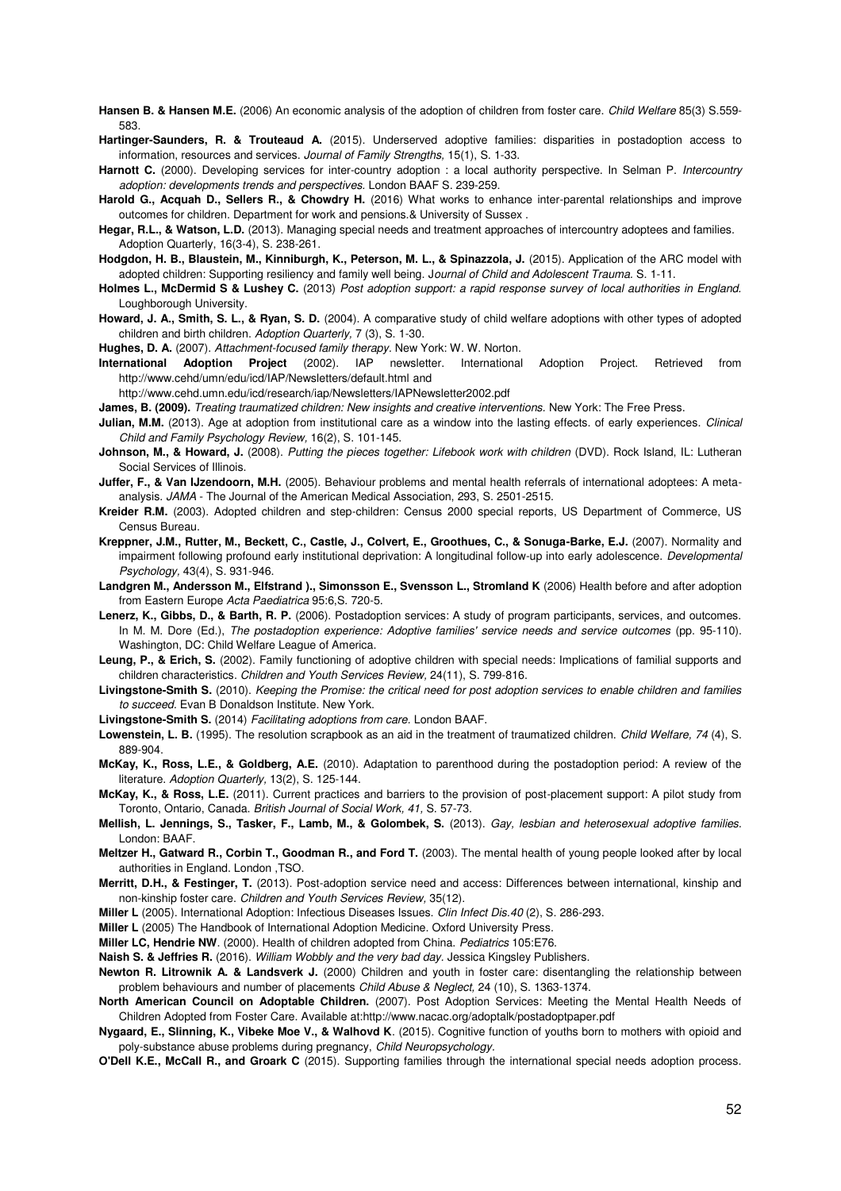**Hansen B. & Hansen M.E.** (2006) An economic analysis of the adoption of children from foster care. *Child Welfare* 85(3) S.559-583.

**Hartinger-Saunders, R. & Trouteaud A.** (2015). Underserved adoptive families: disparities in postadoption access to information, resources and services. *Journal of Family Strengths,* 15(1), S. 1-33.

**Harnott C.** (2000). Developing services for inter-country adoption : a local authority perspective. In Selman P. *Intercountry adoption: developments trends and perspectives.* London BAAF S. 239-259.

**Harold G., Acquah D., Sellers R., & Chowdry H.** (2016) What works to enhance inter-parental relationships and improve outcomes for children. Department for work and pensions.& University of Sussex .

**Hegar, R.L., & Watson, L.D.** (2013). Managing special needs and treatment approaches of intercountry adoptees and families. Adoption Quarterly, 16(3-4), S. 238-261.

**Hodgdon, H. B., Blaustein, M., Kinniburgh, K., Peterson, M. L., & Spinazzola, J.** (2015). Application of the ARC model with adopted children: Supporting resiliency and family well being. *Journal of Child and Adolescent Trauma.* S. 1-11.

**Holmes L., McDermid S & Lushey C.** (2013) *Post adoption support: a rapid response survey of local authorities in England.* Loughborough University.

**Howard, J. A., Smith, S. L., & Ryan, S. D.** (2004). A comparative study of child welfare adoptions with other types of adopted children and birth children. *Adoption Quarterly,* 7 (3), S. 1-30.

**Hughes, D. A.** (2007). *Attachment-focused family therapy.* New York: W. W. Norton.

**International Adoption Project** (2002). IAP newsletter. International Adoption Project. Retrieved from http://www.cehd/umn/edu/icd/IAP/Newsletters/default.html and http://www.cehd.umn.edu/icd/research/iap/Newsletters/IAPNewsletter2002.pdf

**James, B. (2009).** *Treating traumatized children: New insights and creative interventions.* New York: The Free Press.

**Julian, M.M.** (2013). Age at adoption from institutional care as a window into the lasting effects. of early experiences. *Clinical Child and Family Psychology Review,* 16(2), S. 101-145.

**Johnson, M., & Howard, J.** (2008). *Putting the pieces together: Lifebook work with children* (DVD). Rock Island, IL: Lutheran Social Services of Illinois.

**Juffer, F., & Van IJzendoorn, M.H.** (2005). Behaviour problems and mental health referrals of international adoptees: A meta-analysis. *JAMA* - The Journal of the American Medical Association, 293, S. 2501-2515.

**Kreider R.M.** (2003). Adopted children and step-children: Census 2000 special reports, US Department of Commerce, US Census Bureau.

**Kreppner, J.M., Rutter, M., Beckett, C., Castle, J., Colvert, E., Groothues, C., & Sonuga-Barke, E.J.** (2007). Normality and impairment following profound early institutional deprivation: A longitudinal follow-up into early adolescence. *Developmental Psychology,* 43(4), S. 931-946.

**Landgren M., Andersson M., Elfstrand )., Simonsson E., Svensson L., Stromland K** (2006) Health before and after adoption from Eastern Europe *Acta Paediatrica* 95:6,S. 720-5.

**Lenerz, K., Gibbs, D., & Barth, R. P.** (2006). Postadoption services: A study of program participants, services, and outcomes. In M. M. Dore (Ed.), *The postadoption experience: Adoptive families' service needs and service outcomes* (pp. 95-110). Washington, DC: Child Welfare League of America.

**Leung, P., & Erich, S.** (2002). Family functioning of adoptive children with special needs: Implications of familial supports and children characteristics. *Children and Youth Services Review,* 24(11), S. 799-816.

**Livingstone-Smith S.** (2010). *Keeping the Promise: the critical need for post adoption services to enable children and families to succeed.* Evan B Donaldson Institute. New York.

**Livingstone-Smith S.** (2014) *Facilitating adoptions from care.* London BAAF.

**Lowenstein, L. B.** (1995). The resolution scrapbook as an aid in the treatment of traumatized children. *Child Welfare, 74* (4), S. 889-904.

**McKay, K., Ross, L.E., & Goldberg, A.E.** (2010). Adaptation to parenthood during the postadoption period: A review of the literature. *Adoption Quarterly,* 13(2), S. 125-144.

**McKay, K., & Ross, L.E.** (2011). Current practices and barriers to the provision of post-placement support: A pilot study from Toronto, Ontario, Canada. *British Journal of Social Work, 41,* S. 57-73.

**Mellish, L. Jennings, S., Tasker, F., Lamb, M., & Golombek, S.** (2013). *Gay, lesbian and heterosexual adoptive families.* London: BAAF.

**Meltzer H., Gatward R., Corbin T., Goodman R., and Ford T.** (2003). The mental health of young people looked after by local authorities in England. London ,TSO.

**Merritt, D.H., & Festinger, T.** (2013). Post-adoption service need and access: Differences between international, kinship and non-kinship foster care. *Children and Youth Services Review,* 35(12).

**Miller L** (2005). International Adoption: Infectious Diseases Issues. *Clin Infect Dis.40* (2), S. 286-293.

**Miller L** (2005) The Handbook of International Adoption Medicine. Oxford University Press.

**Miller LC, Hendrie NW**. (2000). Health of children adopted from China. *Pediatrics* 105:E76.

**Naish S. & Jeffries R.** (2016). *William Wobbly and the very bad day.* Jessica Kingsley Publishers.

**Newton R. Litrownik A. & Landsverk J.** (2000) Children and youth in foster care: disentangling the relationship between problem behaviours and number of placements *Child Abuse & Neglect,* 24 (10), S. 1363-1374.

**North American Council on Adoptable Children.** (2007). Post Adoption Services: Meeting the Mental Health Needs of Children Adopted from Foster Care. Available at:http://www.nacac.org/adoptalk/postadoptpaper.pdf

**Nygaard, E., Slinning, K., Vibeke Moe V., & Walhovd K**. (2015). Cognitive function of youths born to mothers with opioid and poly-substance abuse problems during pregnancy, *Child Neuropsychology.*

**O'Dell K.E., McCall R., and Groark C** (2015). Supporting families through the international special needs adoption process.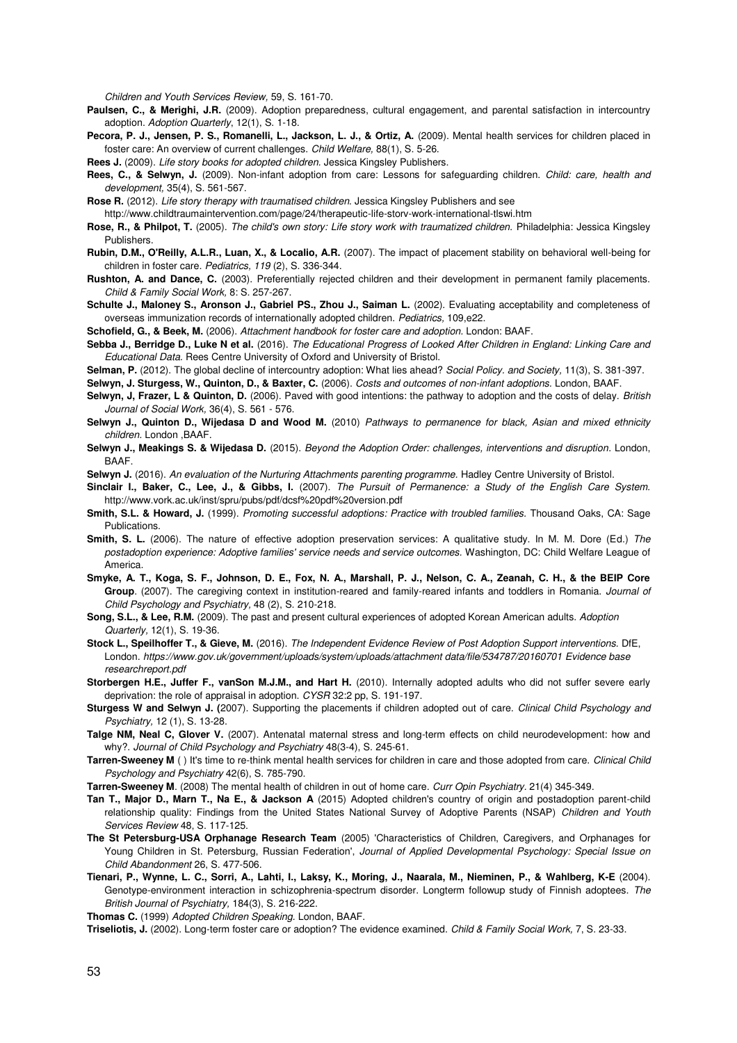*Children and Youth Services Review,* 59, S. 161-70.

**Paulsen, C., & Merighi, J.R.** (2009). Adoption preparedness, cultural engagement, and parental satisfaction in intercountry adoption. *Adoption Quarterly*, 12(1), S. 1-18.

**Pecora, P. J., Jensen, P. S., Romanelli, L., Jackson, L. J., & Ortiz, A.** (2009). Mental health services for children placed in foster care: An overview of current challenges. *Child Welfare,* 88(1), S. 5-26.

**Rees J.** (2009). *Life story books for adopted children.* Jessica Kingsley Publishers.

**Rees, C., & Selwyn, J.** (2009). Non-infant adoption from care: Lessons for safeguarding children. *Child: care, health and development,* 35(4), S. 561-567.

**Rose R.** (2012). *Life story therapy with traumatised children.* Jessica Kingsley Publishers and see http://www.childtraumaintervention.com/page/24/therapeutic-life-story-work-international-tlswi.htm

**Rose, R., & Philpot, T.** (2005). *The child's own story: Life story work with traumatized children.* Philadelphia: Jessica Kingsley Publishers.

**Rubin, D.M., O'Reilly, A.L.R., Luan, X., & Localio, A.R.** (2007). The impact of placement stability on behavioral well-being for children in foster care. *Pediatrics, 119* (2), S. 336-344.

**Rushton, A. and Dance, C.** (2003). Preferentially rejected children and their development in permanent family placements. *Child & Family Social Work,* 8: S. 257-267.

**Schulte J., Maloney S., Aronson J., Gabriel PS., Zhou J., Saiman L.** (2002). Evaluating acceptability and completeness of overseas immunization records of internationally adopted children. *Pediatrics,* 109,e22.

**Schofield, G., & Beek, M.** (2006). *Attachment handbook for foster care and adoption.* London: BAAF.

**Sebba J., Berridge D., Luke N et al.** (2016). *The Educational Progress of Looked After Children in England: Linking Care and Educational Data.* Rees Centre University of Oxford and University of Bristol.

**Selman, P.** (2012). The global decline of intercountry adoption: What lies ahead? *Social Policy. and Society,* 11(3), S. 381-397.

**Selwyn, J. Sturgess, W., Quinton, D., & Baxter, C.** (2006). *Costs and outcomes of non-infant adoptions.* London, BAAF.

**Selwyn, J, Frazer, L & Quinton, D.** (2006). Paved with good intentions: the pathway to adoption and the costs of delay. *British Journal of Social Work,* 36(4), S. 561 - 576.

**Selwyn J., Quinton D., Wijedasa D and Wood M.** (2010) *Pathways to permanence for black, Asian and mixed ethnicity children.* London ,BAAF.

**Selwyn J., Meakings S. & Wijedasa D.** (2015). *Beyond the Adoption Order: challenges, interventions and disruption*. London, BAAF.

**Selwyn J.** (2016). *An evaluation of the Nurturing Attachments parenting programme.* Hadley Centre University of Bristol.

**Sinclair I., Baker, C., Lee, J., & Gibbs, I.** (2007). *The Pursuit of Permanence: a Study of the English Care System.* http://www.york.ac.uk/inst/spru/pubs/pdf/dcsf%20pdf%20version.pdf

**Smith, S.L. & Howard, J.** (1999). *Promoting successful adoptions: Practice with troubled families.* Thousand Oaks, CA: Sage Publications.

**Smith, S. L.** (2006). The nature of effective adoption preservation services: A qualitative study. In M. M. Dore (Ed.) *The postadoption experience: Adoptive families' service needs and service outcomes.* Washington, DC: Child Welfare League of America.

**Smyke, A. T., Koga, S. F., Johnson, D. E., Fox, N. A., Marshall, P. J., Nelson, C. A., Zeanah, C. H., & the BEIP Core Group**. (2007). The caregiving context in institution-reared and family-reared infants and toddlers in Romania. *Journal of Child Psychology and Psychiatry,* 48 (2), S. 210-218.

**Song, S.L., & Lee, R.M.** (2009). The past and present cultural experiences of adopted Korean American adults. *Adoption Quarterly,* 12(1), S. 19-36.

**Stock L., Speilhoffer T., & Gieve, M.** (2016). *The Independent Evidence Review of Post Adoption Support interventions.* DfE, London. *https://www.gov.uk/government/uploads/system/uploads/attachment data/file/534787/20160701 Evidence base researchreport.pdf*

**Storbergen H.E., Juffer F., vanSon M.J.M., and Hart H.** (2010). Internally adopted adults who did not suffer severe early deprivation: the role of appraisal in adoption. *CYSR* 32:2 pp, S. 191-197.

**Sturgess W and Selwyn J. (**2007). Supporting the placements if children adopted out of care. *Clinical Child Psychology and Psychiatry,* 12 (1), S. 13-28.

**Talge NM, Neal C, Glover V.** (2007). Antenatal maternal stress and long-term effects on child neurodevelopment: how and why?. *Journal of Child Psychology and Psychiatry* 48(3-4), S. 245-61.

**Tarren-Sweeney M** ( ) It's time to re-think mental health services for children in care and those adopted from care. *Clinical Child Psychology and Psychiatry* 42(6), S. 785-790.

**Tarren-Sweeney M**. (2008) The mental health of children in out of home care. *Curr Opin Psychiatry.* 21(4) 345-349.

**Tan T., Major D., Marn T., Na E., & Jackson A** (2015) Adopted children's country of origin and postadoption parent-child relationship quality: Findings from the United States National Survey of Adoptive Parents (NSAP) *Children and Youth Services Review* 48, S. 117-125.

**The St Petersburg-USA Orphanage Research Team** (2005) 'Characteristics of Children, Caregivers, and Orphanages for Young Children in St. Petersburg, Russian Federation', *Journal of Applied Developmental Psychology: Special Issue on Child Abandonment* 26, S. 477-506.

**Tienari, P., Wynne, L. C., Sorri, A., Lahti, I., Laksy, K., Moring, J., Naarala, M., Nieminen, P., & Wahlberg, K-E** (2004). Genotype-environment interaction in schizophrenia-spectrum disorder. Longterm followup study of Finnish adoptees. *The British Journal of Psychiatry,* 184(3), S. 216-222.

**Thomas C.** (1999) *Adopted Children Speaking.* London, BAAF.

**Triseliotis, J.** (2002). Long-term foster care or adoption? The evidence examined. *Child & Family Social Work,* 7, S. 23-33.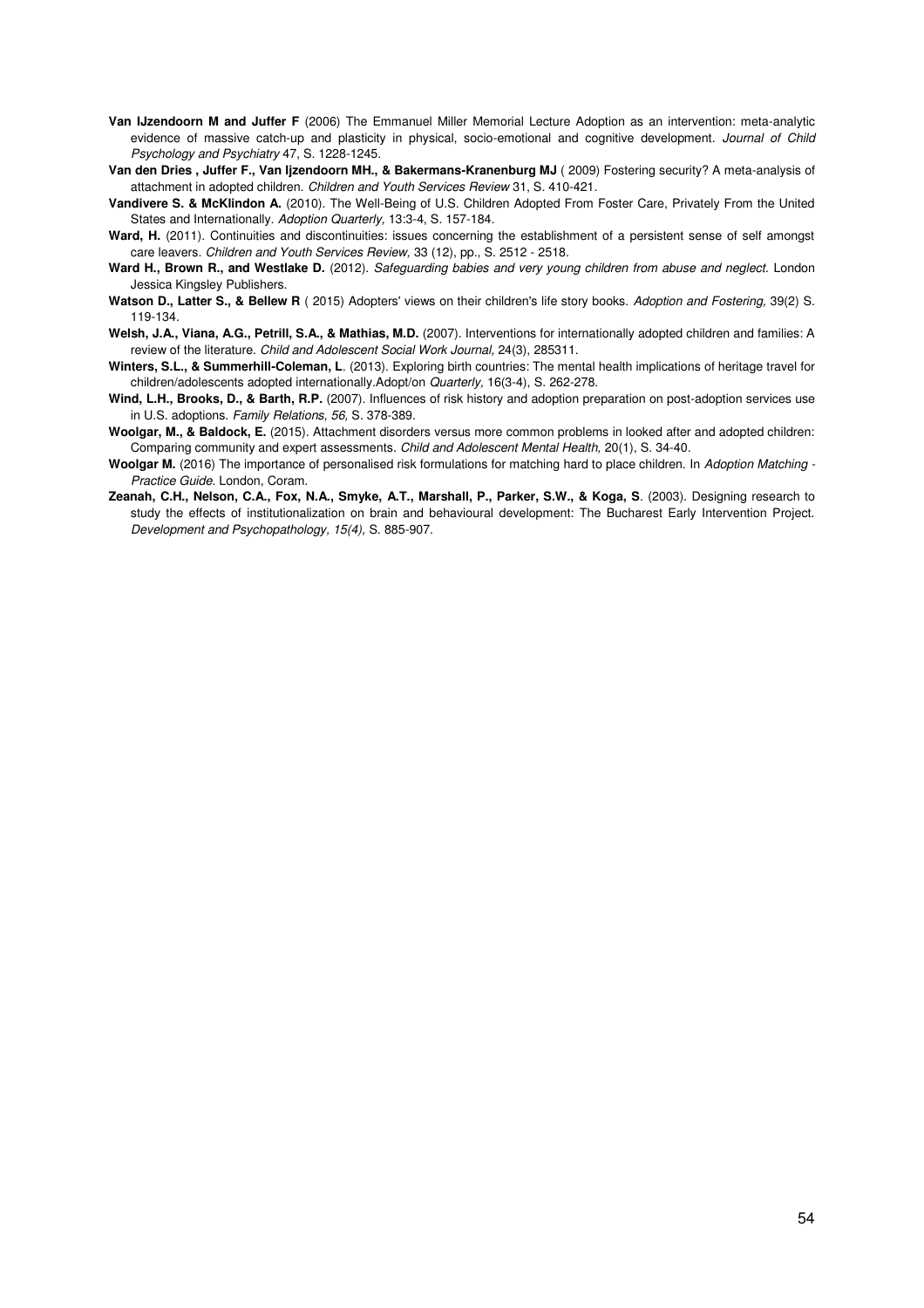**Van IJzendoorn M and Juffer F** (2006) The Emmanuel Miller Memorial Lecture Adoption as an intervention: meta-analytic evidence of massive catch-up and plasticity in physical, socio-emotional and cognitive development. *Journal of Child Psychology and Psychiatry* 47, S. 1228-1245.

**Van den Dries , Juffer F., Van Ijzendoorn MH., & Bakermans-Kranenburg MJ** ( 2009) Fostering security? A meta-analysis of attachment in adopted children. *Children and Youth Services Review* 31, S. 410-421.

**Vandivere S. & McKlindon A.** (2010). The Well-Being of U.S. Children Adopted From Foster Care, Privately From the United States and Internationally. *Adoption Quarterly,* 13:3-4, S. 157-184.

**Ward, H.** (2011). Continuities and discontinuities: issues concerning the establishment of a persistent sense of self amongst care leavers. *Children and Youth Services Review,* 33 (12), pp., S. 2512 - 2518.

**Ward H., Brown R., and Westlake D.** (2012). *Safeguarding babies and very young children from abuse and neglect.* London Jessica Kingsley Publishers.

**Watson D., Latter S., & Bellew R** ( 2015) Adopters' views on their children's life story books. *Adoption and Fostering,* 39(2) S. 119-134.

**Welsh, J.A., Viana, A.G., Petrill, S.A., & Mathias, M.D.** (2007). Interventions for internationally adopted children and families: A review of the literature. *Child and Adolescent Social Work Journal,* 24(3), 285311.

**Winters, S.L., & Summerhill-Coleman, L**. (2013). Exploring birth countries: The mental health implications of heritage travel for children/adolescents adopted internationally.Adopt/on *Quarterly,* 16(3-4), S. 262-278.

**Wind, L.H., Brooks, D., & Barth, R.P.** (2007). Influences of risk history and adoption preparation on post-adoption services use in U.S. adoptions. *Family Relations, 56,* S. 378-389.

**Woolgar, M., & Baldock, E.** (2015). Attachment disorders versus more common problems in looked after and adopted children: Comparing community and expert assessments. *Child and Adolescent Mental Health,* 20(1), S. 34-40.

**Woolgar M.** (2016) The importance of personalised risk formulations for matching hard to place children. In *Adoption Matching - Practice Guide.* London, Coram.

**Zeanah, C.H., Nelson, C.A., Fox, N.A., Smyke, A.T., Marshall, P., Parker, S.W., & Koga, S**. (2003). Designing research to study the effects of institutionalization on brain and behavioural development: The Bucharest Early Intervention Project. *Development and Psychopathology, 15(4),* S. 885-907.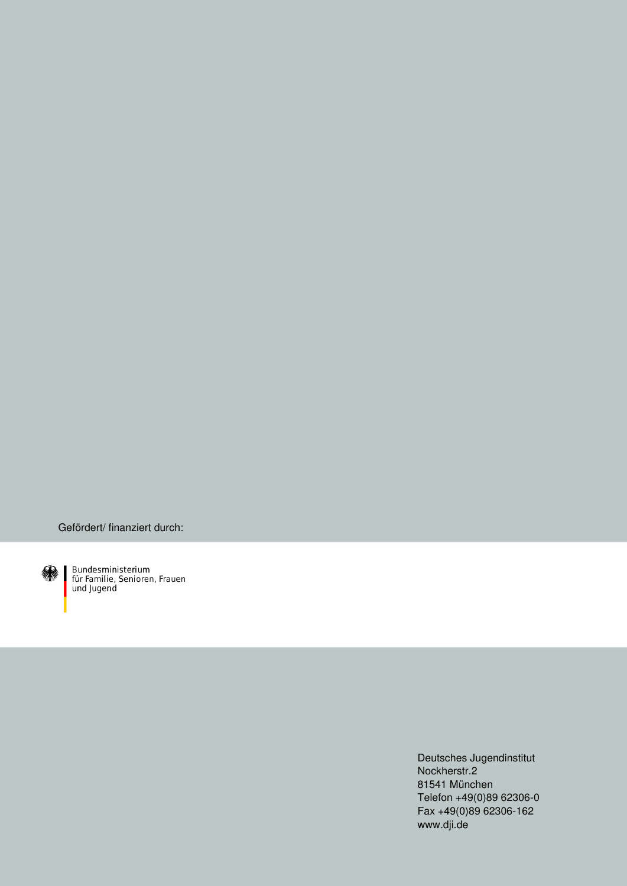Gefördert/ finanziert durch:

Bundesministerium
für Familie, Senioren, Frauen
und Jugend

Deutsches Jugendinstitut
Nockherstr.2
81541 München
Telefon +49(0)89 62306-0
Fax +49(0)89 62306-162
www.dji.de